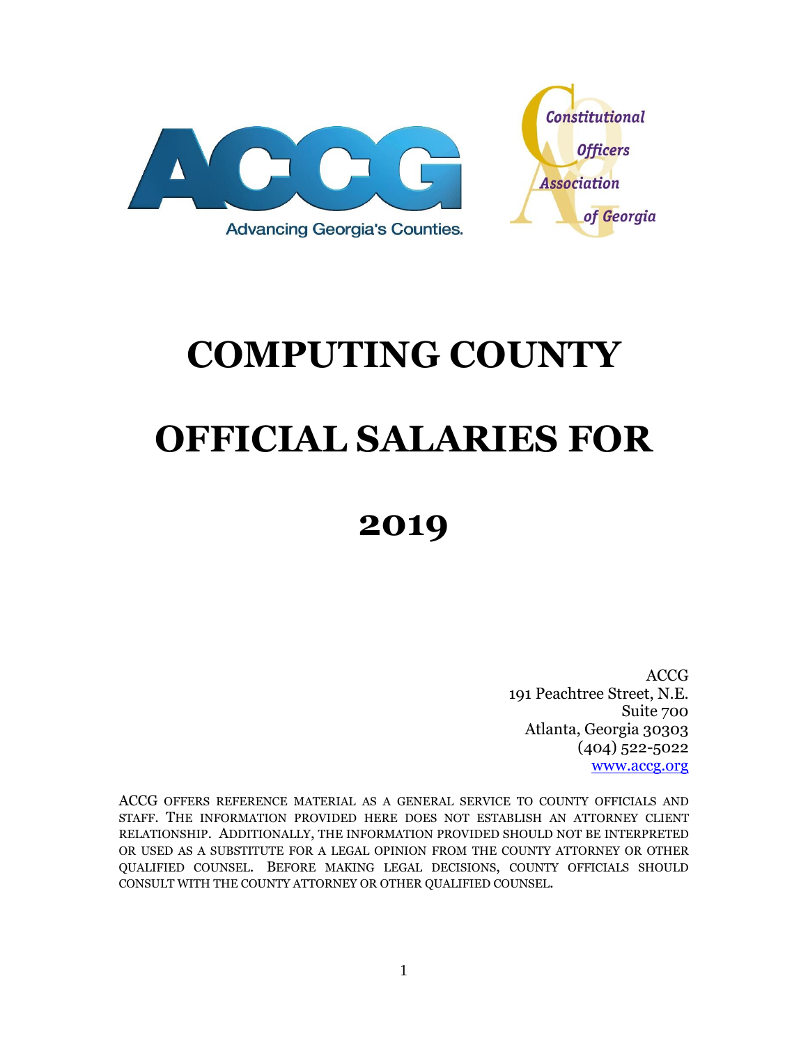# COMPUTING COUNTY OFFICIAL SALARIES FOR 2019

ACCG
191 Peachtree Street, N.E.
Suite 700
Atlanta, Georgia 30303
(404) 522-5022
www.accg.org

ACCG OFFERS REFERENCE MATERIAL AS A GENERAL SERVICE TO COUNTY OFFICIALS AND STAFF. THE INFORMATION PROVIDED HERE DOES NOT ESTABLISH AN ATTORNEY CLIENT RELATIONSHIP. ADDITIONALLY, THE INFORMATION PROVIDED SHOULD NOT BE INTERPRETED OR USED AS A SUBSTITUTE FOR A LEGAL OPINION FROM THE COUNTY ATTORNEY OR OTHER QUALIFIED COUNSEL. BEFORE MAKING LEGAL DECISIONS, COUNTY OFFICIALS SHOULD CONSULT WITH THE COUNTY ATTORNEY OR OTHER QUALIFIED COUNSEL.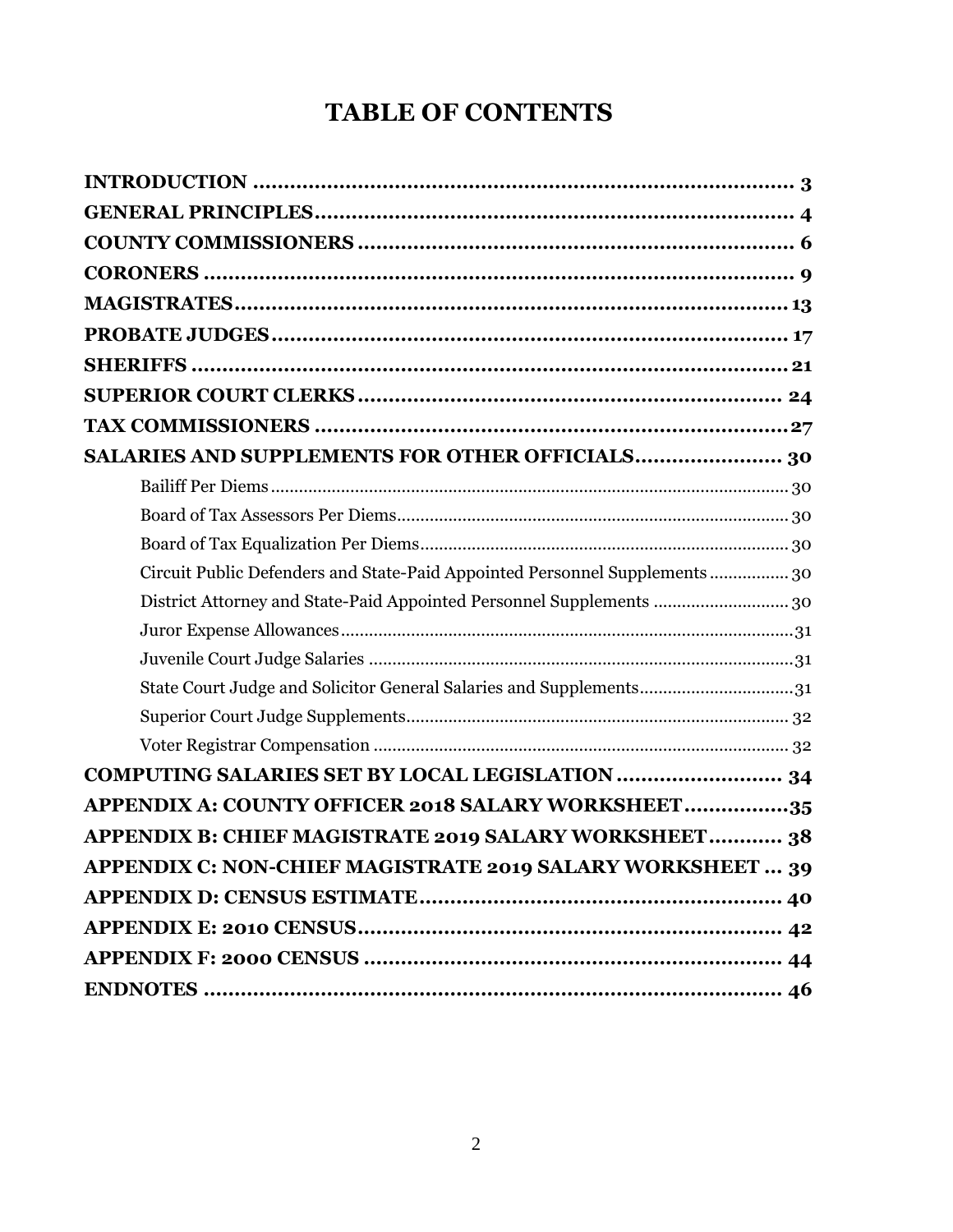# TABLE OF CONTENTS

**INTRODUCTION** ........................................................................ 3

**GENERAL PRINCIPLES** ............................................................... 4

**COUNTY COMMISSIONERS** ....................................................... 6

**CORONERS** ................................................................................ 9

**MAGISTRATES** ........................................................................ 13

**PROBATE JUDGES** ..................................................................... 17

**SHERIFFS** ................................................................................. 21

**SUPERIOR COURT CLERKS** ...................................................... 24

**TAX COMMISSIONERS** ............................................................. 27

**SALARIES AND SUPPLEMENTS FOR OTHER OFFICIALS** ........................ 30

- Bailiff Per Diems ........................................................................ 30
- Board of Tax Assessors Per Diems ................................................... 30
- Board of Tax Equalization Per Diems ............................................... 30
- Circuit Public Defenders and State-Paid Appointed Personnel Supplements ................ 30
- District Attorney and State-Paid Appointed Personnel Supplements ............................ 30
- Juror Expense Allowances ................................................................ 31
- Juvenile Court Judge Salaries ........................................................... 31
- State Court Judge and Solicitor General Salaries and Supplements ................................ 31
- Superior Court Judge Supplements ..................................................... 32
- Voter Registrar Compensation ........................................................... 32

**COMPUTING SALARIES SET BY LOCAL LEGISLATION** .......................... 34

**APPENDIX A: COUNTY OFFICER 2018 SALARY WORKSHEET** ................35

**APPENDIX B: CHIEF MAGISTRATE 2019 SALARY WORKSHEET** ............ 38

**APPENDIX C: NON-CHIEF MAGISTRATE 2019 SALARY WORKSHEET** ... 39

**APPENDIX D: CENSUS ESTIMATE** ................................................. 40

**APPENDIX E: 2010 CENSUS** ......................................................... 42

**APPENDIX F: 2000 CENSUS** ......................................................... 44

**ENDNOTES** ................................................................................ 46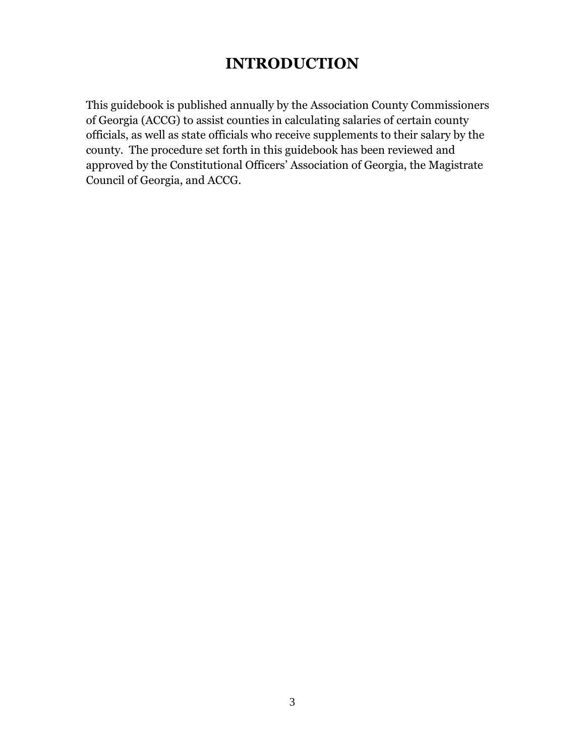# INTRODUCTION

This guidebook is published annually by the Association County Commissioners of Georgia (ACCG) to assist counties in calculating salaries of certain county officials, as well as state officials who receive supplements to their salary by the county. The procedure set forth in this guidebook has been reviewed and approved by the Constitutional Officers' Association of Georgia, the Magistrate Council of Georgia, and ACCG.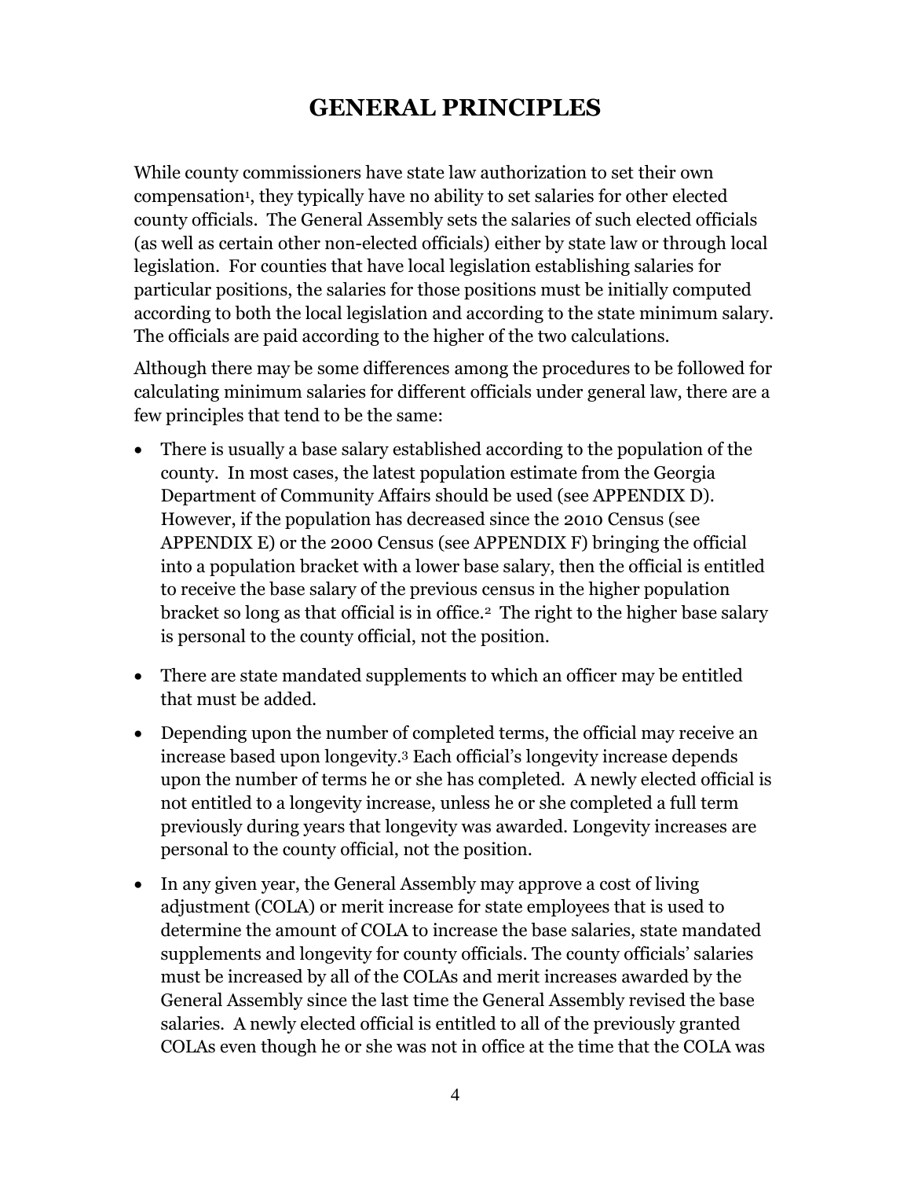# GENERAL PRINCIPLES

While county commissioners have state law authorization to set their own compensation[1], they typically have no ability to set salaries for other elected county officials. The General Assembly sets the salaries of such elected officials (as well as certain other non-elected officials) either by state law or through local legislation. For counties that have local legislation establishing salaries for particular positions, the salaries for those positions must be initially computed according to both the local legislation and according to the state minimum salary. The officials are paid according to the higher of the two calculations.

Although there may be some differences among the procedures to be followed for calculating minimum salaries for different officials under general law, there are a few principles that tend to be the same:

- There is usually a base salary established according to the population of the county. In most cases, the latest population estimate from the Georgia Department of Community Affairs should be used (see APPENDIX D). However, if the population has decreased since the 2010 Census (see APPENDIX E) or the 2000 Census (see APPENDIX F) bringing the official into a population bracket with a lower base salary, then the official is entitled to receive the base salary of the previous census in the higher population bracket so long as that official is in office.[2] The right to the higher base salary is personal to the county official, not the position.
- There are state mandated supplements to which an officer may be entitled that must be added.
- Depending upon the number of completed terms, the official may receive an increase based upon longevity.[3] Each official's longevity increase depends upon the number of terms he or she has completed. A newly elected official is not entitled to a longevity increase, unless he or she completed a full term previously during years that longevity was awarded. Longevity increases are personal to the county official, not the position.
- In any given year, the General Assembly may approve a cost of living adjustment (COLA) or merit increase for state employees that is used to determine the amount of COLA to increase the base salaries, state mandated supplements and longevity for county officials. The county officials' salaries must be increased by all of the COLAs and merit increases awarded by the General Assembly since the last time the General Assembly revised the base salaries. A newly elected official is entitled to all of the previously granted COLAs even though he or she was not in office at the time that the COLA was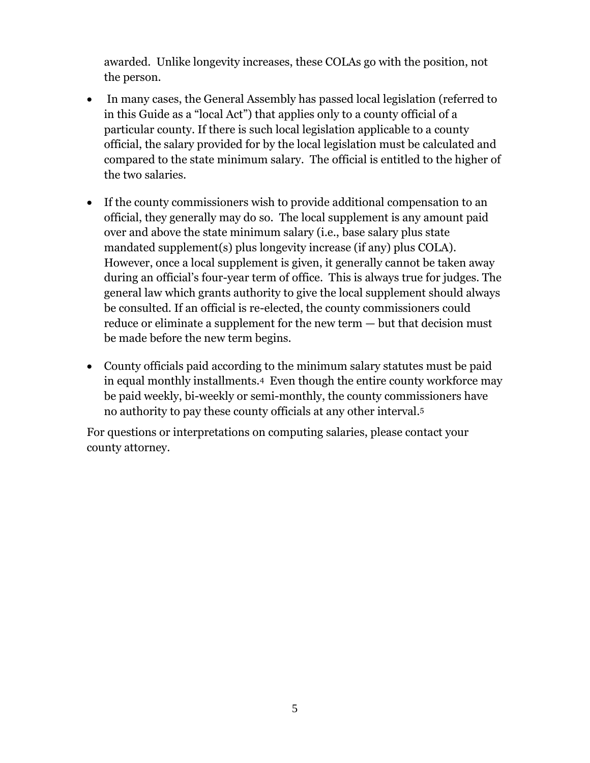awarded. Unlike longevity increases, these COLAs go with the position, not the person.

- In many cases, the General Assembly has passed local legislation (referred to in this Guide as a "local Act") that applies only to a county official of a particular county. If there is such local legislation applicable to a county official, the salary provided for by the local legislation must be calculated and compared to the state minimum salary. The official is entitled to the higher of the two salaries.

- If the county commissioners wish to provide additional compensation to an official, they generally may do so. The local supplement is any amount paid over and above the state minimum salary (i.e., base salary plus state mandated supplement(s) plus longevity increase (if any) plus COLA). However, once a local supplement is given, it generally cannot be taken away during an official's four-year term of office. This is always true for judges. The general law which grants authority to give the local supplement should always be consulted. If an official is re-elected, the county commissioners could reduce or eliminate a supplement for the new term — but that decision must be made before the new term begins.

- County officials paid according to the minimum salary statutes must be paid in equal monthly installments.[4] Even though the entire county workforce may be paid weekly, bi-weekly or semi-monthly, the county commissioners have no authority to pay these county officials at any other interval.[5]

For questions or interpretations on computing salaries, please contact your county attorney.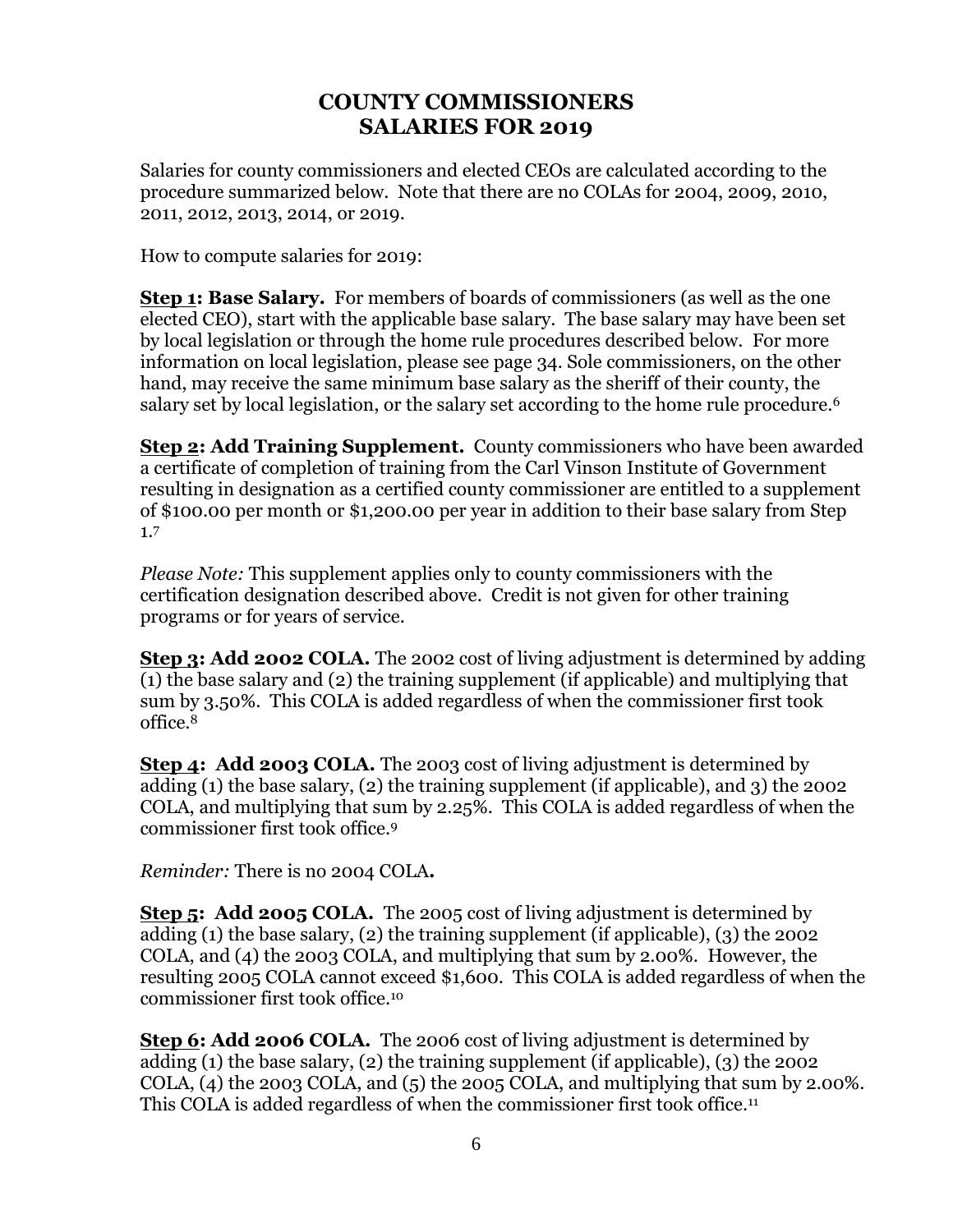# COUNTY COMMISSIONERS SALARIES FOR 2019

Salaries for county commissioners and elected CEOs are calculated according to the procedure summarized below. Note that there are no COLAs for 2004, 2009, 2010, 2011, 2012, 2013, 2014, or 2019.

How to compute salaries for 2019:

**Step 1: Base Salary.** For members of boards of commissioners (as well as the one elected CEO), start with the applicable base salary. The base salary may have been set by local legislation or through the home rule procedures described below. For more information on local legislation, please see page 34. Sole commissioners, on the other hand, may receive the same minimum base salary as the sheriff of their county, the salary set by local legislation, or the salary set according to the home rule procedure.[6]

**Step 2: Add Training Supplement.** County commissioners who have been awarded a certificate of completion of training from the Carl Vinson Institute of Government resulting in designation as a certified county commissioner are entitled to a supplement of $100.00 per month or $1,200.00 per year in addition to their base salary from Step 1.[7]

*Please Note:* This supplement applies only to county commissioners with the certification designation described above. Credit is not given for other training programs or for years of service.

**Step 3: Add 2002 COLA.** The 2002 cost of living adjustment is determined by adding (1) the base salary and (2) the training supplement (if applicable) and multiplying that sum by 3.50%. This COLA is added regardless of when the commissioner first took office.[8]

**Step 4: Add 2003 COLA.** The 2003 cost of living adjustment is determined by adding (1) the base salary, (2) the training supplement (if applicable), and 3) the 2002 COLA, and multiplying that sum by 2.25%. This COLA is added regardless of when the commissioner first took office.[9]

*Reminder:* There is no 2004 COLA**.**

**Step 5: Add 2005 COLA.** The 2005 cost of living adjustment is determined by adding (1) the base salary, (2) the training supplement (if applicable), (3) the 2002 COLA, and (4) the 2003 COLA, and multiplying that sum by 2.00%. However, the resulting 2005 COLA cannot exceed $1,600. This COLA is added regardless of when the commissioner first took office.[10]

**Step 6: Add 2006 COLA.** The 2006 cost of living adjustment is determined by adding (1) the base salary, (2) the training supplement (if applicable), (3) the 2002 COLA, (4) the 2003 COLA, and (5) the 2005 COLA, and multiplying that sum by 2.00%. This COLA is added regardless of when the commissioner first took office.[11]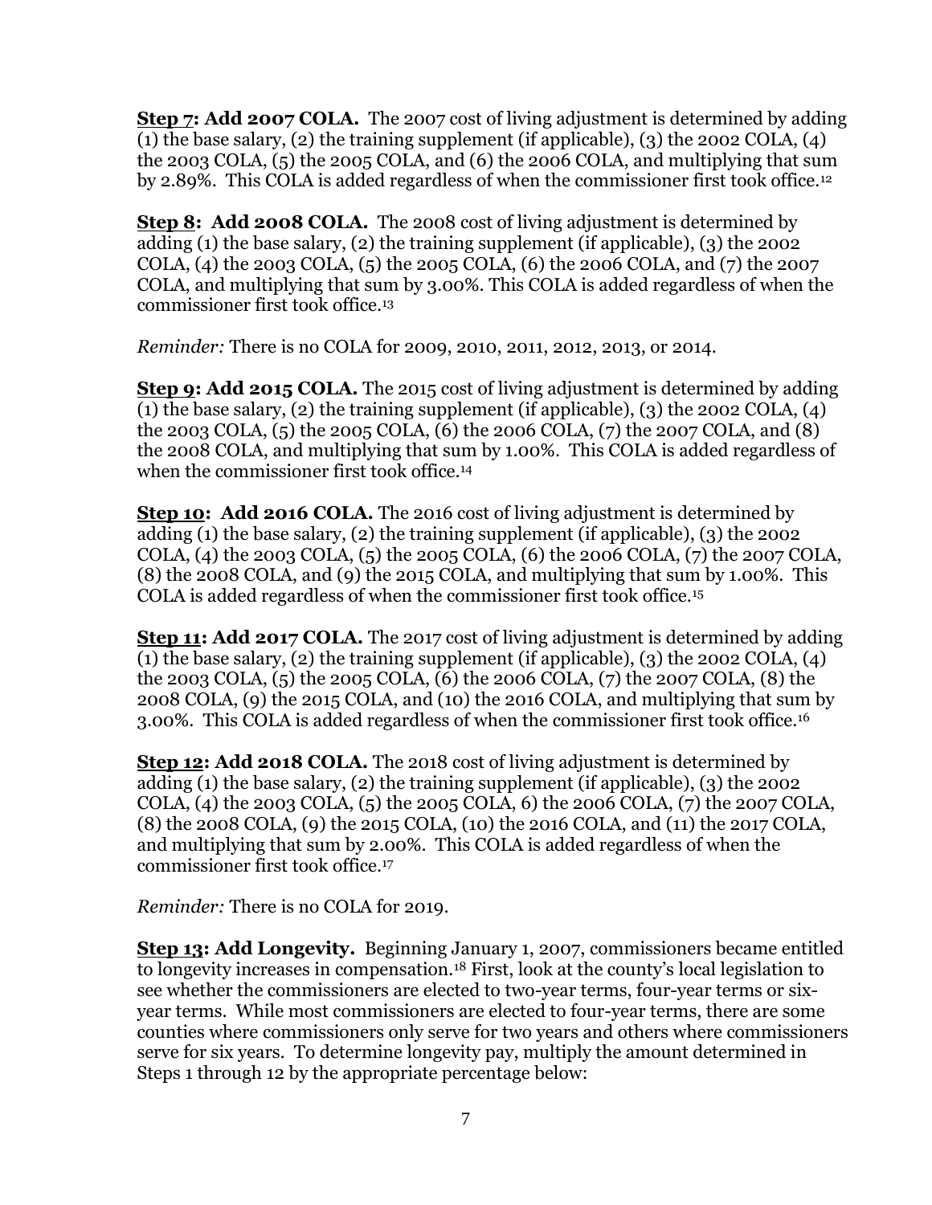**Step 7: Add 2007 COLA.** The 2007 cost of living adjustment is determined by adding (1) the base salary, (2) the training supplement (if applicable), (3) the 2002 COLA, (4) the 2003 COLA, (5) the 2005 COLA, and (6) the 2006 COLA, and multiplying that sum by 2.89%. This COLA is added regardless of when the commissioner first took office.[12]

**Step 8: Add 2008 COLA.** The 2008 cost of living adjustment is determined by adding (1) the base salary, (2) the training supplement (if applicable), (3) the 2002 COLA, (4) the 2003 COLA, (5) the 2005 COLA, (6) the 2006 COLA, and (7) the 2007 COLA, and multiplying that sum by 3.00%. This COLA is added regardless of when the commissioner first took office.[13]

*Reminder:* There is no COLA for 2009, 2010, 2011, 2012, 2013, or 2014.

**Step 9: Add 2015 COLA.** The 2015 cost of living adjustment is determined by adding (1) the base salary, (2) the training supplement (if applicable), (3) the 2002 COLA, (4) the 2003 COLA, (5) the 2005 COLA, (6) the 2006 COLA, (7) the 2007 COLA, and (8) the 2008 COLA, and multiplying that sum by 1.00%. This COLA is added regardless of when the commissioner first took office.[14]

**Step 10: Add 2016 COLA.** The 2016 cost of living adjustment is determined by adding (1) the base salary, (2) the training supplement (if applicable), (3) the 2002 COLA, (4) the 2003 COLA, (5) the 2005 COLA, (6) the 2006 COLA, (7) the 2007 COLA, (8) the 2008 COLA, and (9) the 2015 COLA, and multiplying that sum by 1.00%. This COLA is added regardless of when the commissioner first took office.[15]

**Step 11: Add 2017 COLA.** The 2017 cost of living adjustment is determined by adding (1) the base salary, (2) the training supplement (if applicable), (3) the 2002 COLA, (4) the 2003 COLA, (5) the 2005 COLA, (6) the 2006 COLA, (7) the 2007 COLA, (8) the 2008 COLA, (9) the 2015 COLA, and (10) the 2016 COLA, and multiplying that sum by 3.00%. This COLA is added regardless of when the commissioner first took office.[16]

**Step 12: Add 2018 COLA.** The 2018 cost of living adjustment is determined by adding (1) the base salary, (2) the training supplement (if applicable), (3) the 2002 COLA, (4) the 2003 COLA, (5) the 2005 COLA, 6) the 2006 COLA, (7) the 2007 COLA, (8) the 2008 COLA, (9) the 2015 COLA, (10) the 2016 COLA, and (11) the 2017 COLA, and multiplying that sum by 2.00%. This COLA is added regardless of when the commissioner first took office.[17]

*Reminder:* There is no COLA for 2019.

**Step 13: Add Longevity.** Beginning January 1, 2007, commissioners became entitled to longevity increases in compensation.[18] First, look at the county's local legislation to see whether the commissioners are elected to two-year terms, four-year terms or six-year terms. While most commissioners are elected to four-year terms, there are some counties where commissioners only serve for two years and others where commissioners serve for six years. To determine longevity pay, multiply the amount determined in Steps 1 through 12 by the appropriate percentage below: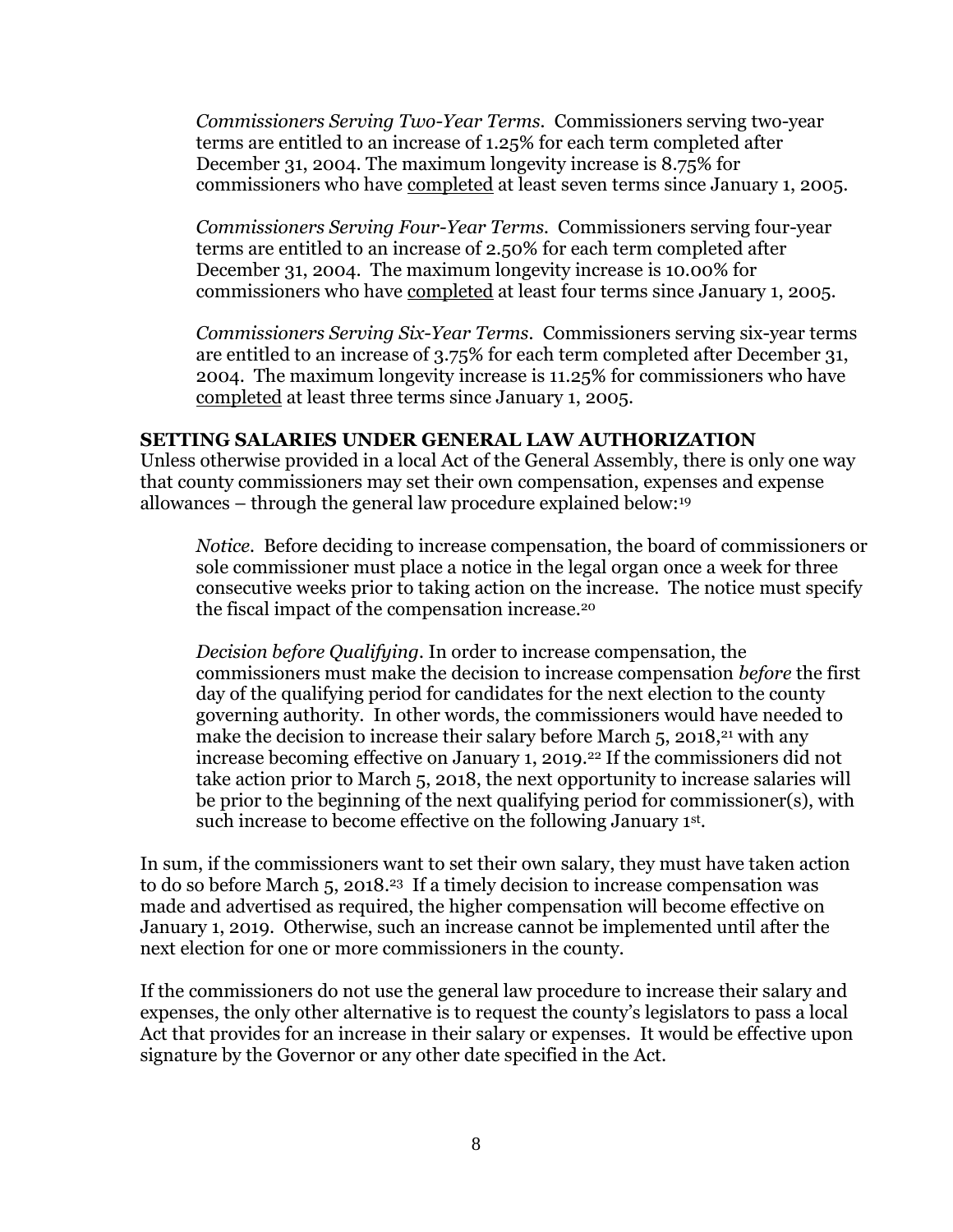*Commissioners Serving Two-Year Terms.* Commissioners serving two-year terms are entitled to an increase of 1.25% for each term completed after December 31, 2004. The maximum longevity increase is 8.75% for commissioners who have <u>completed</u> at least seven terms since January 1, 2005.

*Commissioners Serving Four-Year Terms.* Commissioners serving four-year terms are entitled to an increase of 2.50% for each term completed after December 31, 2004. The maximum longevity increase is 10.00% for commissioners who have <u>completed</u> at least four terms since January 1, 2005.

*Commissioners Serving Six-Year Terms.* Commissioners serving six-year terms are entitled to an increase of 3.75% for each term completed after December 31, 2004. The maximum longevity increase is 11.25% for commissioners who have <u>completed</u> at least three terms since January 1, 2005.

**SETTING SALARIES UNDER GENERAL LAW AUTHORIZATION**

Unless otherwise provided in a local Act of the General Assembly, there is only one way that county commissioners may set their own compensation, expenses and expense allowances – through the general law procedure explained below:[19]

*Notice.* Before deciding to increase compensation, the board of commissioners or sole commissioner must place a notice in the legal organ once a week for three consecutive weeks prior to taking action on the increase. The notice must specify the fiscal impact of the compensation increase.[20]

*Decision before Qualifying.* In order to increase compensation, the commissioners must make the decision to increase compensation *before* the first day of the qualifying period for candidates for the next election to the county governing authority. In other words, the commissioners would have needed to make the decision to increase their salary before March 5, 2018,[21] with any increase becoming effective on January 1, 2019.[22] If the commissioners did not take action prior to March 5, 2018, the next opportunity to increase salaries will be prior to the beginning of the next qualifying period for commissioner(s), with such increase to become effective on the following January 1st.

In sum, if the commissioners want to set their own salary, they must have taken action to do so before March 5, 2018.[23] If a timely decision to increase compensation was made and advertised as required, the higher compensation will become effective on January 1, 2019. Otherwise, such an increase cannot be implemented until after the next election for one or more commissioners in the county.

If the commissioners do not use the general law procedure to increase their salary and expenses, the only other alternative is to request the county's legislators to pass a local Act that provides for an increase in their salary or expenses. It would be effective upon signature by the Governor or any other date specified in the Act.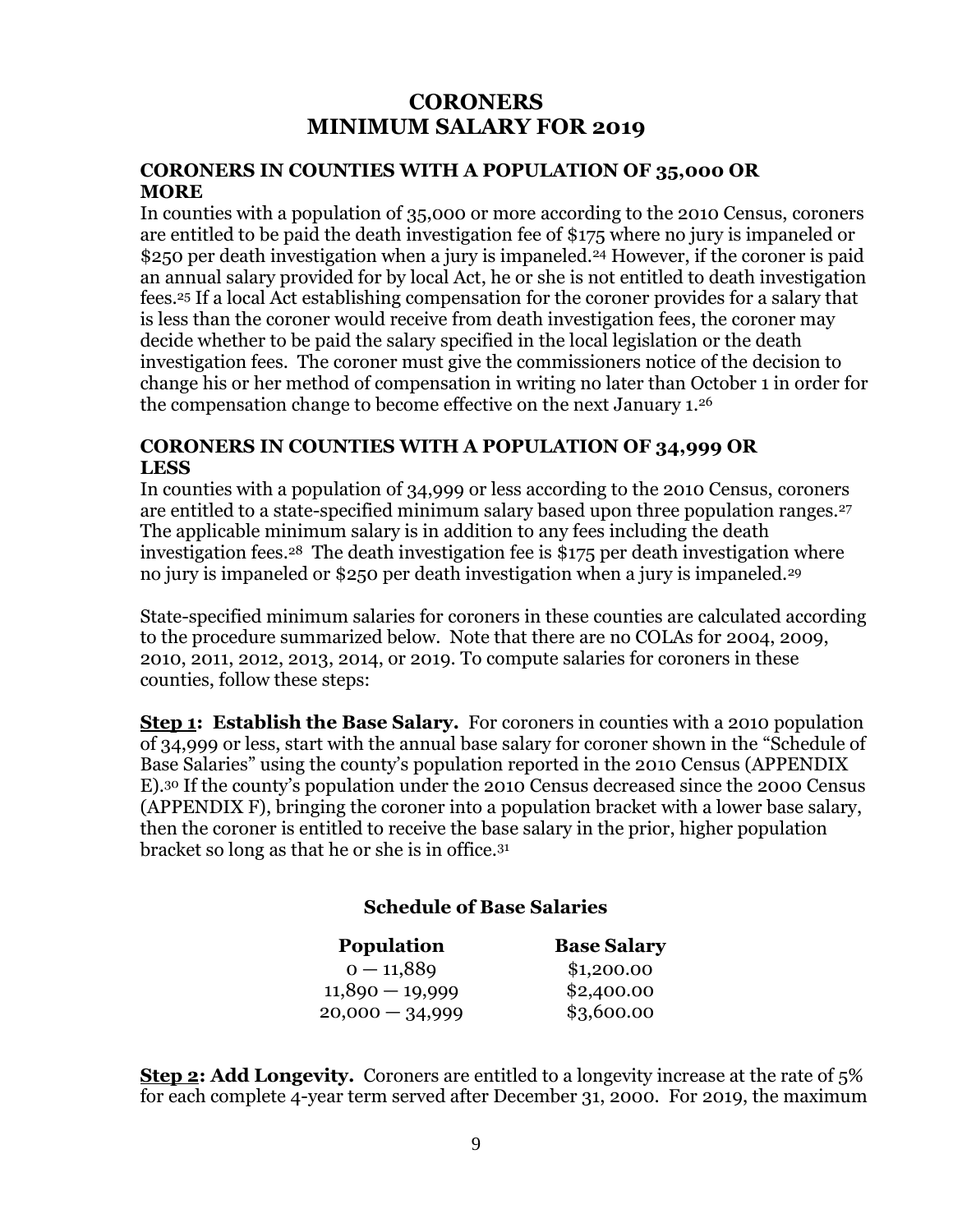# CORONERS
# MINIMUM SALARY FOR 2019

### CORONERS IN COUNTIES WITH A POPULATION OF 35,000 OR MORE

In counties with a population of 35,000 or more according to the 2010 Census, coroners are entitled to be paid the death investigation fee of $175 where no jury is impaneled or $250 per death investigation when a jury is impaneled.[24] However, if the coroner is paid an annual salary provided for by local Act, he or she is not entitled to death investigation fees.[25] If a local Act establishing compensation for the coroner provides for a salary that is less than the coroner would receive from death investigation fees, the coroner may decide whether to be paid the salary specified in the local legislation or the death investigation fees. The coroner must give the commissioners notice of the decision to change his or her method of compensation in writing no later than October 1 in order for the compensation change to become effective on the next January 1.[26]

### CORONERS IN COUNTIES WITH A POPULATION OF 34,999 OR LESS

In counties with a population of 34,999 or less according to the 2010 Census, coroners are entitled to a state-specified minimum salary based upon three population ranges.[27] The applicable minimum salary is in addition to any fees including the death investigation fees.[28] The death investigation fee is $175 per death investigation where no jury is impaneled or $250 per death investigation when a jury is impaneled.[29]

State-specified minimum salaries for coroners in these counties are calculated according to the procedure summarized below. Note that there are no COLAs for 2004, 2009, 2010, 2011, 2012, 2013, 2014, or 2019. To compute salaries for coroners in these counties, follow these steps:

**<u>Step 1</u>: Establish the Base Salary.** For coroners in counties with a 2010 population of 34,999 or less, start with the annual base salary for coroner shown in the "Schedule of Base Salaries" using the county's population reported in the 2010 Census (APPENDIX E).[30] If the county's population under the 2010 Census decreased since the 2000 Census (APPENDIX F), bringing the coroner into a population bracket with a lower base salary, then the coroner is entitled to receive the base salary in the prior, higher population bracket so long as that he or she is in office.[31]

**Schedule of Base Salaries**

| Population | Base Salary |
|---|---|
| 0 — 11,889 | $1,200.00 |
| 11,890 — 19,999 | $2,400.00 |
| 20,000 — 34,999 | $3,600.00 |

**<u>Step 2</u>: Add Longevity.** Coroners are entitled to a longevity increase at the rate of 5% for each complete 4-year term served after December 31, 2000. For 2019, the maximum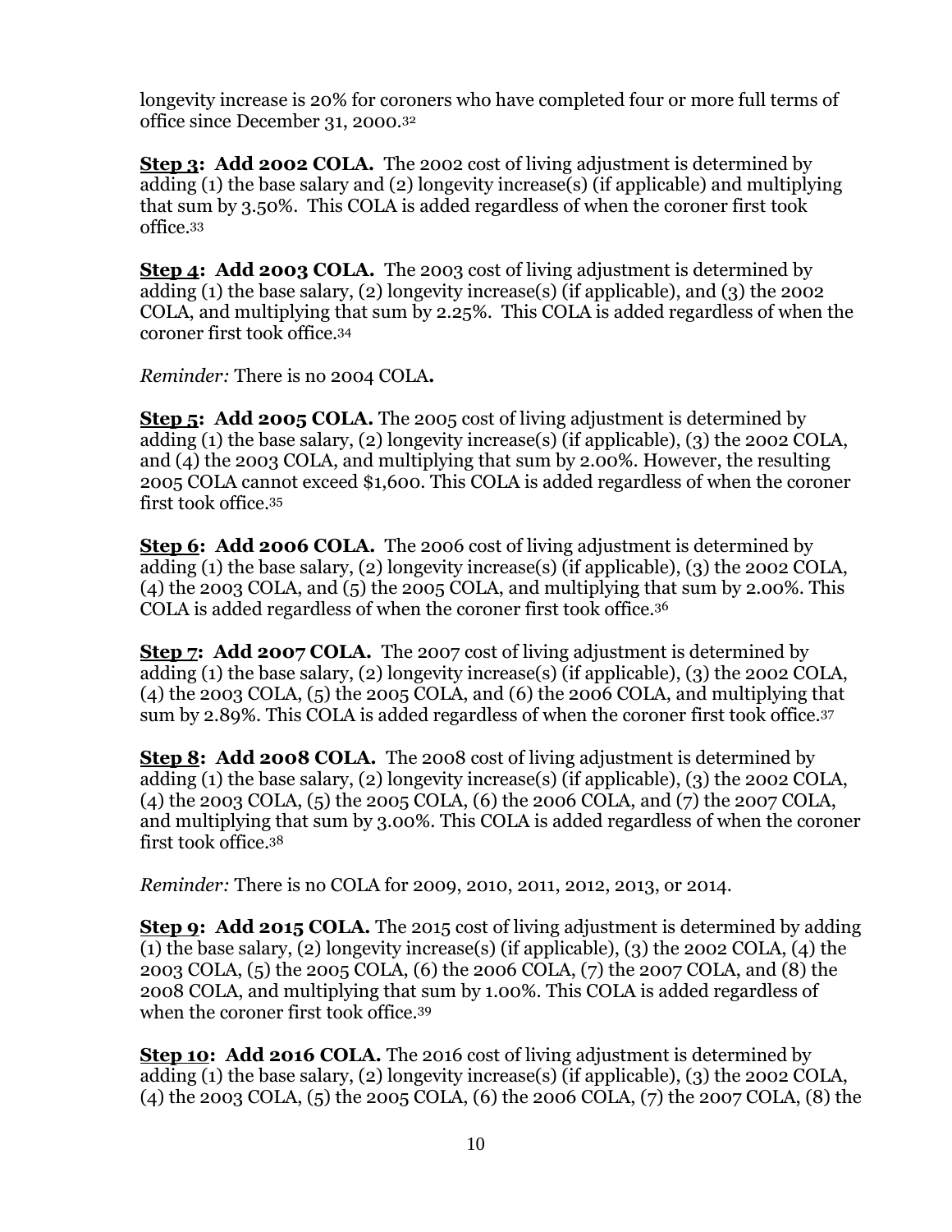longevity increase is 20% for coroners who have completed four or more full terms of office since December 31, 2000.[32]

**<u>Step 3</u>: Add 2002 COLA.** The 2002 cost of living adjustment is determined by adding (1) the base salary and (2) longevity increase(s) (if applicable) and multiplying that sum by 3.50%. This COLA is added regardless of when the coroner first took office.[33]

**<u>Step 4</u>: Add 2003 COLA.** The 2003 cost of living adjustment is determined by adding (1) the base salary, (2) longevity increase(s) (if applicable), and (3) the 2002 COLA, and multiplying that sum by 2.25%. This COLA is added regardless of when the coroner first took office.[34]

*Reminder:* There is no 2004 COLA**.**

**<u>Step 5</u>: Add 2005 COLA.** The 2005 cost of living adjustment is determined by adding (1) the base salary, (2) longevity increase(s) (if applicable), (3) the 2002 COLA, and (4) the 2003 COLA, and multiplying that sum by 2.00%. However, the resulting 2005 COLA cannot exceed $1,600. This COLA is added regardless of when the coroner first took office.[35]

**<u>Step 6</u>: Add 2006 COLA.** The 2006 cost of living adjustment is determined by adding (1) the base salary, (2) longevity increase(s) (if applicable), (3) the 2002 COLA, (4) the 2003 COLA, and (5) the 2005 COLA, and multiplying that sum by 2.00%. This COLA is added regardless of when the coroner first took office.[36]

**<u>Step 7</u>: Add 2007 COLA.** The 2007 cost of living adjustment is determined by adding (1) the base salary, (2) longevity increase(s) (if applicable), (3) the 2002 COLA, (4) the 2003 COLA, (5) the 2005 COLA, and (6) the 2006 COLA, and multiplying that sum by 2.89%. This COLA is added regardless of when the coroner first took office.[37]

**<u>Step 8</u>: Add 2008 COLA.** The 2008 cost of living adjustment is determined by adding (1) the base salary, (2) longevity increase(s) (if applicable), (3) the 2002 COLA, (4) the 2003 COLA, (5) the 2005 COLA, (6) the 2006 COLA, and (7) the 2007 COLA, and multiplying that sum by 3.00%. This COLA is added regardless of when the coroner first took office.[38]

*Reminder:* There is no COLA for 2009, 2010, 2011, 2012, 2013, or 2014.

**<u>Step 9</u>: Add 2015 COLA.** The 2015 cost of living adjustment is determined by adding (1) the base salary, (2) longevity increase(s) (if applicable), (3) the 2002 COLA, (4) the 2003 COLA, (5) the 2005 COLA, (6) the 2006 COLA, (7) the 2007 COLA, and (8) the 2008 COLA, and multiplying that sum by 1.00%. This COLA is added regardless of when the coroner first took office.[39]

**<u>Step 10</u>: Add 2016 COLA.** The 2016 cost of living adjustment is determined by adding (1) the base salary, (2) longevity increase(s) (if applicable), (3) the 2002 COLA, (4) the 2003 COLA, (5) the 2005 COLA, (6) the 2006 COLA, (7) the 2007 COLA, (8) the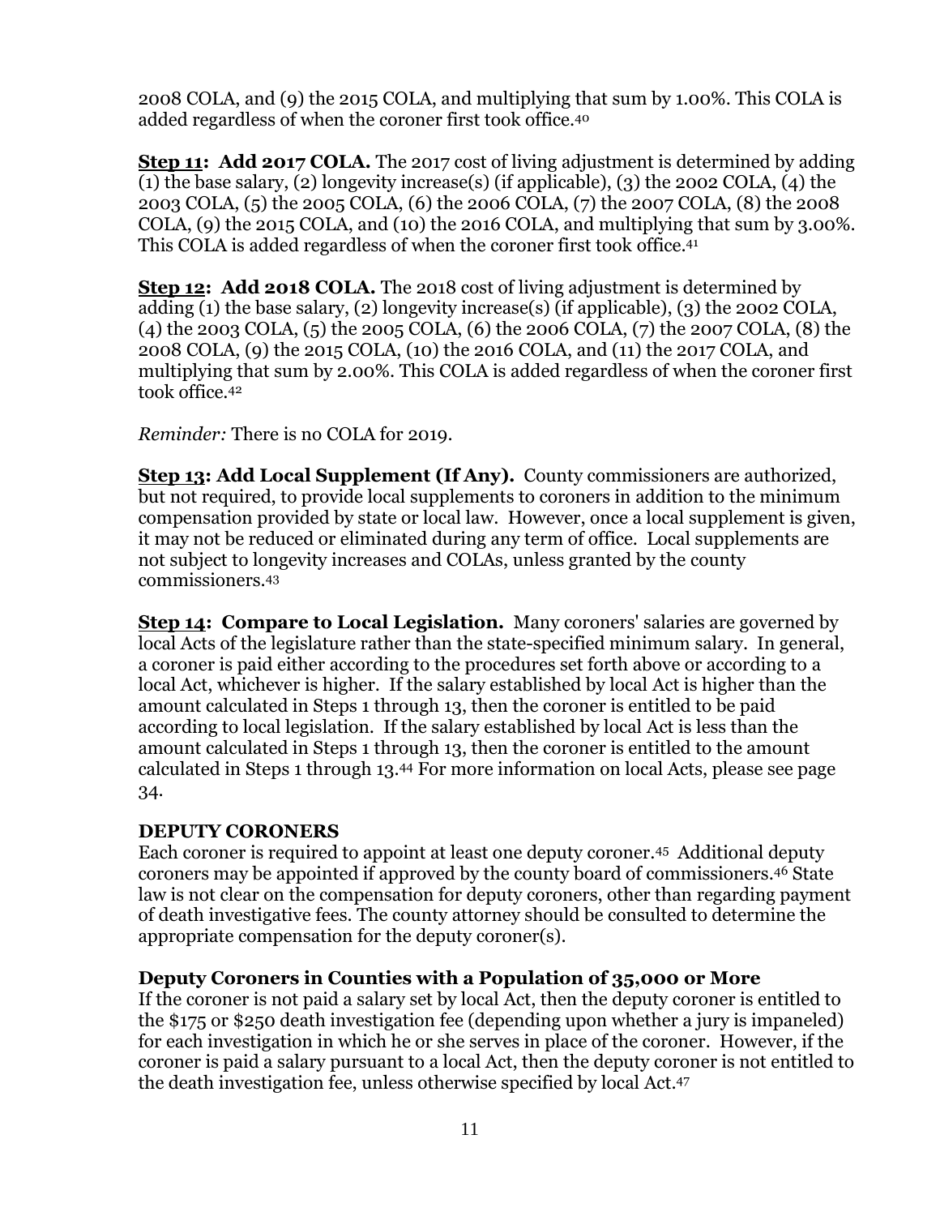2008 COLA, and (9) the 2015 COLA, and multiplying that sum by 1.00%. This COLA is added regardless of when the coroner first took office.[40]

**Step 11: Add 2017 COLA.** The 2017 cost of living adjustment is determined by adding (1) the base salary, (2) longevity increase(s) (if applicable), (3) the 2002 COLA, (4) the 2003 COLA, (5) the 2005 COLA, (6) the 2006 COLA, (7) the 2007 COLA, (8) the 2008 COLA, (9) the 2015 COLA, and (10) the 2016 COLA, and multiplying that sum by 3.00%. This COLA is added regardless of when the coroner first took office.[41]

**Step 12: Add 2018 COLA.** The 2018 cost of living adjustment is determined by adding (1) the base salary, (2) longevity increase(s) (if applicable), (3) the 2002 COLA, (4) the 2003 COLA, (5) the 2005 COLA, (6) the 2006 COLA, (7) the 2007 COLA, (8) the 2008 COLA, (9) the 2015 COLA, (10) the 2016 COLA, and (11) the 2017 COLA, and multiplying that sum by 2.00%. This COLA is added regardless of when the coroner first took office.[42]

*Reminder:* There is no COLA for 2019.

**Step 13: Add Local Supplement (If Any).** County commissioners are authorized, but not required, to provide local supplements to coroners in addition to the minimum compensation provided by state or local law. However, once a local supplement is given, it may not be reduced or eliminated during any term of office. Local supplements are not subject to longevity increases and COLAs, unless granted by the county commissioners.[43]

**Step 14: Compare to Local Legislation.** Many coroners' salaries are governed by local Acts of the legislature rather than the state-specified minimum salary. In general, a coroner is paid either according to the procedures set forth above or according to a local Act, whichever is higher. If the salary established by local Act is higher than the amount calculated in Steps 1 through 13, then the coroner is entitled to be paid according to local legislation. If the salary established by local Act is less than the amount calculated in Steps 1 through 13, then the coroner is entitled to the amount calculated in Steps 1 through 13.[44] For more information on local Acts, please see page 34.

## DEPUTY CORONERS

Each coroner is required to appoint at least one deputy coroner.[45] Additional deputy coroners may be appointed if approved by the county board of commissioners.[46] State law is not clear on the compensation for deputy coroners, other than regarding payment of death investigative fees. The county attorney should be consulted to determine the appropriate compensation for the deputy coroner(s).

### Deputy Coroners in Counties with a Population of 35,000 or More

If the coroner is not paid a salary set by local Act, then the deputy coroner is entitled to the $175 or $250 death investigation fee (depending upon whether a jury is impaneled) for each investigation in which he or she serves in place of the coroner. However, if the coroner is paid a salary pursuant to a local Act, then the deputy coroner is not entitled to the death investigation fee, unless otherwise specified by local Act.[47]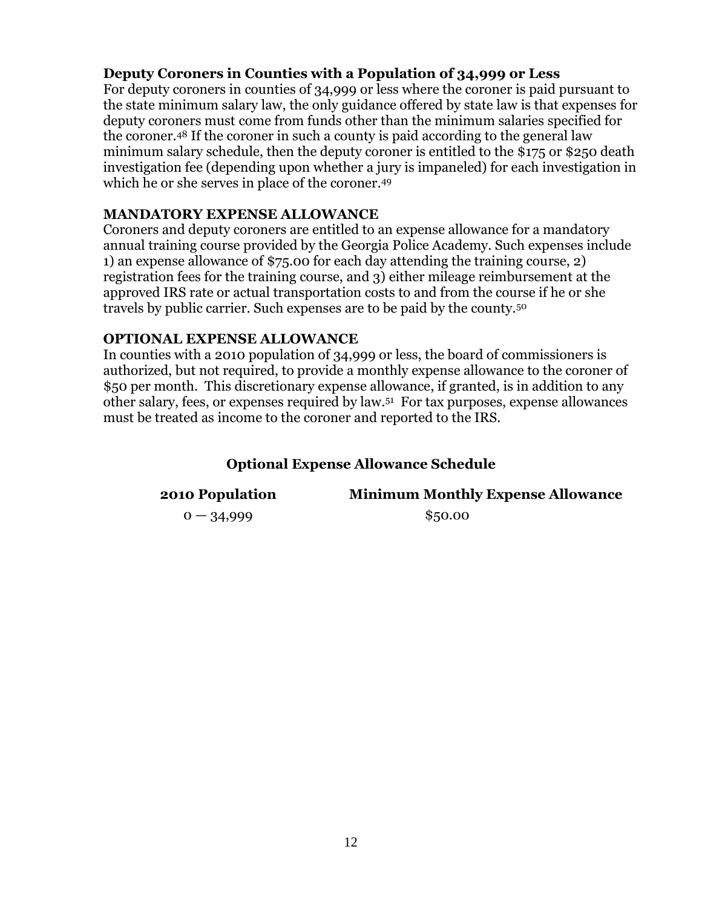### Deputy Coroners in Counties with a Population of 34,999 or Less

For deputy coroners in counties of 34,999 or less where the coroner is paid pursuant to the state minimum salary law, the only guidance offered by state law is that expenses for deputy coroners must come from funds other than the minimum salaries specified for the coroner.[48] If the coroner in such a county is paid according to the general law minimum salary schedule, then the deputy coroner is entitled to the $175 or $250 death investigation fee (depending upon whether a jury is impaneled) for each investigation in which he or she serves in place of the coroner.[49]

### MANDATORY EXPENSE ALLOWANCE

Coroners and deputy coroners are entitled to an expense allowance for a mandatory annual training course provided by the Georgia Police Academy. Such expenses include 1) an expense allowance of $75.00 for each day attending the training course, 2) registration fees for the training course, and 3) either mileage reimbursement at the approved IRS rate or actual transportation costs to and from the course if he or she travels by public carrier. Such expenses are to be paid by the county.[50]

### OPTIONAL EXPENSE ALLOWANCE

In counties with a 2010 population of 34,999 or less, the board of commissioners is authorized, but not required, to provide a monthly expense allowance to the coroner of $50 per month. This discretionary expense allowance, if granted, is in addition to any other salary, fees, or expenses required by law.[51] For tax purposes, expense allowances must be treated as income to the coroner and reported to the IRS.

**Optional Expense Allowance Schedule**

| 2010 Population | Minimum Monthly Expense Allowance |
| --- | --- |
| 0 — 34,999 | $50.00 |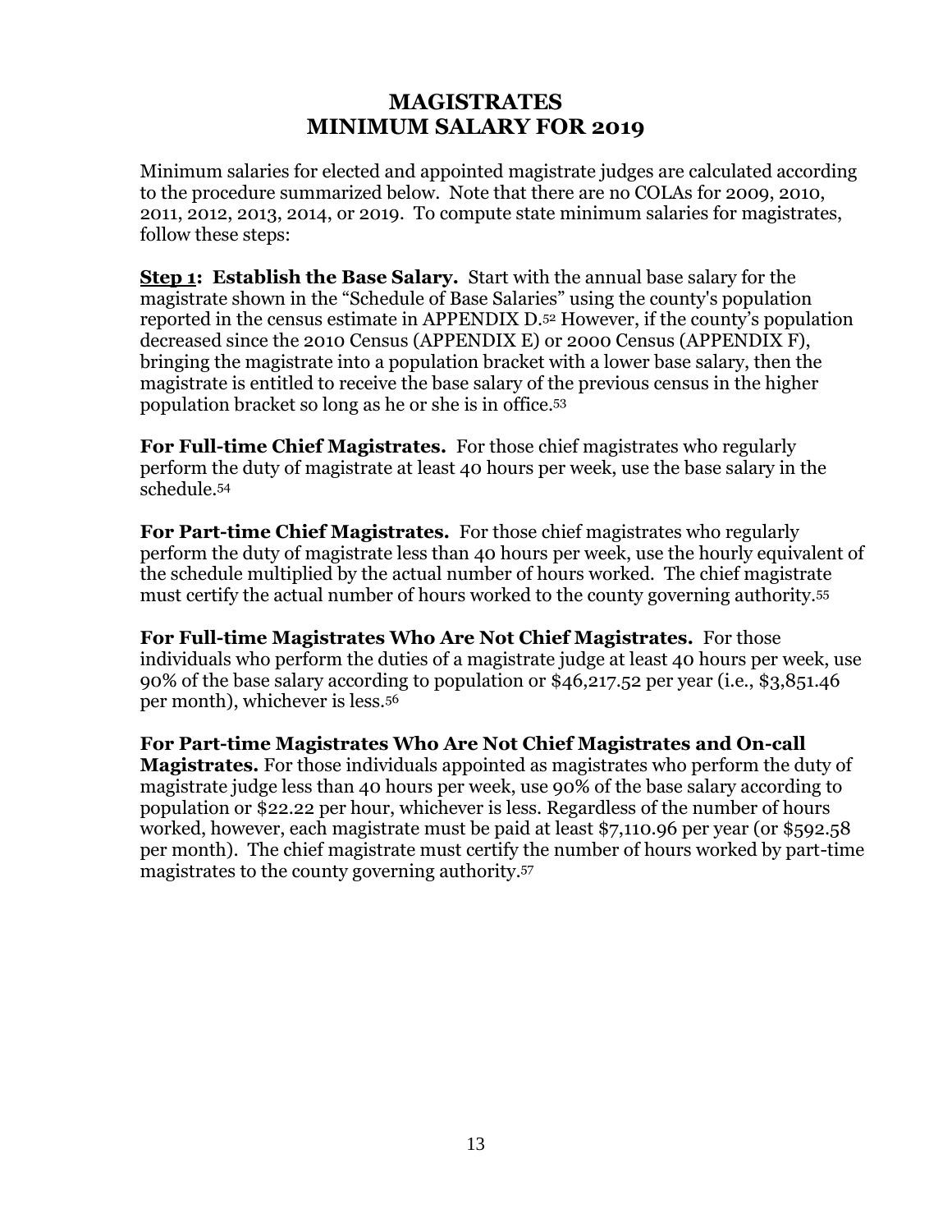# MAGISTRATES
# MINIMUM SALARY FOR 2019

Minimum salaries for elected and appointed magistrate judges are calculated according to the procedure summarized below. Note that there are no COLAs for 2009, 2010, 2011, 2012, 2013, 2014, or 2019. To compute state minimum salaries for magistrates, follow these steps:

**<u>Step 1</u>: Establish the Base Salary.** Start with the annual base salary for the magistrate shown in the "Schedule of Base Salaries" using the county's population reported in the census estimate in APPENDIX D.[52] However, if the county's population decreased since the 2010 Census (APPENDIX E) or 2000 Census (APPENDIX F), bringing the magistrate into a population bracket with a lower base salary, then the magistrate is entitled to receive the base salary of the previous census in the higher population bracket so long as he or she is in office.[53]

**For Full-time Chief Magistrates.** For those chief magistrates who regularly perform the duty of magistrate at least 40 hours per week, use the base salary in the schedule.[54]

**For Part-time Chief Magistrates.** For those chief magistrates who regularly perform the duty of magistrate less than 40 hours per week, use the hourly equivalent of the schedule multiplied by the actual number of hours worked. The chief magistrate must certify the actual number of hours worked to the county governing authority.[55]

**For Full-time Magistrates Who Are Not Chief Magistrates.** For those individuals who perform the duties of a magistrate judge at least 40 hours per week, use 90% of the base salary according to population or $46,217.52 per year (i.e., $3,851.46 per month), whichever is less.[56]

**For Part-time Magistrates Who Are Not Chief Magistrates and On-call Magistrates.** For those individuals appointed as magistrates who perform the duty of magistrate judge less than 40 hours per week, use 90% of the base salary according to population or $22.22 per hour, whichever is less. Regardless of the number of hours worked, however, each magistrate must be paid at least $7,110.96 per year (or $592.58 per month). The chief magistrate must certify the number of hours worked by part-time magistrates to the county governing authority.[57]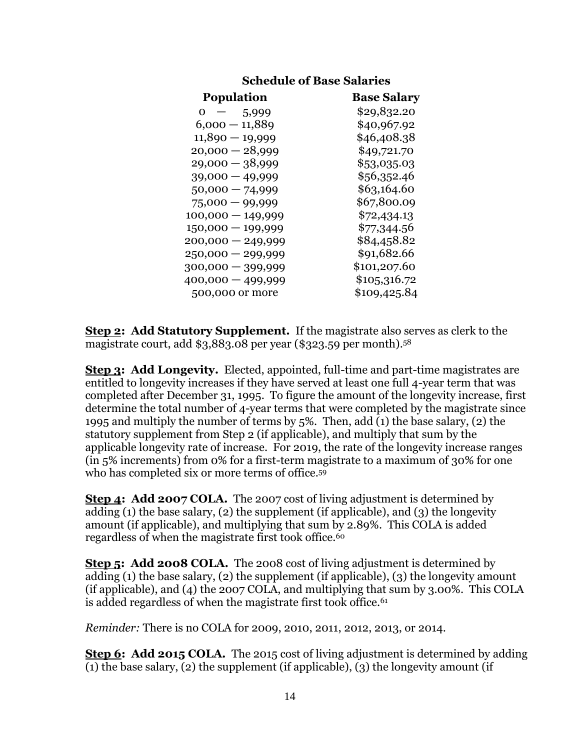**Schedule of Base Salaries**

| Population | Base Salary |
|---|---|
| 0 — 5,999 | $29,832.20 |
| 6,000 — 11,889 | $40,967.92 |
| 11,890 — 19,999 | $46,408.38 |
| 20,000 — 28,999 | $49,721.70 |
| 29,000 — 38,999 | $53,035.03 |
| 39,000 — 49,999 | $56,352.46 |
| 50,000 — 74,999 | $63,164.60 |
| 75,000 — 99,999 | $67,800.09 |
| 100,000 — 149,999 | $72,434.13 |
| 150,000 — 199,999 | $77,344.56 |
| 200,000 — 249,999 | $84,458.82 |
| 250,000 — 299,999 | $91,682.66 |
| 300,000 — 399,999 | $101,207.60 |
| 400,000 — 499,999 | $105,316.72 |
| 500,000 or more | $109,425.84 |

**Step 2: Add Statutory Supplement.** If the magistrate also serves as clerk to the magistrate court, add $3,883.08 per year ($323.59 per month).[58]

**Step 3: Add Longevity.** Elected, appointed, full-time and part-time magistrates are entitled to longevity increases if they have served at least one full 4-year term that was completed after December 31, 1995. To figure the amount of the longevity increase, first determine the total number of 4-year terms that were completed by the magistrate since 1995 and multiply the number of terms by 5%. Then, add (1) the base salary, (2) the statutory supplement from Step 2 (if applicable), and multiply that sum by the applicable longevity rate of increase. For 2019, the rate of the longevity increase ranges (in 5% increments) from 0% for a first-term magistrate to a maximum of 30% for one who has completed six or more terms of office.[59]

**Step 4: Add 2007 COLA.** The 2007 cost of living adjustment is determined by adding (1) the base salary, (2) the supplement (if applicable), and (3) the longevity amount (if applicable), and multiplying that sum by 2.89%. This COLA is added regardless of when the magistrate first took office.[60]

**Step 5: Add 2008 COLA.** The 2008 cost of living adjustment is determined by adding (1) the base salary, (2) the supplement (if applicable), (3) the longevity amount (if applicable), and (4) the 2007 COLA, and multiplying that sum by 3.00%. This COLA is added regardless of when the magistrate first took office.[61]

*Reminder:* There is no COLA for 2009, 2010, 2011, 2012, 2013, or 2014.

**Step 6: Add 2015 COLA.** The 2015 cost of living adjustment is determined by adding (1) the base salary, (2) the supplement (if applicable), (3) the longevity amount (if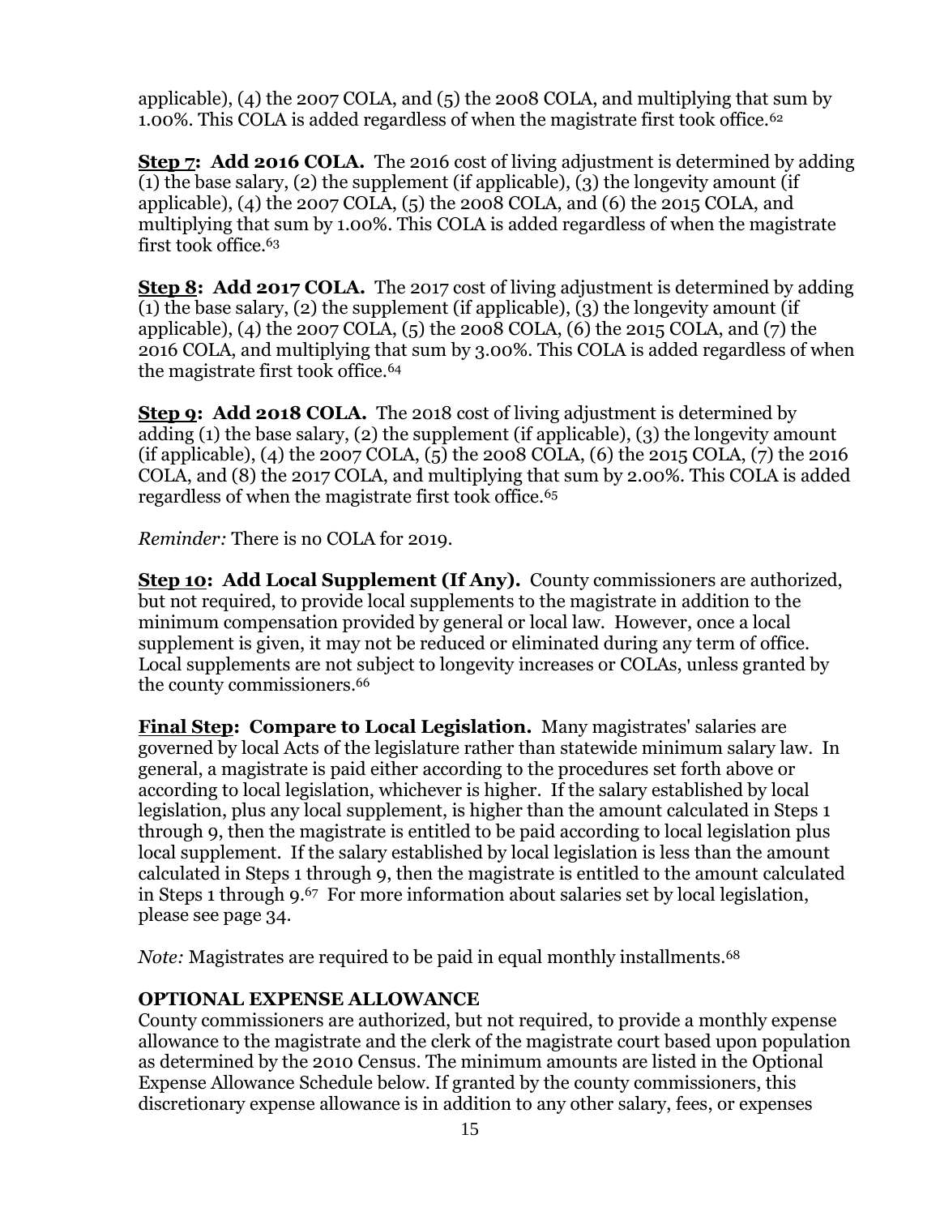applicable), (4) the 2007 COLA, and (5) the 2008 COLA, and multiplying that sum by 1.00%. This COLA is added regardless of when the magistrate first took office.[62]

**Step 7: Add 2016 COLA.** The 2016 cost of living adjustment is determined by adding (1) the base salary, (2) the supplement (if applicable), (3) the longevity amount (if applicable), (4) the 2007 COLA, (5) the 2008 COLA, and (6) the 2015 COLA, and multiplying that sum by 1.00%. This COLA is added regardless of when the magistrate first took office.[63]

**Step 8: Add 2017 COLA.** The 2017 cost of living adjustment is determined by adding (1) the base salary, (2) the supplement (if applicable), (3) the longevity amount (if applicable), (4) the 2007 COLA, (5) the 2008 COLA, (6) the 2015 COLA, and (7) the 2016 COLA, and multiplying that sum by 3.00%. This COLA is added regardless of when the magistrate first took office.[64]

**Step 9: Add 2018 COLA.** The 2018 cost of living adjustment is determined by adding (1) the base salary, (2) the supplement (if applicable), (3) the longevity amount (if applicable), (4) the 2007 COLA, (5) the 2008 COLA, (6) the 2015 COLA, (7) the 2016 COLA, and (8) the 2017 COLA, and multiplying that sum by 2.00%. This COLA is added regardless of when the magistrate first took office.[65]

*Reminder:* There is no COLA for 2019.

**Step 10: Add Local Supplement (If Any).** County commissioners are authorized, but not required, to provide local supplements to the magistrate in addition to the minimum compensation provided by general or local law. However, once a local supplement is given, it may not be reduced or eliminated during any term of office. Local supplements are not subject to longevity increases or COLAs, unless granted by the county commissioners.[66]

**Final Step: Compare to Local Legislation.** Many magistrates' salaries are governed by local Acts of the legislature rather than statewide minimum salary law. In general, a magistrate is paid either according to the procedures set forth above or according to local legislation, whichever is higher. If the salary established by local legislation, plus any local supplement, is higher than the amount calculated in Steps 1 through 9, then the magistrate is entitled to be paid according to local legislation plus local supplement. If the salary established by local legislation is less than the amount calculated in Steps 1 through 9, then the magistrate is entitled to the amount calculated in Steps 1 through 9.[67] For more information about salaries set by local legislation, please see page 34.

*Note:* Magistrates are required to be paid in equal monthly installments.[68]

**OPTIONAL EXPENSE ALLOWANCE**

County commissioners are authorized, but not required, to provide a monthly expense allowance to the magistrate and the clerk of the magistrate court based upon population as determined by the 2010 Census. The minimum amounts are listed in the Optional Expense Allowance Schedule below. If granted by the county commissioners, this discretionary expense allowance is in addition to any other salary, fees, or expenses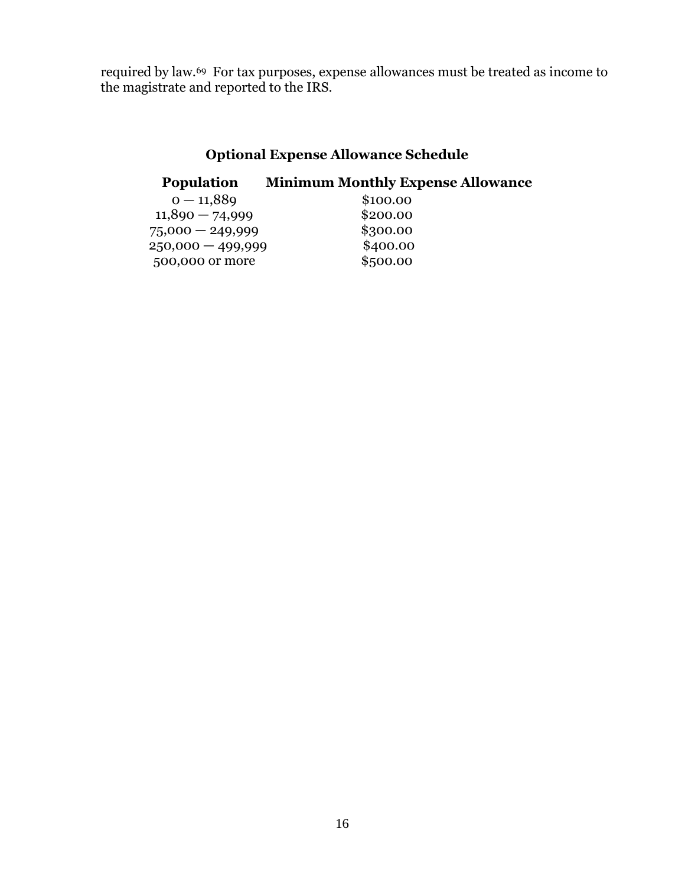required by law.[69] For tax purposes, expense allowances must be treated as income to the magistrate and reported to the IRS.

### Optional Expense Allowance Schedule

| Population | Minimum Monthly Expense Allowance |
|---|---|
| 0 — 11,889 | $100.00 |
| 11,890 — 74,999 | $200.00 |
| 75,000 — 249,999 | $300.00 |
| 250,000 — 499,999 | $400.00 |
| 500,000 or more | $500.00 |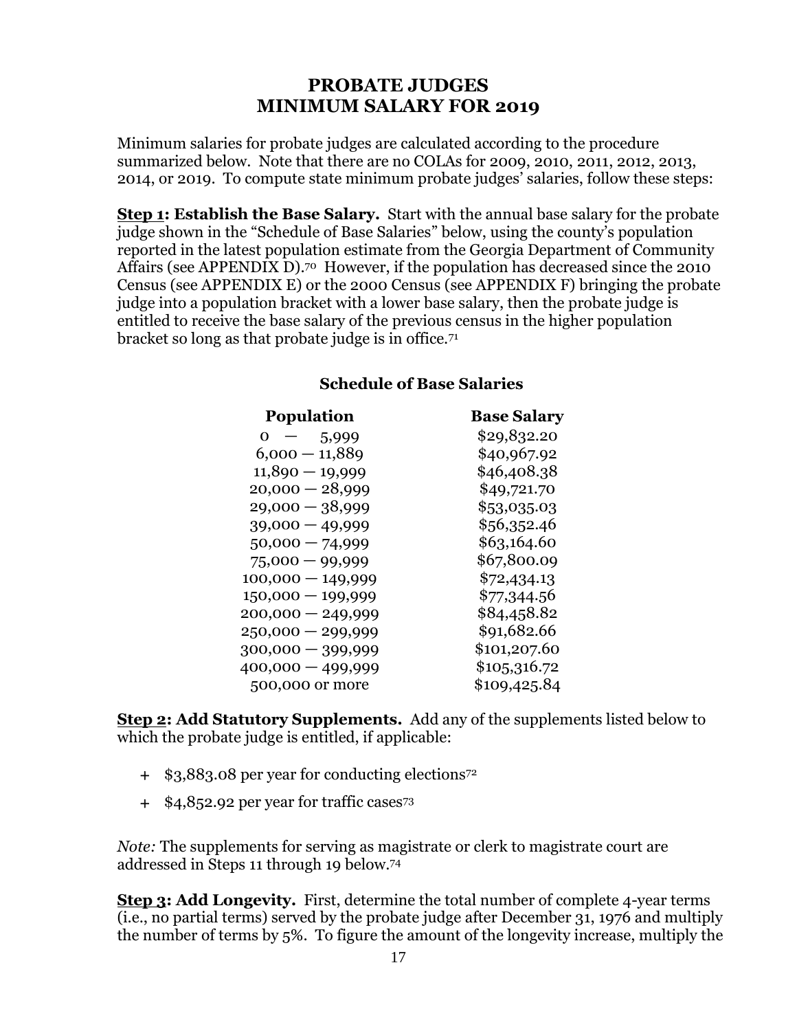# PROBATE JUDGES
# MINIMUM SALARY FOR 2019

Minimum salaries for probate judges are calculated according to the procedure summarized below. Note that there are no COLAs for 2009, 2010, 2011, 2012, 2013, 2014, or 2019. To compute state minimum probate judges' salaries, follow these steps:

**Step 1: Establish the Base Salary.** Start with the annual base salary for the probate judge shown in the "Schedule of Base Salaries" below, using the county's population reported in the latest population estimate from the Georgia Department of Community Affairs (see APPENDIX D).[70] However, if the population has decreased since the 2010 Census (see APPENDIX E) or the 2000 Census (see APPENDIX F) bringing the probate judge into a population bracket with a lower base salary, then the probate judge is entitled to receive the base salary of the previous census in the higher population bracket so long as that probate judge is in office.[71]

**Schedule of Base Salaries**

| Population | Base Salary |
|---|---|
| 0 — 5,999 | $29,832.20 |
| 6,000 — 11,889 | $40,967.92 |
| 11,890 — 19,999 | $46,408.38 |
| 20,000 — 28,999 | $49,721.70 |
| 29,000 — 38,999 | $53,035.03 |
| 39,000 — 49,999 | $56,352.46 |
| 50,000 — 74,999 | $63,164.60 |
| 75,000 — 99,999 | $67,800.09 |
| 100,000 — 149,999 | $72,434.13 |
| 150,000 — 199,999 | $77,344.56 |
| 200,000 — 249,999 | $84,458.82 |
| 250,000 — 299,999 | $91,682.66 |
| 300,000 — 399,999 | $101,207.60 |
| 400,000 — 499,999 | $105,316.72 |
| 500,000 or more | $109,425.84 |

**Step 2: Add Statutory Supplements.** Add any of the supplements listed below to which the probate judge is entitled, if applicable:

- \+ $3,883.08 per year for conducting elections[72]
- \+ $4,852.92 per year for traffic cases[73]

*Note:* The supplements for serving as magistrate or clerk to magistrate court are addressed in Steps 11 through 19 below.[74]

**Step 3: Add Longevity.** First, determine the total number of complete 4-year terms (i.e., no partial terms) served by the probate judge after December 31, 1976 and multiply the number of terms by 5%. To figure the amount of the longevity increase, multiply the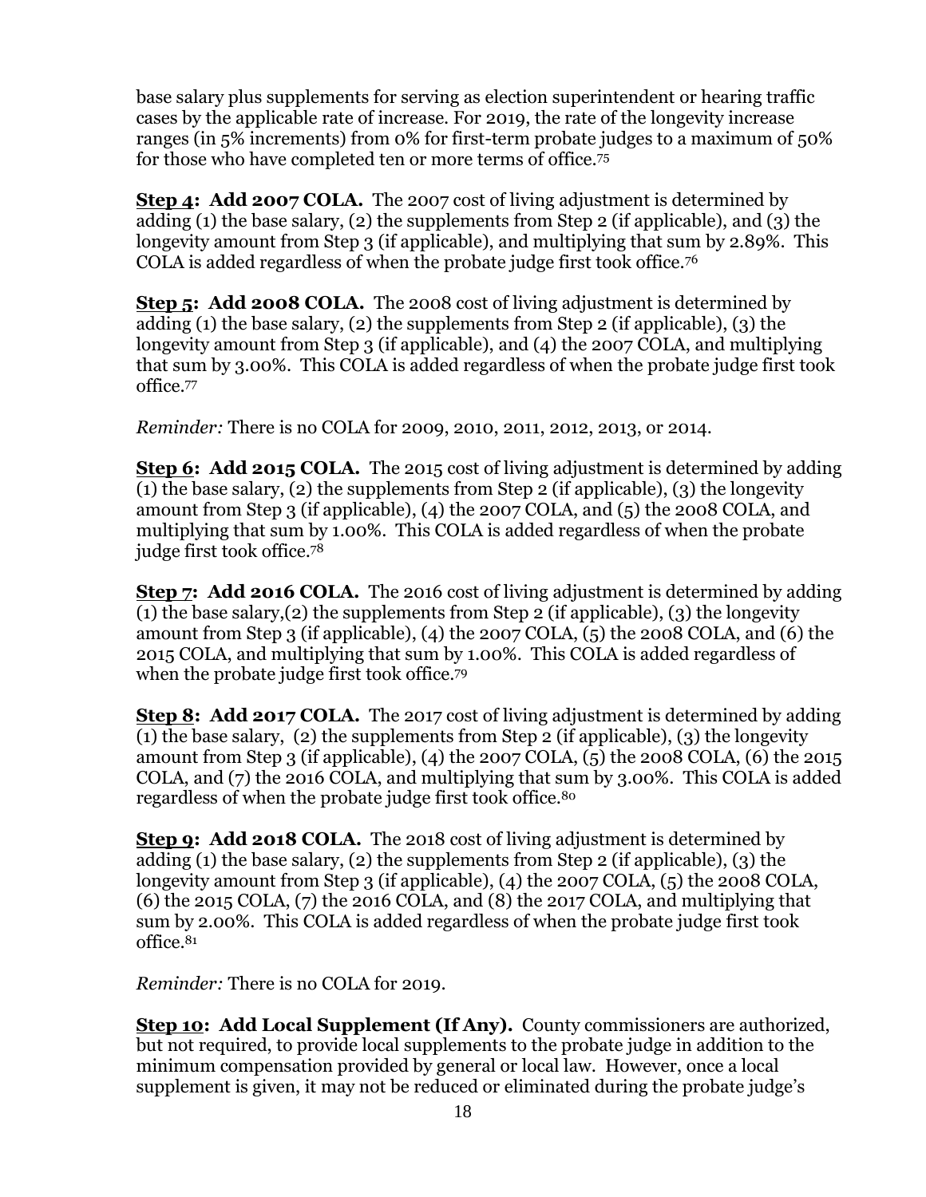base salary plus supplements for serving as election superintendent or hearing traffic cases by the applicable rate of increase. For 2019, the rate of the longevity increase ranges (in 5% increments) from 0% for first-term probate judges to a maximum of 50% for those who have completed ten or more terms of office.[75]

**<u>Step 4</u>: Add 2007 COLA.** The 2007 cost of living adjustment is determined by adding (1) the base salary, (2) the supplements from Step 2 (if applicable), and (3) the longevity amount from Step 3 (if applicable), and multiplying that sum by 2.89%. This COLA is added regardless of when the probate judge first took office.[76]

**<u>Step 5</u>: Add 2008 COLA.** The 2008 cost of living adjustment is determined by adding (1) the base salary, (2) the supplements from Step 2 (if applicable), (3) the longevity amount from Step 3 (if applicable), and (4) the 2007 COLA, and multiplying that sum by 3.00%. This COLA is added regardless of when the probate judge first took office.[77]

*Reminder:* There is no COLA for 2009, 2010, 2011, 2012, 2013, or 2014.

**<u>Step 6</u>: Add 2015 COLA.** The 2015 cost of living adjustment is determined by adding (1) the base salary, (2) the supplements from Step 2 (if applicable), (3) the longevity amount from Step 3 (if applicable), (4) the 2007 COLA, and (5) the 2008 COLA, and multiplying that sum by 1.00%. This COLA is added regardless of when the probate judge first took office.[78]

**<u>Step 7</u>: Add 2016 COLA.** The 2016 cost of living adjustment is determined by adding (1) the base salary,(2) the supplements from Step 2 (if applicable), (3) the longevity amount from Step 3 (if applicable), (4) the 2007 COLA, (5) the 2008 COLA, and (6) the 2015 COLA, and multiplying that sum by 1.00%. This COLA is added regardless of when the probate judge first took office.[79]

**<u>Step 8</u>: Add 2017 COLA.** The 2017 cost of living adjustment is determined by adding (1) the base salary, (2) the supplements from Step 2 (if applicable), (3) the longevity amount from Step 3 (if applicable), (4) the 2007 COLA, (5) the 2008 COLA, (6) the 2015 COLA, and (7) the 2016 COLA, and multiplying that sum by 3.00%. This COLA is added regardless of when the probate judge first took office.[80]

**<u>Step 9</u>: Add 2018 COLA.** The 2018 cost of living adjustment is determined by adding (1) the base salary, (2) the supplements from Step 2 (if applicable), (3) the longevity amount from Step 3 (if applicable), (4) the 2007 COLA, (5) the 2008 COLA, (6) the 2015 COLA, (7) the 2016 COLA, and (8) the 2017 COLA, and multiplying that sum by 2.00%. This COLA is added regardless of when the probate judge first took office.[81]

*Reminder:* There is no COLA for 2019.

**<u>Step 10</u>: Add Local Supplement (If Any).** County commissioners are authorized, but not required, to provide local supplements to the probate judge in addition to the minimum compensation provided by general or local law. However, once a local supplement is given, it may not be reduced or eliminated during the probate judge's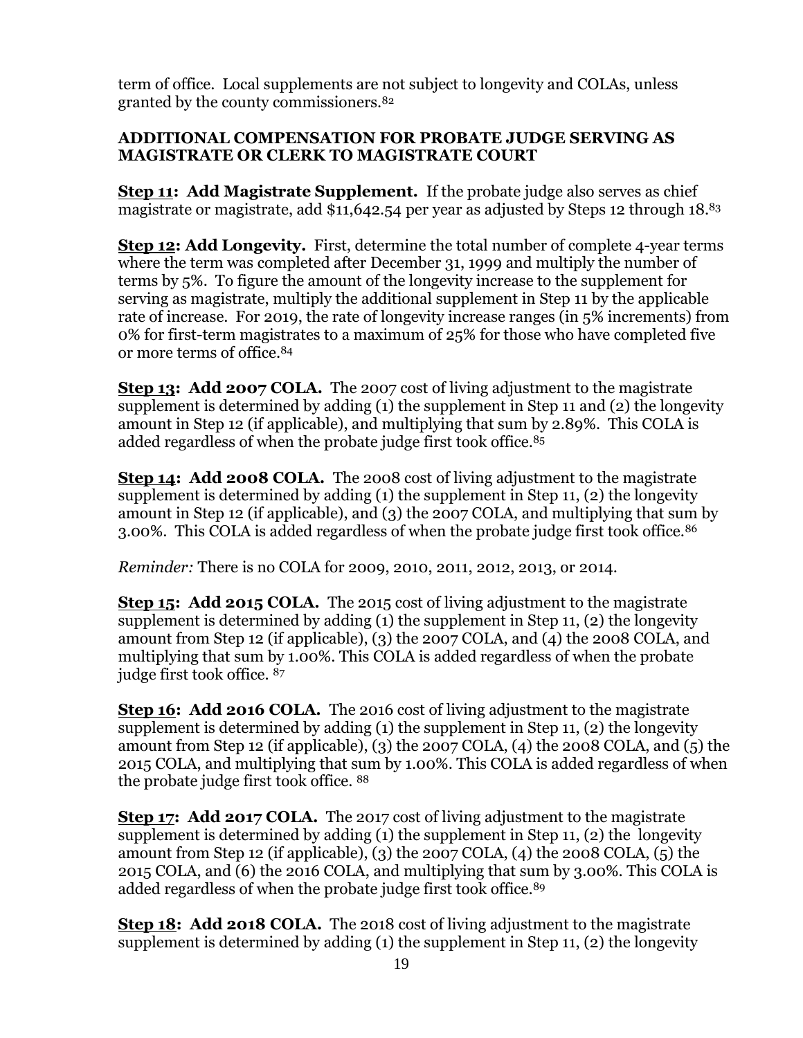term of office. Local supplements are not subject to longevity and COLAs, unless granted by the county commissioners.[82]

**ADDITIONAL COMPENSATION FOR PROBATE JUDGE SERVING AS MAGISTRATE OR CLERK TO MAGISTRATE COURT**

**Step 11: Add Magistrate Supplement.** If the probate judge also serves as chief magistrate or magistrate, add $11,642.54 per year as adjusted by Steps 12 through 18.[83]

**Step 12: Add Longevity.** First, determine the total number of complete 4-year terms where the term was completed after December 31, 1999 and multiply the number of terms by 5%. To figure the amount of the longevity increase to the supplement for serving as magistrate, multiply the additional supplement in Step 11 by the applicable rate of increase. For 2019, the rate of longevity increase ranges (in 5% increments) from 0% for first-term magistrates to a maximum of 25% for those who have completed five or more terms of office.[84]

**Step 13: Add 2007 COLA.** The 2007 cost of living adjustment to the magistrate supplement is determined by adding (1) the supplement in Step 11 and (2) the longevity amount in Step 12 (if applicable), and multiplying that sum by 2.89%. This COLA is added regardless of when the probate judge first took office.[85]

**Step 14: Add 2008 COLA.** The 2008 cost of living adjustment to the magistrate supplement is determined by adding (1) the supplement in Step 11, (2) the longevity amount in Step 12 (if applicable), and (3) the 2007 COLA, and multiplying that sum by 3.00%. This COLA is added regardless of when the probate judge first took office.[86]

*Reminder:* There is no COLA for 2009, 2010, 2011, 2012, 2013, or 2014.

**Step 15: Add 2015 COLA.** The 2015 cost of living adjustment to the magistrate supplement is determined by adding (1) the supplement in Step 11, (2) the longevity amount from Step 12 (if applicable), (3) the 2007 COLA, and (4) the 2008 COLA, and multiplying that sum by 1.00%. This COLA is added regardless of when the probate judge first took office. [87]

**Step 16: Add 2016 COLA.** The 2016 cost of living adjustment to the magistrate supplement is determined by adding (1) the supplement in Step 11, (2) the longevity amount from Step 12 (if applicable), (3) the 2007 COLA, (4) the 2008 COLA, and (5) the 2015 COLA, and multiplying that sum by 1.00%. This COLA is added regardless of when the probate judge first took office. [88]

**Step 17: Add 2017 COLA.** The 2017 cost of living adjustment to the magistrate supplement is determined by adding (1) the supplement in Step 11, (2) the longevity amount from Step 12 (if applicable), (3) the 2007 COLA, (4) the 2008 COLA, (5) the 2015 COLA, and (6) the 2016 COLA, and multiplying that sum by 3.00%. This COLA is added regardless of when the probate judge first took office.[89]

**Step 18: Add 2018 COLA.** The 2018 cost of living adjustment to the magistrate supplement is determined by adding (1) the supplement in Step 11, (2) the longevity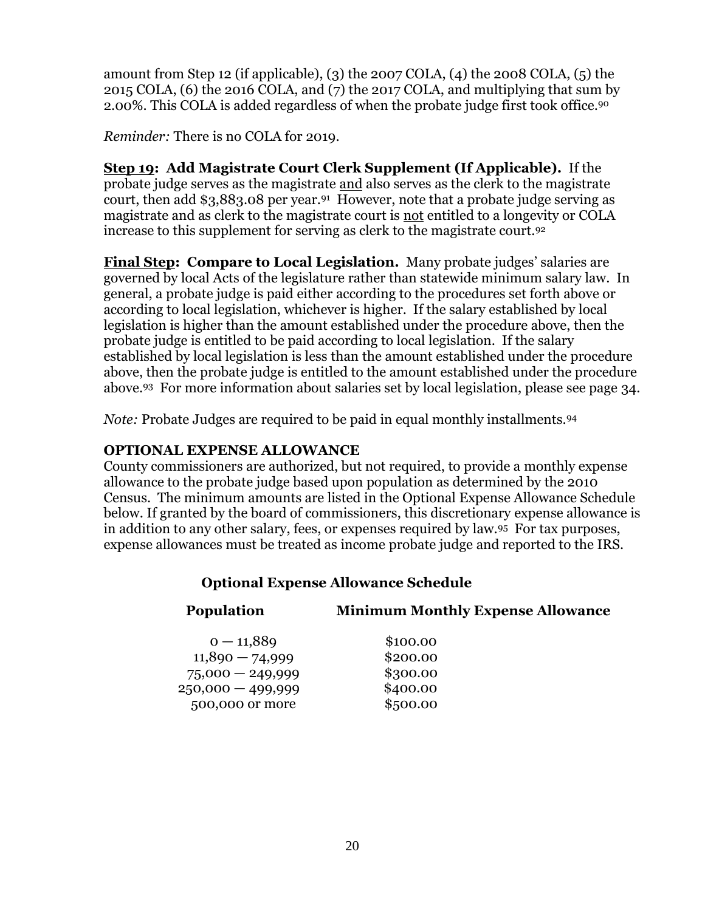amount from Step 12 (if applicable), (3) the 2007 COLA, (4) the 2008 COLA, (5) the 2015 COLA, (6) the 2016 COLA, and (7) the 2017 COLA, and multiplying that sum by 2.00%. This COLA is added regardless of when the probate judge first took office.[90]

*Reminder:* There is no COLA for 2019.

**<u>Step 19</u>: Add Magistrate Court Clerk Supplement (If Applicable).** If the probate judge serves as the magistrate <u>and</u> also serves as the clerk to the magistrate court, then add $3,883.08 per year.[91] However, note that a probate judge serving as magistrate and as clerk to the magistrate court is <u>not</u> entitled to a longevity or COLA increase to this supplement for serving as clerk to the magistrate court.[92]

**<u>Final Step</u>: Compare to Local Legislation.** Many probate judges' salaries are governed by local Acts of the legislature rather than statewide minimum salary law. In general, a probate judge is paid either according to the procedures set forth above or according to local legislation, whichever is higher. If the salary established by local legislation is higher than the amount established under the procedure above, then the probate judge is entitled to be paid according to local legislation. If the salary established by local legislation is less than the amount established under the procedure above, then the probate judge is entitled to the amount established under the procedure above.[93] For more information about salaries set by local legislation, please see page 34.

*Note:* Probate Judges are required to be paid in equal monthly installments.[94]

## OPTIONAL EXPENSE ALLOWANCE

County commissioners are authorized, but not required, to provide a monthly expense allowance to the probate judge based upon population as determined by the 2010 Census. The minimum amounts are listed in the Optional Expense Allowance Schedule below. If granted by the board of commissioners, this discretionary expense allowance is in addition to any other salary, fees, or expenses required by law.[95] For tax purposes, expense allowances must be treated as income probate judge and reported to the IRS.

**Optional Expense Allowance Schedule**

| Population | Minimum Monthly Expense Allowance |
|---|---|
| 0 — 11,889 | $100.00 |
| 11,890 — 74,999 | $200.00 |
| 75,000 — 249,999 | $300.00 |
| 250,000 — 499,999 | $400.00 |
| 500,000 or more | $500.00 |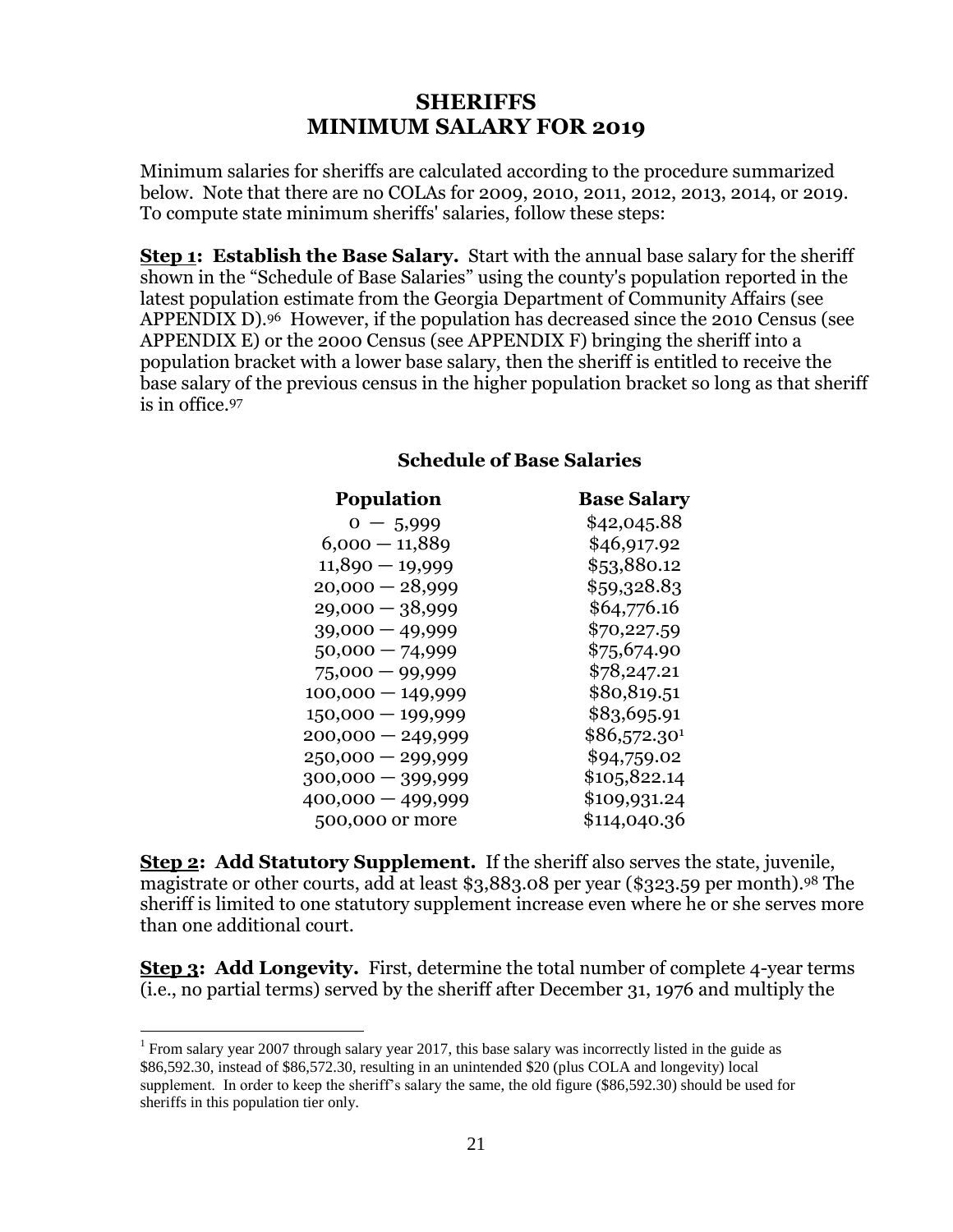# SHERIFFS
# MINIMUM SALARY FOR 2019

Minimum salaries for sheriffs are calculated according to the procedure summarized below. Note that there are no COLAs for 2009, 2010, 2011, 2012, 2013, 2014, or 2019. To compute state minimum sheriffs' salaries, follow these steps:

**Step 1: Establish the Base Salary.** Start with the annual base salary for the sheriff shown in the "Schedule of Base Salaries" using the county's population reported in the latest population estimate from the Georgia Department of Community Affairs (see APPENDIX D).[96] However, if the population has decreased since the 2010 Census (see APPENDIX E) or the 2000 Census (see APPENDIX F) bringing the sheriff into a population bracket with a lower base salary, then the sheriff is entitled to receive the base salary of the previous census in the higher population bracket so long as that sheriff is in office.[97]

**Schedule of Base Salaries**

| Population | Base Salary |
|---|---|
| 0 — 5,999 | $42,045.88 |
| 6,000 — 11,889 | $46,917.92 |
| 11,890 — 19,999 | $53,880.12 |
| 20,000 — 28,999 | $59,328.83 |
| 29,000 — 38,999 | $64,776.16 |
| 39,000 — 49,999 | $70,227.59 |
| 50,000 — 74,999 | $75,674.90 |
| 75,000 — 99,999 | $78,247.21 |
| 100,000 — 149,999 | $80,819.51 |
| 150,000 — 199,999 | $83,695.91 |
| 200,000 — 249,999 | $86,572.30[1] |
| 250,000 — 299,999 | $94,759.02 |
| 300,000 — 399,999 | $105,822.14 |
| 400,000 — 499,999 | $109,931.24 |
| 500,000 or more | $114,040.36 |

**Step 2: Add Statutory Supplement.** If the sheriff also serves the state, juvenile, magistrate or other courts, add at least $3,883.08 per year ($323.59 per month).[98] The sheriff is limited to one statutory supplement increase even where he or she serves more than one additional court.

**Step 3: Add Longevity.** First, determine the total number of complete 4-year terms (i.e., no partial terms) served by the sheriff after December 31, 1976 and multiply the

[1] From salary year 2007 through salary year 2017, this base salary was incorrectly listed in the guide as $86,592.30, instead of $86,572.30, resulting in an unintended $20 (plus COLA and longevity) local supplement. In order to keep the sheriff's salary the same, the old figure ($86,592.30) should be used for sheriffs in this population tier only.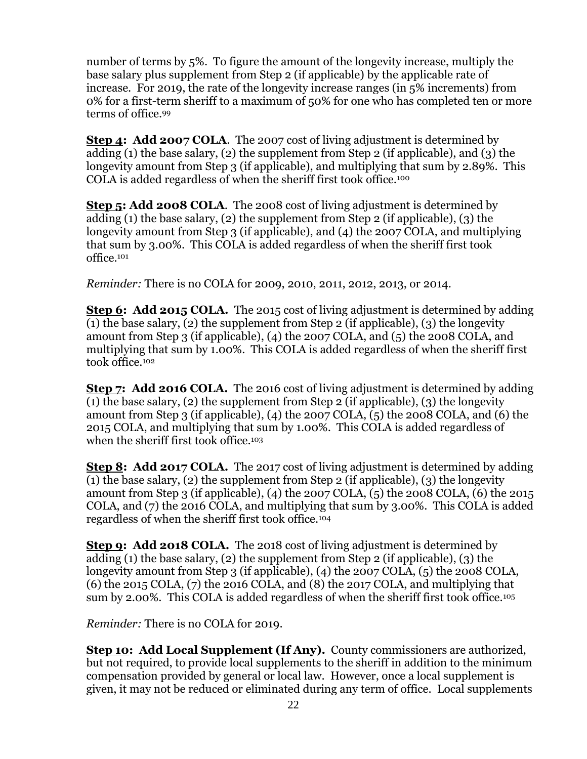number of terms by 5%. To figure the amount of the longevity increase, multiply the base salary plus supplement from Step 2 (if applicable) by the applicable rate of increase. For 2019, the rate of the longevity increase ranges (in 5% increments) from 0% for a first-term sheriff to a maximum of 50% for one who has completed ten or more terms of office.[99]

**Step 4: Add 2007 COLA**. The 2007 cost of living adjustment is determined by adding (1) the base salary, (2) the supplement from Step 2 (if applicable), and (3) the longevity amount from Step 3 (if applicable), and multiplying that sum by 2.89%. This COLA is added regardless of when the sheriff first took office.[100]

**Step 5: Add 2008 COLA**. The 2008 cost of living adjustment is determined by adding (1) the base salary, (2) the supplement from Step 2 (if applicable), (3) the longevity amount from Step 3 (if applicable), and (4) the 2007 COLA, and multiplying that sum by 3.00%. This COLA is added regardless of when the sheriff first took office.[101]

*Reminder:* There is no COLA for 2009, 2010, 2011, 2012, 2013, or 2014.

**Step 6: Add 2015 COLA.** The 2015 cost of living adjustment is determined by adding (1) the base salary, (2) the supplement from Step 2 (if applicable), (3) the longevity amount from Step 3 (if applicable), (4) the 2007 COLA, and (5) the 2008 COLA, and multiplying that sum by 1.00%. This COLA is added regardless of when the sheriff first took office.[102]

**Step 7: Add 2016 COLA.** The 2016 cost of living adjustment is determined by adding (1) the base salary, (2) the supplement from Step 2 (if applicable), (3) the longevity amount from Step 3 (if applicable), (4) the 2007 COLA, (5) the 2008 COLA, and (6) the 2015 COLA, and multiplying that sum by 1.00%. This COLA is added regardless of when the sheriff first took office.[103]

**Step 8: Add 2017 COLA.** The 2017 cost of living adjustment is determined by adding (1) the base salary, (2) the supplement from Step 2 (if applicable), (3) the longevity amount from Step 3 (if applicable), (4) the 2007 COLA, (5) the 2008 COLA, (6) the 2015 COLA, and (7) the 2016 COLA, and multiplying that sum by 3.00%. This COLA is added regardless of when the sheriff first took office.[104]

**Step 9: Add 2018 COLA.** The 2018 cost of living adjustment is determined by adding (1) the base salary, (2) the supplement from Step 2 (if applicable), (3) the longevity amount from Step 3 (if applicable), (4) the 2007 COLA, (5) the 2008 COLA, (6) the 2015 COLA, (7) the 2016 COLA, and (8) the 2017 COLA, and multiplying that sum by 2.00%. This COLA is added regardless of when the sheriff first took office.[105]

*Reminder:* There is no COLA for 2019.

**Step 10: Add Local Supplement (If Any).** County commissioners are authorized, but not required, to provide local supplements to the sheriff in addition to the minimum compensation provided by general or local law. However, once a local supplement is given, it may not be reduced or eliminated during any term of office. Local supplements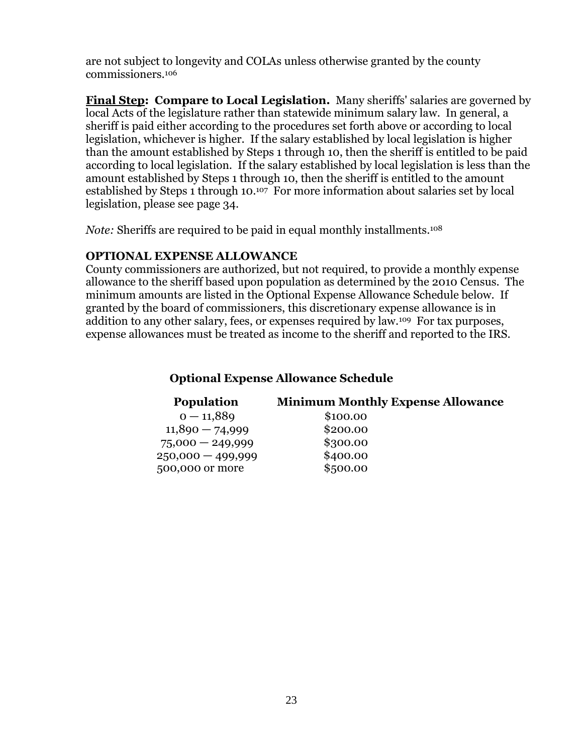are not subject to longevity and COLAs unless otherwise granted by the county commissioners.[106]

**Final Step: Compare to Local Legislation.** Many sheriffs' salaries are governed by local Acts of the legislature rather than statewide minimum salary law. In general, a sheriff is paid either according to the procedures set forth above or according to local legislation, whichever is higher. If the salary established by local legislation is higher than the amount established by Steps 1 through 10, then the sheriff is entitled to be paid according to local legislation. If the salary established by local legislation is less than the amount established by Steps 1 through 10, then the sheriff is entitled to the amount established by Steps 1 through 10.[107] For more information about salaries set by local legislation, please see page 34.

*Note:* Sheriffs are required to be paid in equal monthly installments.[108]

## OPTIONAL EXPENSE ALLOWANCE

County commissioners are authorized, but not required, to provide a monthly expense allowance to the sheriff based upon population as determined by the 2010 Census. The minimum amounts are listed in the Optional Expense Allowance Schedule below. If granted by the board of commissioners, this discretionary expense allowance is in addition to any other salary, fees, or expenses required by law.[109] For tax purposes, expense allowances must be treated as income to the sheriff and reported to the IRS.

**Optional Expense Allowance Schedule**

| Population | Minimum Monthly Expense Allowance |
|---|---|
| 0 — 11,889 | $100.00 |
| 11,890 — 74,999 | $200.00 |
| 75,000 — 249,999 | $300.00 |
| 250,000 — 499,999 | $400.00 |
| 500,000 or more | $500.00 |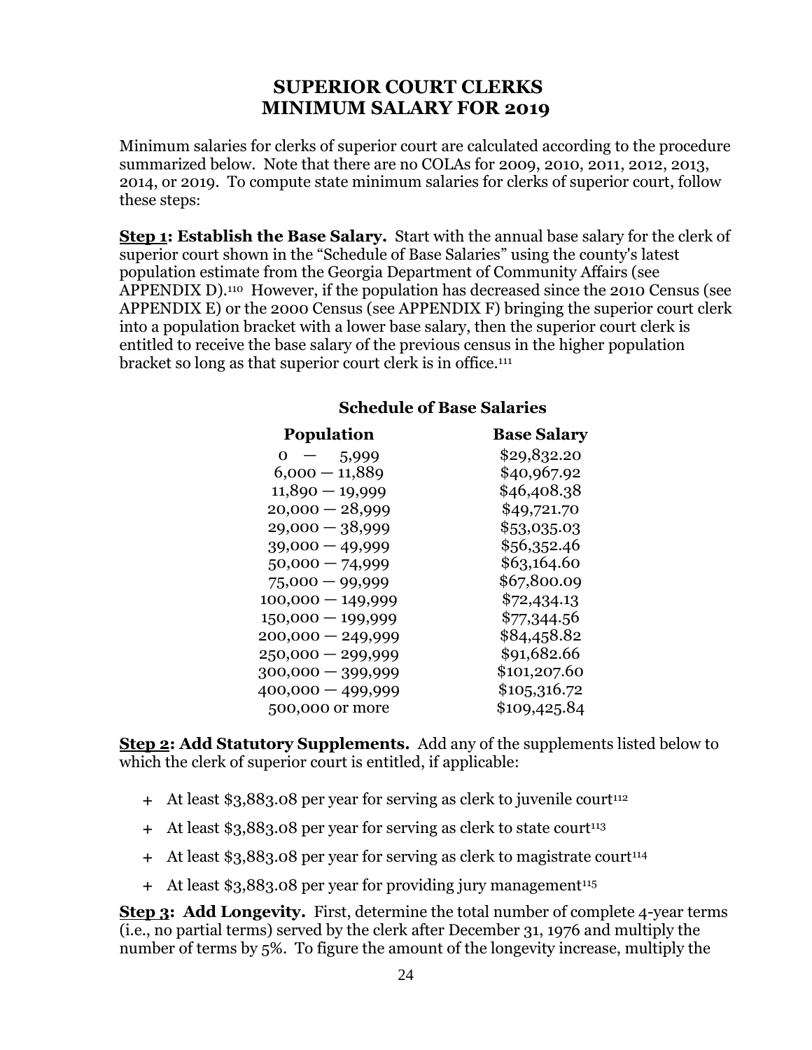# SUPERIOR COURT CLERKS
# MINIMUM SALARY FOR 2019

Minimum salaries for clerks of superior court are calculated according to the procedure summarized below. Note that there are no COLAs for 2009, 2010, 2011, 2012, 2013, 2014, or 2019. To compute state minimum salaries for clerks of superior court, follow these steps:

**Step 1: Establish the Base Salary.** Start with the annual base salary for the clerk of superior court shown in the "Schedule of Base Salaries" using the county's latest population estimate from the Georgia Department of Community Affairs (see APPENDIX D).[110] However, if the population has decreased since the 2010 Census (see APPENDIX E) or the 2000 Census (see APPENDIX F) bringing the superior court clerk into a population bracket with a lower base salary, then the superior court clerk is entitled to receive the base salary of the previous census in the higher population bracket so long as that superior court clerk is in office.[111]

**Schedule of Base Salaries**

| Population | Base Salary |
|---|---|
| 0 — 5,999 | $29,832.20 |
| 6,000 — 11,889 | $40,967.92 |
| 11,890 — 19,999 | $46,408.38 |
| 20,000 — 28,999 | $49,721.70 |
| 29,000 — 38,999 | $53,035.03 |
| 39,000 — 49,999 | $56,352.46 |
| 50,000 — 74,999 | $63,164.60 |
| 75,000 — 99,999 | $67,800.09 |
| 100,000 — 149,999 | $72,434.13 |
| 150,000 — 199,999 | $77,344.56 |
| 200,000 — 249,999 | $84,458.82 |
| 250,000 — 299,999 | $91,682.66 |
| 300,000 — 399,999 | $101,207.60 |
| 400,000 — 499,999 | $105,316.72 |
| 500,000 or more | $109,425.84 |

**Step 2: Add Statutory Supplements.** Add any of the supplements listed below to which the clerk of superior court is entitled, if applicable:

- \+ At least $3,883.08 per year for serving as clerk to juvenile court[112]
- \+ At least $3,883.08 per year for serving as clerk to state court[113]
- \+ At least $3,883.08 per year for serving as clerk to magistrate court[114]
- \+ At least $3,883.08 per year for providing jury management[115]

**Step 3: Add Longevity.** First, determine the total number of complete 4-year terms (i.e., no partial terms) served by the clerk after December 31, 1976 and multiply the number of terms by 5%. To figure the amount of the longevity increase, multiply the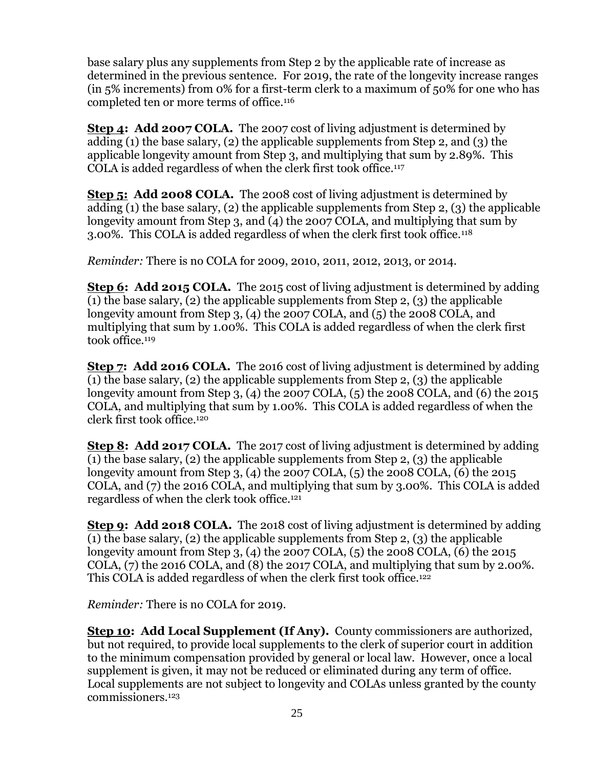base salary plus any supplements from Step 2 by the applicable rate of increase as determined in the previous sentence. For 2019, the rate of the longevity increase ranges (in 5% increments) from 0% for a first-term clerk to a maximum of 50% for one who has completed ten or more terms of office.[116]

**Step 4: Add 2007 COLA.** The 2007 cost of living adjustment is determined by adding (1) the base salary, (2) the applicable supplements from Step 2, and (3) the applicable longevity amount from Step 3, and multiplying that sum by 2.89%. This COLA is added regardless of when the clerk first took office.[117]

**Step 5: Add 2008 COLA.** The 2008 cost of living adjustment is determined by adding (1) the base salary, (2) the applicable supplements from Step 2, (3) the applicable longevity amount from Step 3, and (4) the 2007 COLA, and multiplying that sum by 3.00%. This COLA is added regardless of when the clerk first took office.[118]

*Reminder:* There is no COLA for 2009, 2010, 2011, 2012, 2013, or 2014.

**Step 6: Add 2015 COLA.** The 2015 cost of living adjustment is determined by adding (1) the base salary, (2) the applicable supplements from Step 2, (3) the applicable longevity amount from Step 3, (4) the 2007 COLA, and (5) the 2008 COLA, and multiplying that sum by 1.00%. This COLA is added regardless of when the clerk first took office.[119]

**Step 7: Add 2016 COLA.** The 2016 cost of living adjustment is determined by adding (1) the base salary, (2) the applicable supplements from Step 2, (3) the applicable longevity amount from Step 3, (4) the 2007 COLA, (5) the 2008 COLA, and (6) the 2015 COLA, and multiplying that sum by 1.00%. This COLA is added regardless of when the clerk first took office.[120]

**Step 8: Add 2017 COLA.** The 2017 cost of living adjustment is determined by adding (1) the base salary, (2) the applicable supplements from Step 2, (3) the applicable longevity amount from Step 3, (4) the 2007 COLA, (5) the 2008 COLA, (6) the 2015 COLA, and (7) the 2016 COLA, and multiplying that sum by 3.00%. This COLA is added regardless of when the clerk took office.[121]

**Step 9: Add 2018 COLA.** The 2018 cost of living adjustment is determined by adding (1) the base salary, (2) the applicable supplements from Step 2, (3) the applicable longevity amount from Step 3, (4) the 2007 COLA, (5) the 2008 COLA, (6) the 2015 COLA, (7) the 2016 COLA, and (8) the 2017 COLA, and multiplying that sum by 2.00%. This COLA is added regardless of when the clerk first took office.[122]

*Reminder:* There is no COLA for 2019.

**Step 10: Add Local Supplement (If Any).** County commissioners are authorized, but not required, to provide local supplements to the clerk of superior court in addition to the minimum compensation provided by general or local law. However, once a local supplement is given, it may not be reduced or eliminated during any term of office. Local supplements are not subject to longevity and COLAs unless granted by the county commissioners.[123]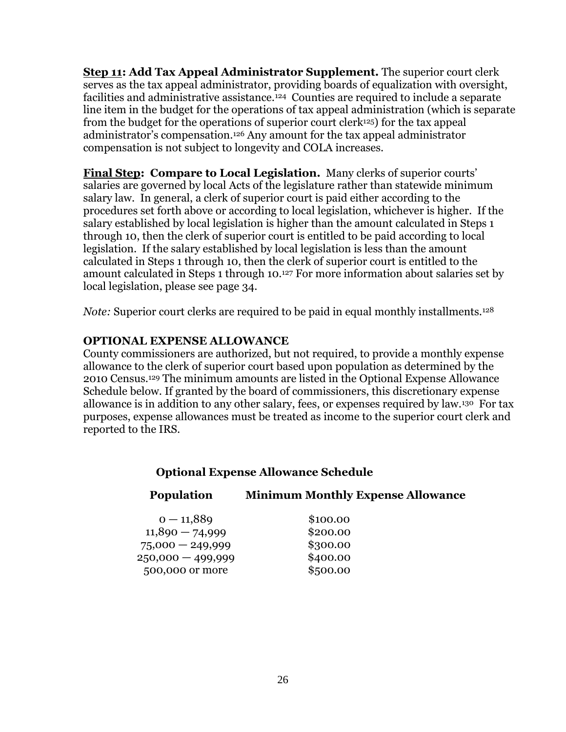**Step 11: Add Tax Appeal Administrator Supplement.** The superior court clerk serves as the tax appeal administrator, providing boards of equalization with oversight, facilities and administrative assistance.[124] Counties are required to include a separate line item in the budget for the operations of tax appeal administration (which is separate from the budget for the operations of superior court clerk[125]) for the tax appeal administrator's compensation.[126] Any amount for the tax appeal administrator compensation is not subject to longevity and COLA increases.

**Final Step: Compare to Local Legislation.** Many clerks of superior courts' salaries are governed by local Acts of the legislature rather than statewide minimum salary law. In general, a clerk of superior court is paid either according to the procedures set forth above or according to local legislation, whichever is higher. If the salary established by local legislation is higher than the amount calculated in Steps 1 through 10, then the clerk of superior court is entitled to be paid according to local legislation. If the salary established by local legislation is less than the amount calculated in Steps 1 through 10, then the clerk of superior court is entitled to the amount calculated in Steps 1 through 10.[127] For more information about salaries set by local legislation, please see page 34.

*Note:* Superior court clerks are required to be paid in equal monthly installments.[128]

## OPTIONAL EXPENSE ALLOWANCE

County commissioners are authorized, but not required, to provide a monthly expense allowance to the clerk of superior court based upon population as determined by the 2010 Census.[129] The minimum amounts are listed in the Optional Expense Allowance Schedule below. If granted by the board of commissioners, this discretionary expense allowance is in addition to any other salary, fees, or expenses required by law.[130] For tax purposes, expense allowances must be treated as income to the superior court clerk and reported to the IRS.

**Optional Expense Allowance Schedule**

| Population | Minimum Monthly Expense Allowance |
|---|---|
| 0 — 11,889 | $100.00 |
| 11,890 — 74,999 | $200.00 |
| 75,000 — 249,999 | $300.00 |
| 250,000 — 499,999 | $400.00 |
| 500,000 or more | $500.00 |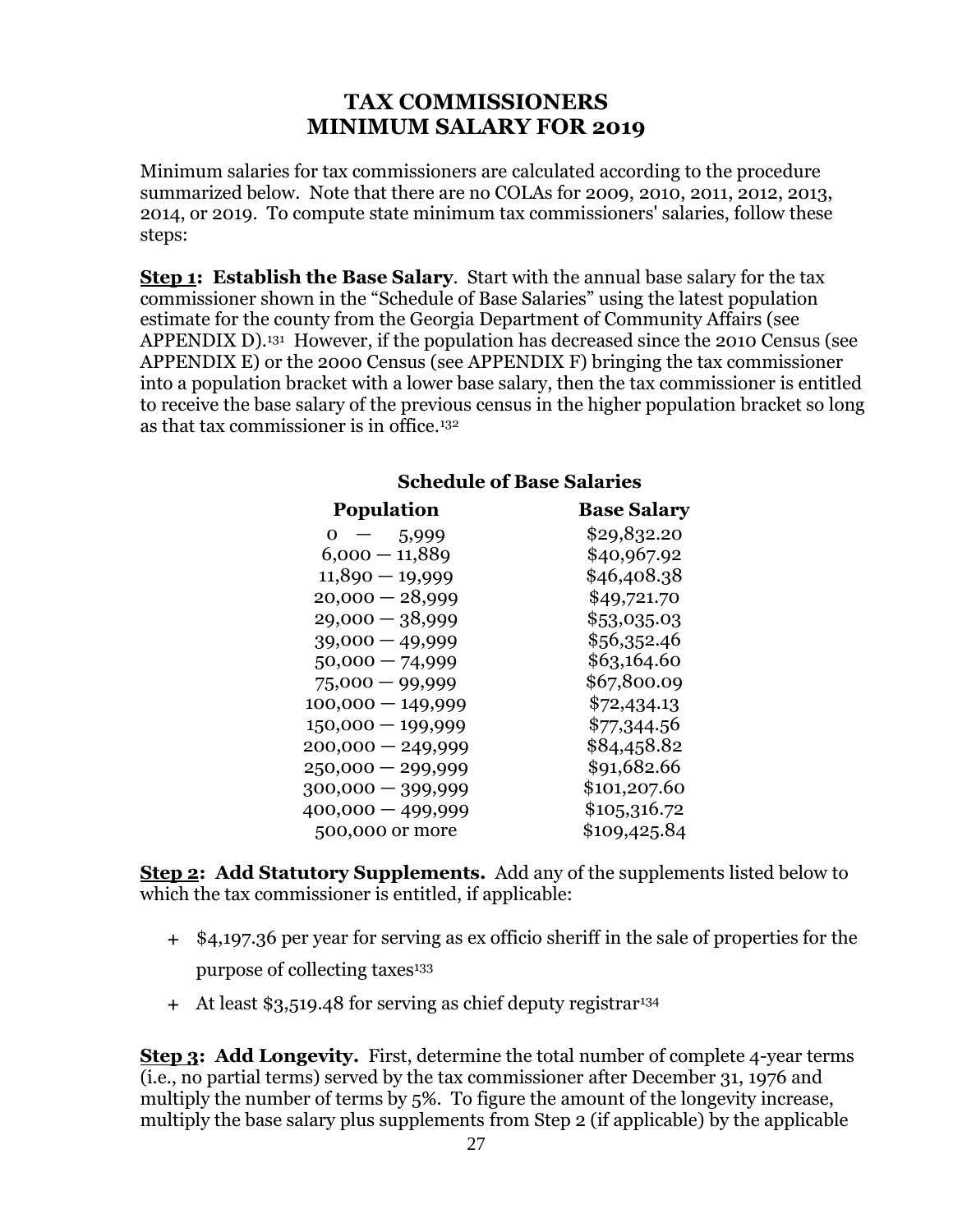# TAX COMMISSIONERS
# MINIMUM SALARY FOR 2019

Minimum salaries for tax commissioners are calculated according to the procedure summarized below. Note that there are no COLAs for 2009, 2010, 2011, 2012, 2013, 2014, or 2019. To compute state minimum tax commissioners' salaries, follow these steps:

**Step 1: Establish the Base Salary**. Start with the annual base salary for the tax commissioner shown in the "Schedule of Base Salaries" using the latest population estimate for the county from the Georgia Department of Community Affairs (see APPENDIX D).[131] However, if the population has decreased since the 2010 Census (see APPENDIX E) or the 2000 Census (see APPENDIX F) bringing the tax commissioner into a population bracket with a lower base salary, then the tax commissioner is entitled to receive the base salary of the previous census in the higher population bracket so long as that tax commissioner is in office.[132]

**Schedule of Base Salaries**

| Population | Base Salary |
|---|---|
| 0 — 5,999 | $29,832.20 |
| 6,000 — 11,889 | $40,967.92 |
| 11,890 — 19,999 | $46,408.38 |
| 20,000 — 28,999 | $49,721.70 |
| 29,000 — 38,999 | $53,035.03 |
| 39,000 — 49,999 | $56,352.46 |
| 50,000 — 74,999 | $63,164.60 |
| 75,000 — 99,999 | $67,800.09 |
| 100,000 — 149,999 | $72,434.13 |
| 150,000 — 199,999 | $77,344.56 |
| 200,000 — 249,999 | $84,458.82 |
| 250,000 — 299,999 | $91,682.66 |
| 300,000 — 399,999 | $101,207.60 |
| 400,000 — 499,999 | $105,316.72 |
| 500,000 or more | $109,425.84 |

**Step 2: Add Statutory Supplements.** Add any of the supplements listed below to which the tax commissioner is entitled, if applicable:

+ $4,197.36 per year for serving as ex officio sheriff in the sale of properties for the purpose of collecting taxes[133]
+ At least $3,519.48 for serving as chief deputy registrar[134]

**Step 3: Add Longevity.** First, determine the total number of complete 4-year terms (i.e., no partial terms) served by the tax commissioner after December 31, 1976 and multiply the number of terms by 5%. To figure the amount of the longevity increase, multiply the base salary plus supplements from Step 2 (if applicable) by the applicable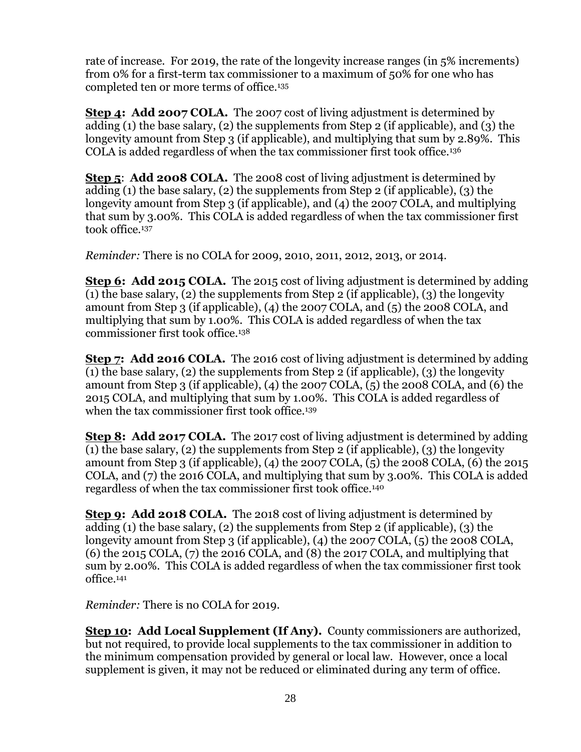rate of increase. For 2019, the rate of the longevity increase ranges (in 5% increments) from 0% for a first-term tax commissioner to a maximum of 50% for one who has completed ten or more terms of office.[135]

**Step 4: Add 2007 COLA.** The 2007 cost of living adjustment is determined by adding (1) the base salary, (2) the supplements from Step 2 (if applicable), and (3) the longevity amount from Step 3 (if applicable), and multiplying that sum by 2.89%. This COLA is added regardless of when the tax commissioner first took office.[136]

**Step 5: Add 2008 COLA.** The 2008 cost of living adjustment is determined by adding (1) the base salary, (2) the supplements from Step 2 (if applicable), (3) the longevity amount from Step 3 (if applicable), and (4) the 2007 COLA, and multiplying that sum by 3.00%. This COLA is added regardless of when the tax commissioner first took office.[137]

*Reminder:* There is no COLA for 2009, 2010, 2011, 2012, 2013, or 2014.

**Step 6: Add 2015 COLA.** The 2015 cost of living adjustment is determined by adding (1) the base salary, (2) the supplements from Step 2 (if applicable), (3) the longevity amount from Step 3 (if applicable), (4) the 2007 COLA, and (5) the 2008 COLA, and multiplying that sum by 1.00%. This COLA is added regardless of when the tax commissioner first took office.[138]

**Step 7: Add 2016 COLA.** The 2016 cost of living adjustment is determined by adding (1) the base salary, (2) the supplements from Step 2 (if applicable), (3) the longevity amount from Step 3 (if applicable), (4) the 2007 COLA, (5) the 2008 COLA, and (6) the 2015 COLA, and multiplying that sum by 1.00%. This COLA is added regardless of when the tax commissioner first took office.[139]

**Step 8: Add 2017 COLA.** The 2017 cost of living adjustment is determined by adding (1) the base salary, (2) the supplements from Step 2 (if applicable), (3) the longevity amount from Step 3 (if applicable), (4) the 2007 COLA, (5) the 2008 COLA, (6) the 2015 COLA, and (7) the 2016 COLA, and multiplying that sum by 3.00%. This COLA is added regardless of when the tax commissioner first took office.[140]

**Step 9: Add 2018 COLA.** The 2018 cost of living adjustment is determined by adding (1) the base salary, (2) the supplements from Step 2 (if applicable), (3) the longevity amount from Step 3 (if applicable), (4) the 2007 COLA, (5) the 2008 COLA, (6) the 2015 COLA, (7) the 2016 COLA, and (8) the 2017 COLA, and multiplying that sum by 2.00%. This COLA is added regardless of when the tax commissioner first took office.[141]

*Reminder:* There is no COLA for 2019.

**Step 10: Add Local Supplement (If Any).** County commissioners are authorized, but not required, to provide local supplements to the tax commissioner in addition to the minimum compensation provided by general or local law. However, once a local supplement is given, it may not be reduced or eliminated during any term of office.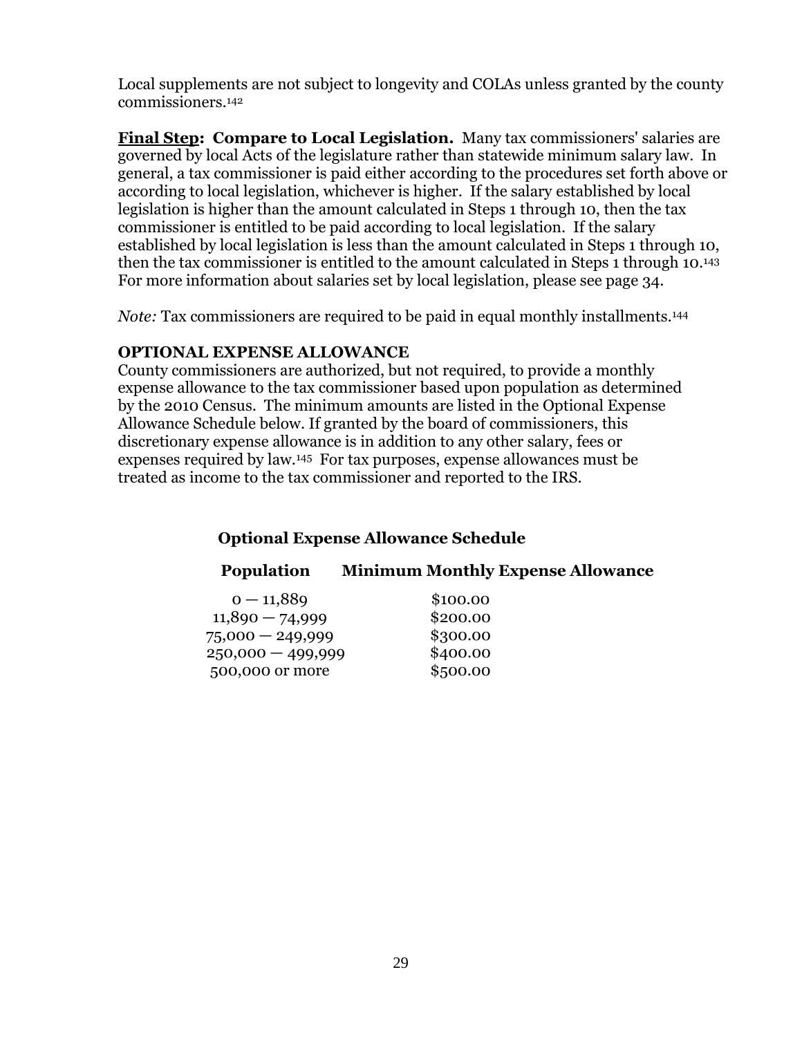Local supplements are not subject to longevity and COLAs unless granted by the county commissioners.[142]

**Final Step: Compare to Local Legislation.** Many tax commissioners' salaries are governed by local Acts of the legislature rather than statewide minimum salary law. In general, a tax commissioner is paid either according to the procedures set forth above or according to local legislation, whichever is higher. If the salary established by local legislation is higher than the amount calculated in Steps 1 through 10, then the tax commissioner is entitled to be paid according to local legislation. If the salary established by local legislation is less than the amount calculated in Steps 1 through 10, then the tax commissioner is entitled to the amount calculated in Steps 1 through 10.[143] For more information about salaries set by local legislation, please see page 34.

*Note:* Tax commissioners are required to be paid in equal monthly installments.[144]

### OPTIONAL EXPENSE ALLOWANCE

County commissioners are authorized, but not required, to provide a monthly expense allowance to the tax commissioner based upon population as determined by the 2010 Census. The minimum amounts are listed in the Optional Expense Allowance Schedule below. If granted by the board of commissioners, this discretionary expense allowance is in addition to any other salary, fees or expenses required by law.[145] For tax purposes, expense allowances must be treated as income to the tax commissioner and reported to the IRS.

**Optional Expense Allowance Schedule**

| Population | Minimum Monthly Expense Allowance |
|---|---|
| 0 — 11,889 | $100.00 |
| 11,890 — 74,999 | $200.00 |
| 75,000 — 249,999 | $300.00 |
| 250,000 — 499,999 | $400.00 |
| 500,000 or more | $500.00 |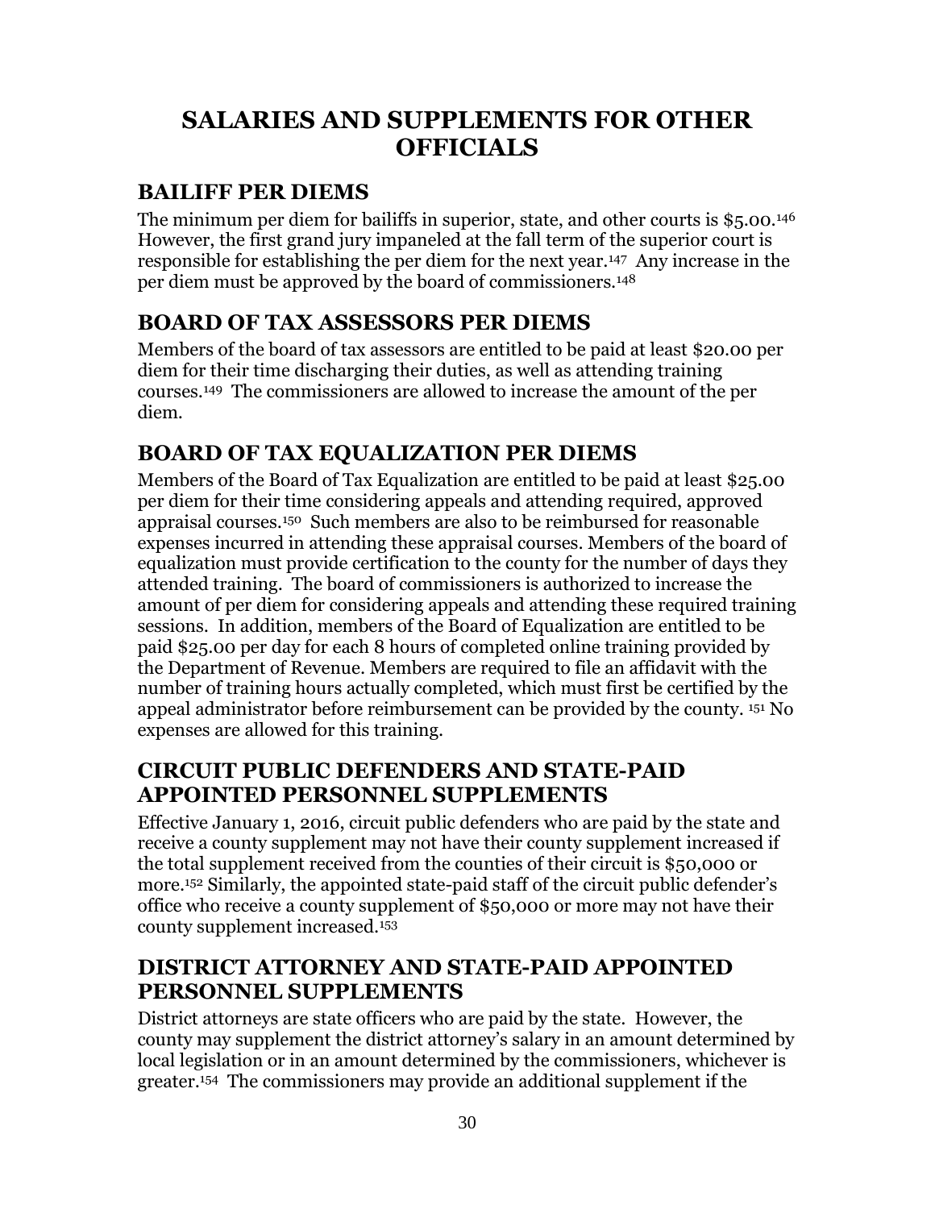# SALARIES AND SUPPLEMENTS FOR OTHER OFFICIALS

## BAILIFF PER DIEMS

The minimum per diem for bailiffs in superior, state, and other courts is $5.00.[146] However, the first grand jury impaneled at the fall term of the superior court is responsible for establishing the per diem for the next year.[147] Any increase in the per diem must be approved by the board of commissioners.[148]

## BOARD OF TAX ASSESSORS PER DIEMS

Members of the board of tax assessors are entitled to be paid at least $20.00 per diem for their time discharging their duties, as well as attending training courses.[149] The commissioners are allowed to increase the amount of the per diem.

## BOARD OF TAX EQUALIZATION PER DIEMS

Members of the Board of Tax Equalization are entitled to be paid at least $25.00 per diem for their time considering appeals and attending required, approved appraisal courses.[150] Such members are also to be reimbursed for reasonable expenses incurred in attending these appraisal courses. Members of the board of equalization must provide certification to the county for the number of days they attended training. The board of commissioners is authorized to increase the amount of per diem for considering appeals and attending these required training sessions. In addition, members of the Board of Equalization are entitled to be paid $25.00 per day for each 8 hours of completed online training provided by the Department of Revenue. Members are required to file an affidavit with the number of training hours actually completed, which must first be certified by the appeal administrator before reimbursement can be provided by the county. [151] No expenses are allowed for this training.

## CIRCUIT PUBLIC DEFENDERS AND STATE-PAID APPOINTED PERSONNEL SUPPLEMENTS

Effective January 1, 2016, circuit public defenders who are paid by the state and receive a county supplement may not have their county supplement increased if the total supplement received from the counties of their circuit is $50,000 or more.[152] Similarly, the appointed state-paid staff of the circuit public defender's office who receive a county supplement of $50,000 or more may not have their county supplement increased.[153]

## DISTRICT ATTORNEY AND STATE-PAID APPOINTED PERSONNEL SUPPLEMENTS

District attorneys are state officers who are paid by the state. However, the county may supplement the district attorney's salary in an amount determined by local legislation or in an amount determined by the commissioners, whichever is greater.[154] The commissioners may provide an additional supplement if the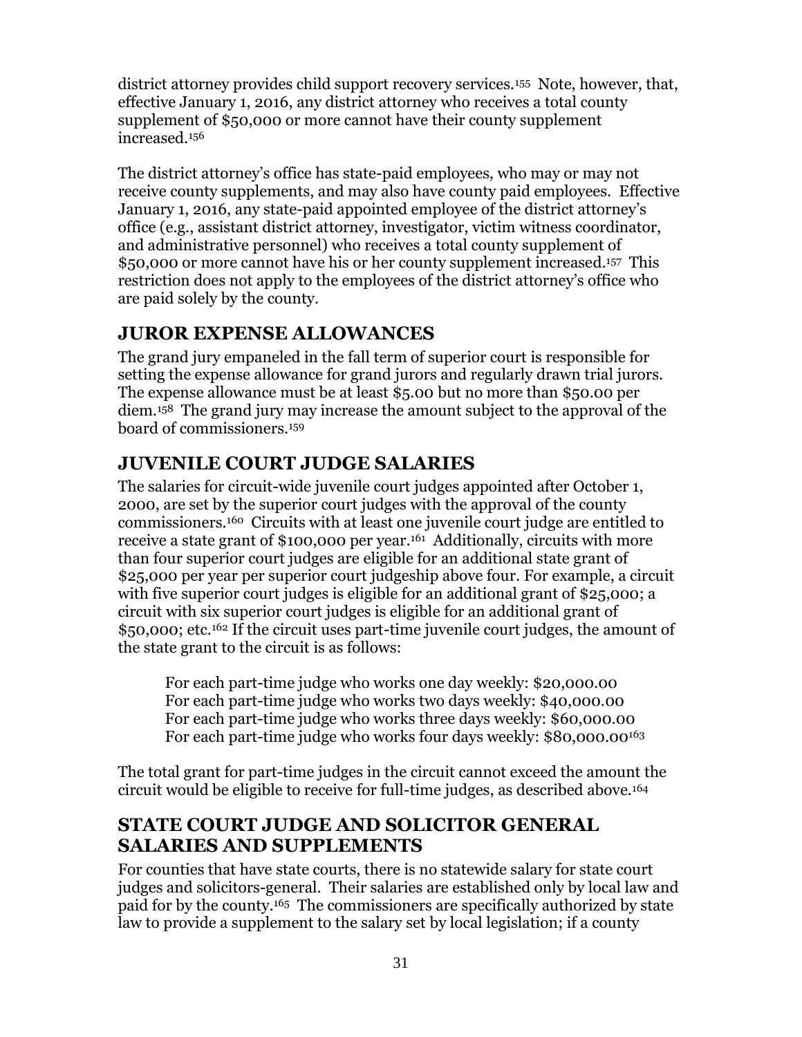district attorney provides child support recovery services.[155] Note, however, that, effective January 1, 2016, any district attorney who receives a total county supplement of $50,000 or more cannot have their county supplement increased.[156]

The district attorney's office has state-paid employees, who may or may not receive county supplements, and may also have county paid employees. Effective January 1, 2016, any state-paid appointed employee of the district attorney's office (e.g., assistant district attorney, investigator, victim witness coordinator, and administrative personnel) who receives a total county supplement of $50,000 or more cannot have his or her county supplement increased.[157] This restriction does not apply to the employees of the district attorney's office who are paid solely by the county.

## JUROR EXPENSE ALLOWANCES

The grand jury empaneled in the fall term of superior court is responsible for setting the expense allowance for grand jurors and regularly drawn trial jurors. The expense allowance must be at least $5.00 but no more than $50.00 per diem.[158] The grand jury may increase the amount subject to the approval of the board of commissioners.[159]

## JUVENILE COURT JUDGE SALARIES

The salaries for circuit-wide juvenile court judges appointed after October 1, 2000, are set by the superior court judges with the approval of the county commissioners.[160] Circuits with at least one juvenile court judge are entitled to receive a state grant of $100,000 per year.[161] Additionally, circuits with more than four superior court judges are eligible for an additional state grant of $25,000 per year per superior court judgeship above four. For example, a circuit with five superior court judges is eligible for an additional grant of $25,000; a circuit with six superior court judges is eligible for an additional grant of $50,000; etc.[162] If the circuit uses part-time juvenile court judges, the amount of the state grant to the circuit is as follows:

For each part-time judge who works one day weekly: $20,000.00
For each part-time judge who works two days weekly: $40,000.00
For each part-time judge who works three days weekly: $60,000.00
For each part-time judge who works four days weekly: $80,000.00[163]

The total grant for part-time judges in the circuit cannot exceed the amount the circuit would be eligible to receive for full-time judges, as described above.[164]

## STATE COURT JUDGE AND SOLICITOR GENERAL SALARIES AND SUPPLEMENTS

For counties that have state courts, there is no statewide salary for state court judges and solicitors-general. Their salaries are established only by local law and paid for by the county.[165] The commissioners are specifically authorized by state law to provide a supplement to the salary set by local legislation; if a county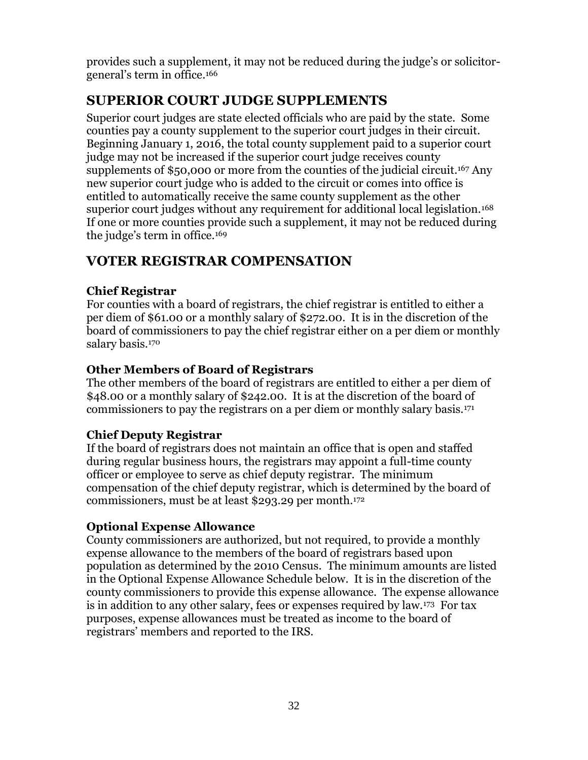provides such a supplement, it may not be reduced during the judge's or solicitor-general's term in office.[166]

## SUPERIOR COURT JUDGE SUPPLEMENTS

Superior court judges are state elected officials who are paid by the state. Some counties pay a county supplement to the superior court judges in their circuit. Beginning January 1, 2016, the total county supplement paid to a superior court judge may not be increased if the superior court judge receives county supplements of $50,000 or more from the counties of the judicial circuit.[167] Any new superior court judge who is added to the circuit or comes into office is entitled to automatically receive the same county supplement as the other superior court judges without any requirement for additional local legislation.[168] If one or more counties provide such a supplement, it may not be reduced during the judge's term in office.[169]

## VOTER REGISTRAR COMPENSATION

### Chief Registrar

For counties with a board of registrars, the chief registrar is entitled to either a per diem of $61.00 or a monthly salary of $272.00. It is in the discretion of the board of commissioners to pay the chief registrar either on a per diem or monthly salary basis.[170]

### Other Members of Board of Registrars

The other members of the board of registrars are entitled to either a per diem of $48.00 or a monthly salary of $242.00. It is at the discretion of the board of commissioners to pay the registrars on a per diem or monthly salary basis.[171]

### Chief Deputy Registrar

If the board of registrars does not maintain an office that is open and staffed during regular business hours, the registrars may appoint a full-time county officer or employee to serve as chief deputy registrar. The minimum compensation of the chief deputy registrar, which is determined by the board of commissioners, must be at least $293.29 per month.[172]

### Optional Expense Allowance

County commissioners are authorized, but not required, to provide a monthly expense allowance to the members of the board of registrars based upon population as determined by the 2010 Census. The minimum amounts are listed in the Optional Expense Allowance Schedule below. It is in the discretion of the county commissioners to provide this expense allowance. The expense allowance is in addition to any other salary, fees or expenses required by law.[173] For tax purposes, expense allowances must be treated as income to the board of registrars' members and reported to the IRS.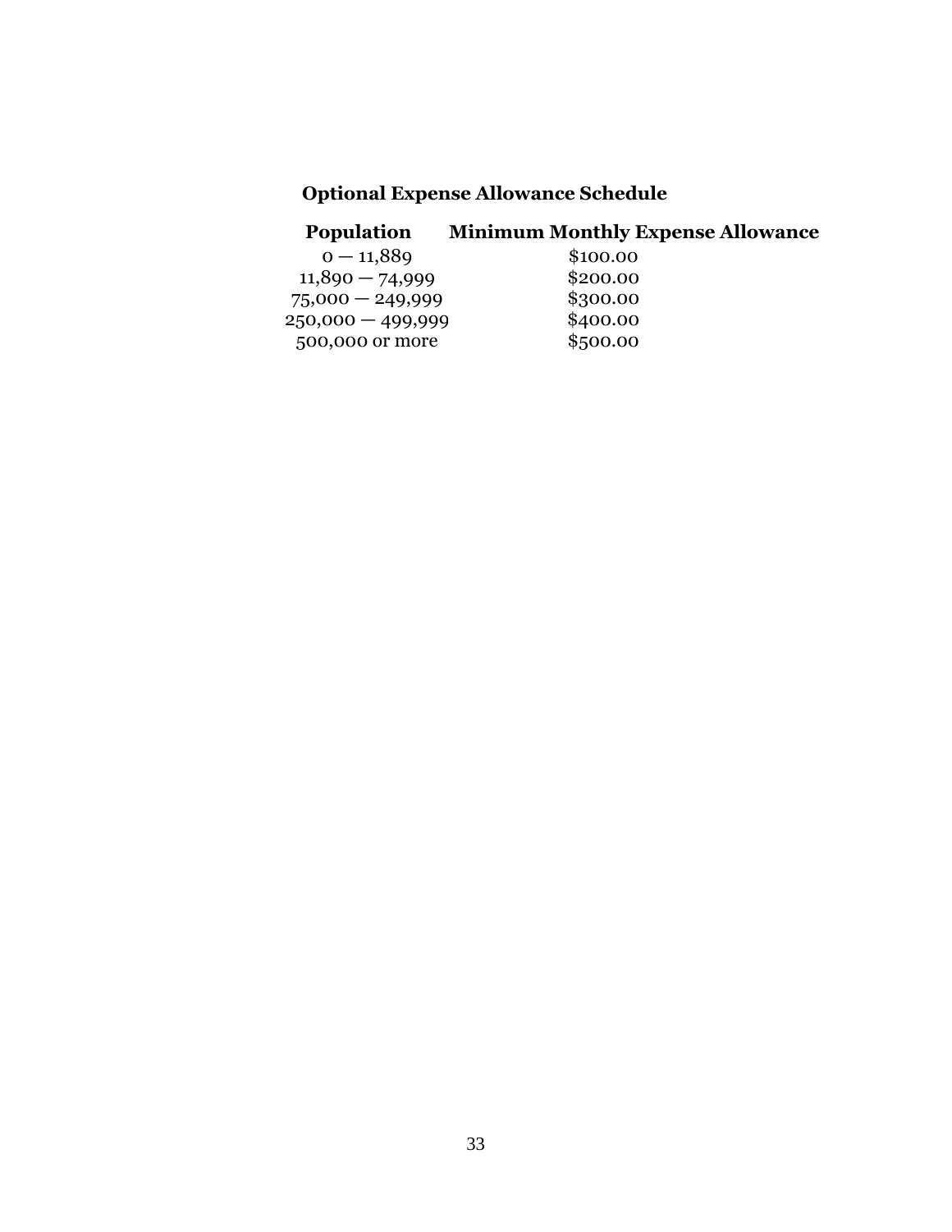**Optional Expense Allowance Schedule**

| Population | Minimum Monthly Expense Allowance |
| --- | --- |
| 0 — 11,889 | $100.00 |
| 11,890 — 74,999 | $200.00 |
| 75,000 — 249,999 | $300.00 |
| 250,000 — 499,999 | $400.00 |
| 500,000 or more | $500.00 |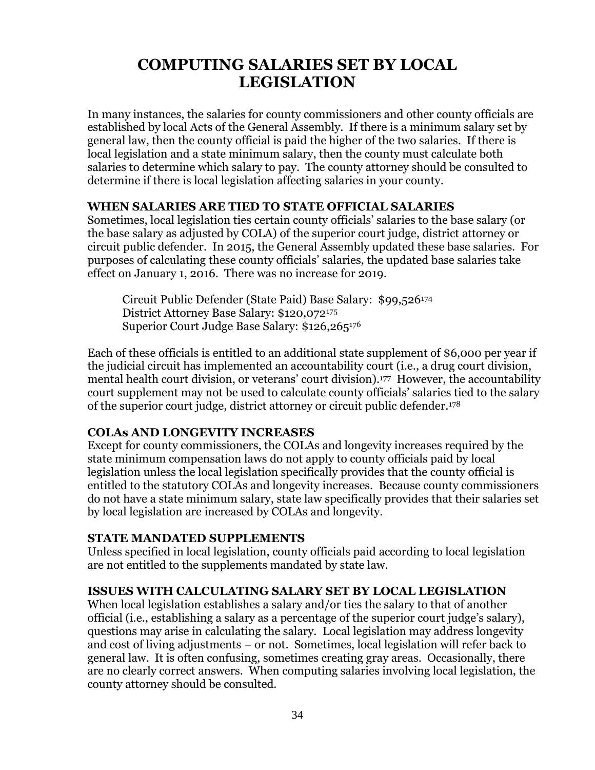# COMPUTING SALARIES SET BY LOCAL LEGISLATION

In many instances, the salaries for county commissioners and other county officials are established by local Acts of the General Assembly. If there is a minimum salary set by general law, then the county official is paid the higher of the two salaries. If there is local legislation and a state minimum salary, then the county must calculate both salaries to determine which salary to pay. The county attorney should be consulted to determine if there is local legislation affecting salaries in your county.

### WHEN SALARIES ARE TIED TO STATE OFFICIAL SALARIES

Sometimes, local legislation ties certain county officials' salaries to the base salary (or the base salary as adjusted by COLA) of the superior court judge, district attorney or circuit public defender. In 2015, the General Assembly updated these base salaries. For purposes of calculating these county officials' salaries, the updated base salaries take effect on January 1, 2016. There was no increase for 2019.

Circuit Public Defender (State Paid) Base Salary: $99,526[174]
District Attorney Base Salary: $120,072[175]
Superior Court Judge Base Salary: $126,265[176]

Each of these officials is entitled to an additional state supplement of $6,000 per year if the judicial circuit has implemented an accountability court (i.e., a drug court division, mental health court division, or veterans' court division).[177] However, the accountability court supplement may not be used to calculate county officials' salaries tied to the salary of the superior court judge, district attorney or circuit public defender.[178]

### COLAs AND LONGEVITY INCREASES

Except for county commissioners, the COLAs and longevity increases required by the state minimum compensation laws do not apply to county officials paid by local legislation unless the local legislation specifically provides that the county official is entitled to the statutory COLAs and longevity increases. Because county commissioners do not have a state minimum salary, state law specifically provides that their salaries set by local legislation are increased by COLAs and longevity.

### STATE MANDATED SUPPLEMENTS

Unless specified in local legislation, county officials paid according to local legislation are not entitled to the supplements mandated by state law.

### ISSUES WITH CALCULATING SALARY SET BY LOCAL LEGISLATION

When local legislation establishes a salary and/or ties the salary to that of another official (i.e., establishing a salary as a percentage of the superior court judge's salary), questions may arise in calculating the salary. Local legislation may address longevity and cost of living adjustments – or not. Sometimes, local legislation will refer back to general law. It is often confusing, sometimes creating gray areas. Occasionally, there are no clearly correct answers. When computing salaries involving local legislation, the county attorney should be consulted.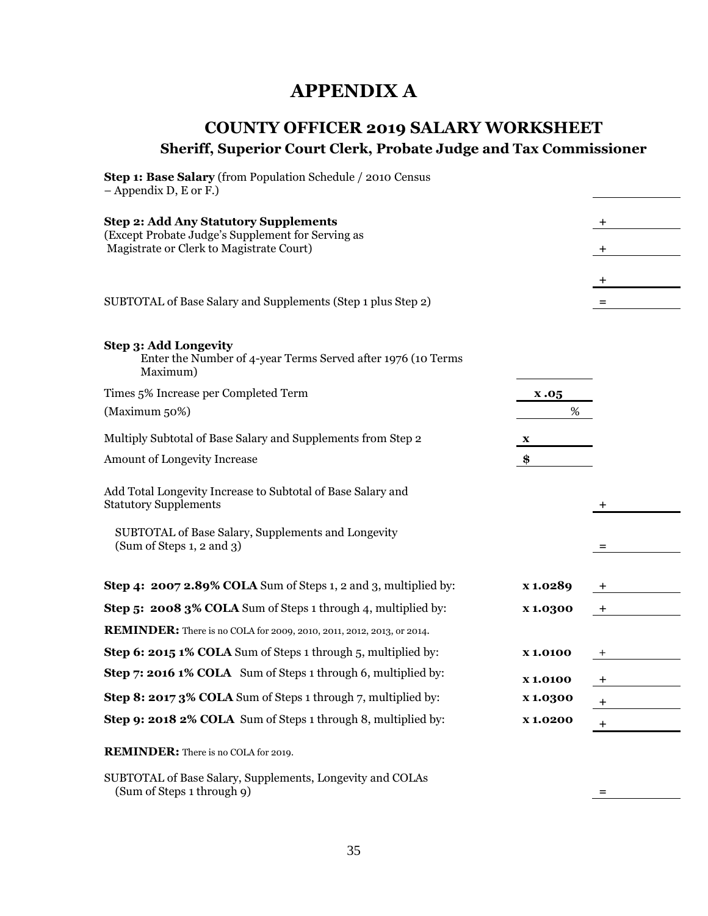# APPENDIX A

## COUNTY OFFICER 2019 SALARY WORKSHEET

### Sheriff, Superior Court Clerk, Probate Judge and Tax Commissioner

| | | |
|---|---|---|
| **Step 1: Base Salary** (from Population Schedule / 2010 Census – Appendix D, E or F.) | | ______ |
| **Step 2: Add Any Statutory Supplements** (Except Probate Judge's Supplement for Serving as Magistrate or Clerk to Magistrate Court) | | + ______ |
| | | + ______ |
| | | + ______ |
| SUBTOTAL of Base Salary and Supplements (Step 1 plus Step 2) | | = ______ |
| **Step 3: Add Longevity** Enter the Number of 4-year Terms Served after 1976 (10 Terms Maximum) | ______ | |
| Times 5% Increase per Completed Term | **x .05** | |
| (Maximum 50%) | % | |
| Multiply Subtotal of Base Salary and Supplements from Step 2 | **x** | |
| Amount of Longevity Increase | **$** | |
| Add Total Longevity Increase to Subtotal of Base Salary and Statutory Supplements | | + ______ |
| SUBTOTAL of Base Salary, Supplements and Longevity (Sum of Steps 1, 2 and 3) | | = ______ |
| **Step 4: 2007 2.89% COLA** Sum of Steps 1, 2 and 3, multiplied by: | **x 1.0289** | + ______ |
| **Step 5: 2008 3% COLA** Sum of Steps 1 through 4, multiplied by: | **x 1.0300** | + ______ |
| **REMINDER:** There is no COLA for 2009, 2010, 2011, 2012, 2013, or 2014. | | |
| **Step 6: 2015 1% COLA** Sum of Steps 1 through 5, multiplied by: | **x 1.0100** | + ______ |
| **Step 7: 2016 1% COLA** Sum of Steps 1 through 6, multiplied by: | **x 1.0100** | + ______ |
| **Step 8: 2017 3% COLA** Sum of Steps 1 through 7, multiplied by: | **x 1.0300** | + ______ |
| **Step 9: 2018 2% COLA** Sum of Steps 1 through 8, multiplied by: | **x 1.0200** | + ______ |
| **REMINDER:** There is no COLA for 2019. | | |
| SUBTOTAL of Base Salary, Supplements, Longevity and COLAs (Sum of Steps 1 through 9) | | = ______ |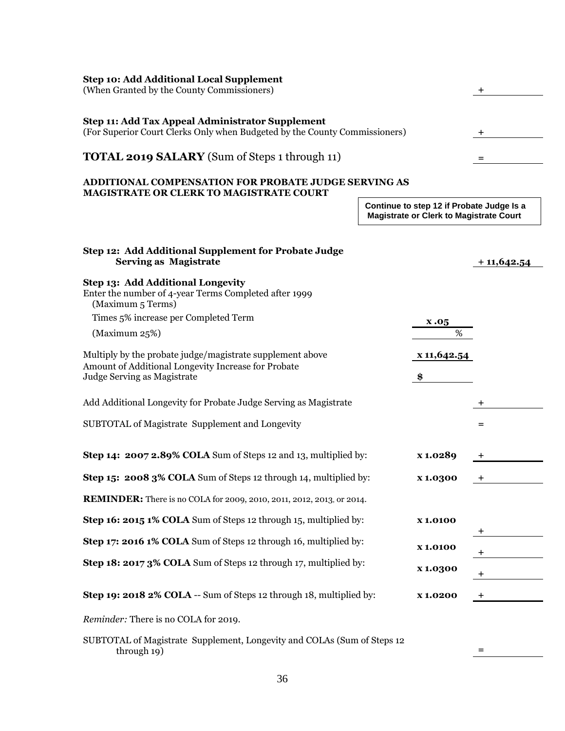**Step 10: Add Additional Local Supplement**
(When Granted by the County Commissioners) +

**Step 11: Add Tax Appeal Administrator Supplement**
(For Superior Court Clerks Only when Budgeted by the County Commissioners) +

**TOTAL 2019 SALARY** (Sum of Steps 1 through 11) =

**ADDITIONAL COMPENSATION FOR PROBATE JUDGE SERVING AS MAGISTRATE OR CLERK TO MAGISTRATE COURT**

**Continue to step 12 if Probate Judge Is a Magistrate or Clerk to Magistrate Court**

**Step 12: Add Additional Supplement for Probate Judge Serving as Magistrate** **+ 11,642.54**

**Step 13: Add Additional Longevity**
Enter the number of 4-year Terms Completed after 1999
(Maximum 5 Terms)

Times 5% increase per Completed Term **x .05**

(Maximum 25%) %

Multiply by the probate judge/magistrate supplement above **x 11,642.54**

Amount of Additional Longevity Increase for Probate Judge Serving as Magistrate **$**

Add Additional Longevity for Probate Judge Serving as Magistrate +

SUBTOTAL of Magistrate Supplement and Longevity =

**Step 14: 2007 2.89% COLA** Sum of Steps 12 and 13, multiplied by: **x 1.0289** +

**Step 15: 2008 3% COLA** Sum of Steps 12 through 14, multiplied by: **x 1.0300** +

**REMINDER:** There is no COLA for 2009, 2010, 2011, 2012, 2013, or 2014.

**Step 16: 2015 1% COLA** Sum of Steps 12 through 15, multiplied by: **x 1.0100** +

**Step 17: 2016 1% COLA** Sum of Steps 12 through 16, multiplied by: **x 1.0100** +

**Step 18: 2017 3% COLA** Sum of Steps 12 through 17, multiplied by: **x 1.0300** +

**Step 19: 2018 2% COLA** -- Sum of Steps 12 through 18, multiplied by: **x 1.0200** +

*Reminder:* There is no COLA for 2019.

SUBTOTAL of Magistrate Supplement, Longevity and COLAs (Sum of Steps 12 through 19) =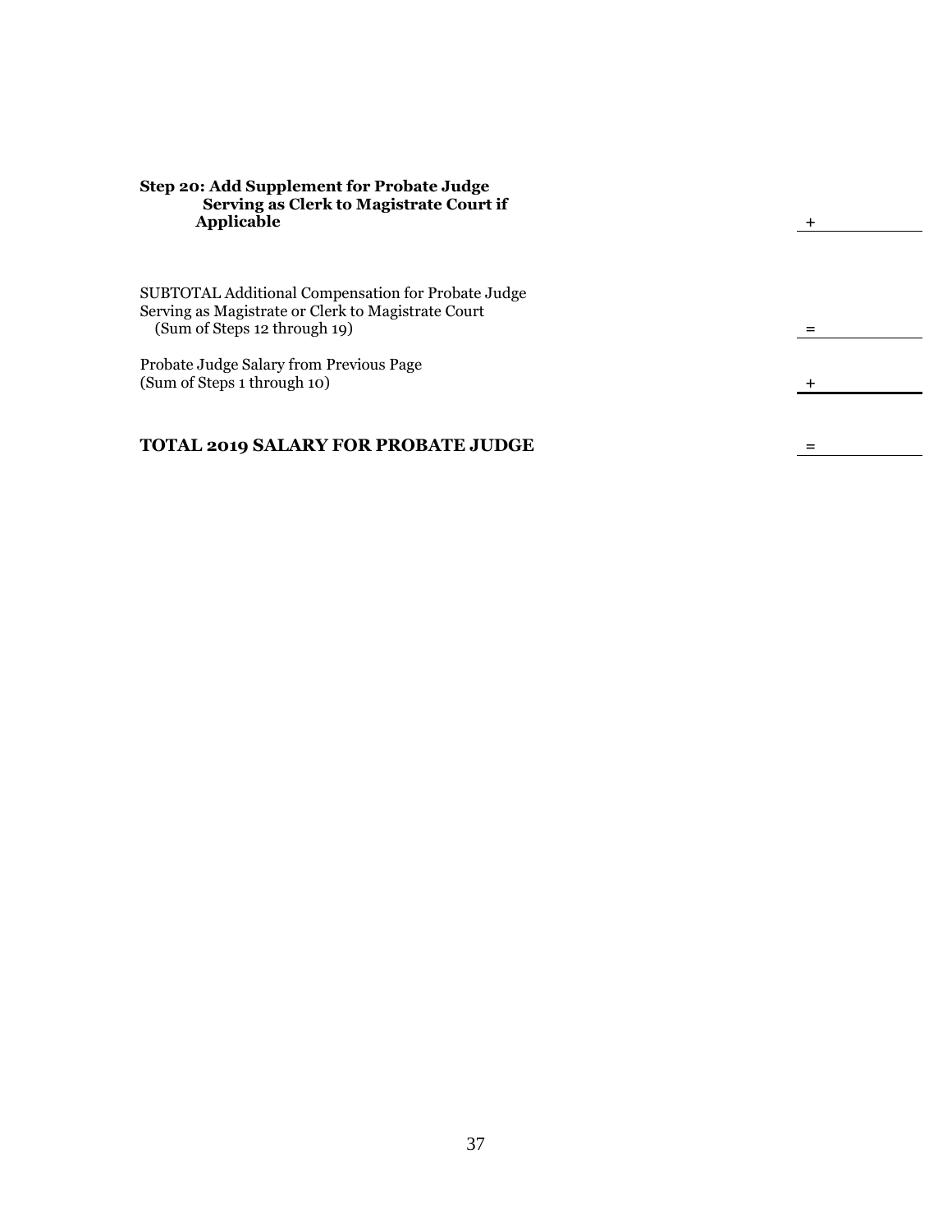**Step 20: Add Supplement for Probate Judge Serving as Clerk to Magistrate Court if Applicable** + ______

SUBTOTAL Additional Compensation for Probate Judge Serving as Magistrate or Clerk to Magistrate Court (Sum of Steps 12 through 19) = ______

Probate Judge Salary from Previous Page (Sum of Steps 1 through 10) + ______

**TOTAL 2019 SALARY FOR PROBATE JUDGE** = ______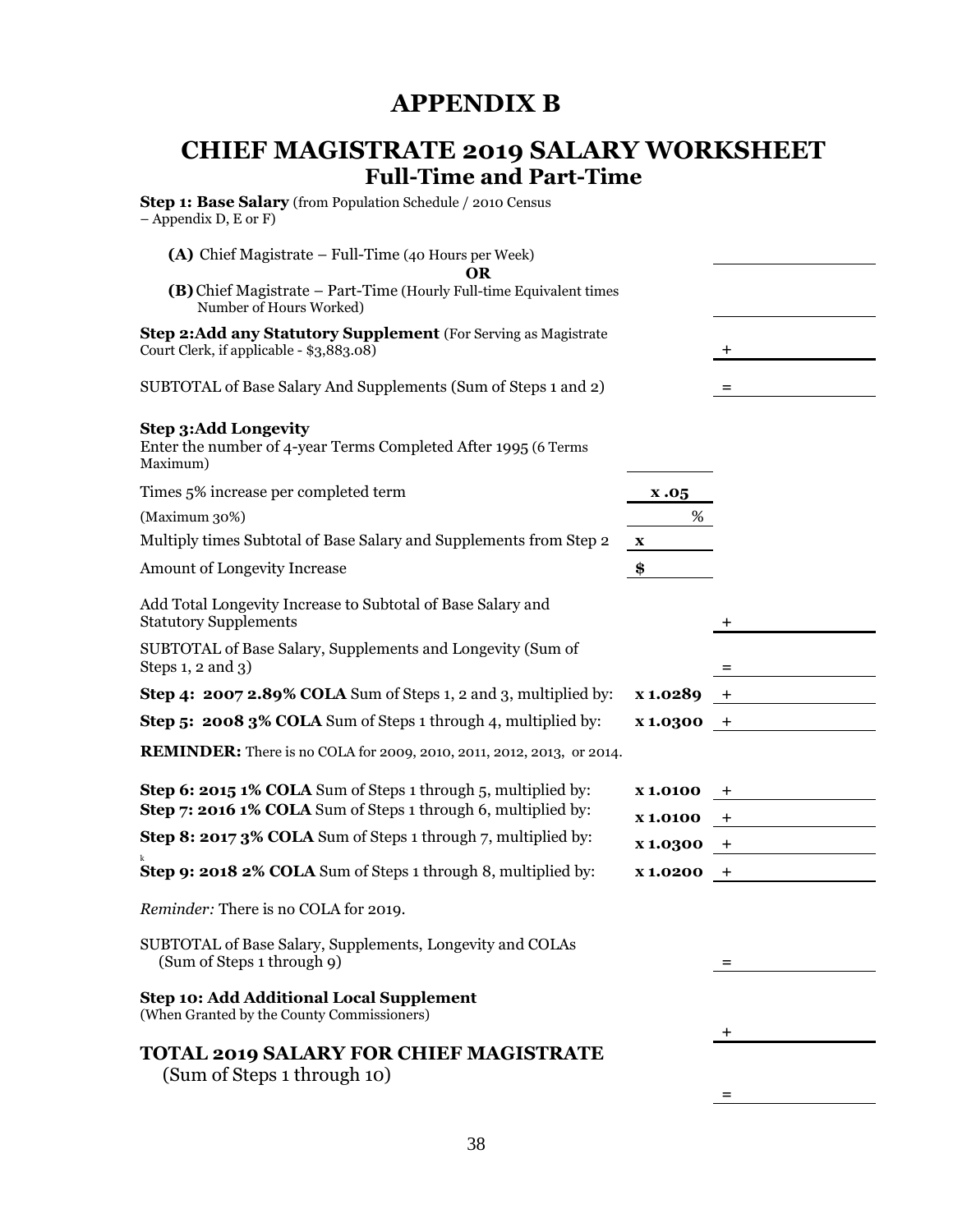# APPENDIX B

## CHIEF MAGISTRATE 2019 SALARY WORKSHEET
### Full-Time and Part-Time

**Step 1: Base Salary** (from Population Schedule / 2010 Census – Appendix D, E or F)

| | | |
|---|---|---|
| **(A)** Chief Magistrate – Full-Time (40 Hours per Week) | | ________ |
| **OR** | | |
| **(B)** Chief Magistrate – Part-Time (Hourly Full-time Equivalent times Number of Hours Worked) | | ________ |
| **Step 2: Add any Statutory Supplement** (For Serving as Magistrate Court Clerk, if applicable - $3,883.08) | | + ________ |
| SUBTOTAL of Base Salary And Supplements (Sum of Steps 1 and 2) | | = ________ |
| **Step 3: Add Longevity** | | |
| Enter the number of 4-year Terms Completed After 1995 (6 Terms Maximum) | ________ | |
| Times 5% increase per completed term | x .05 | |
| (Maximum 30%) | % | |
| Multiply times Subtotal of Base Salary and Supplements from Step 2 | x | |
| Amount of Longevity Increase | $ | |
| Add Total Longevity Increase to Subtotal of Base Salary and Statutory Supplements | | + ________ |
| SUBTOTAL of Base Salary, Supplements and Longevity (Sum of Steps 1, 2 and 3) | | = ________ |
| **Step 4: 2007 2.89% COLA** Sum of Steps 1, 2 and 3, multiplied by: | **x 1.0289** | + ________ |
| **Step 5: 2008 3% COLA** Sum of Steps 1 through 4, multiplied by: | **x 1.0300** | + ________ |
| **REMINDER:** There is no COLA for 2009, 2010, 2011, 2012, 2013, or 2014. | | |
| **Step 6: 2015 1% COLA** Sum of Steps 1 through 5, multiplied by: | **x 1.0100** | + ________ |
| **Step 7: 2016 1% COLA** Sum of Steps 1 through 6, multiplied by: | **x 1.0100** | + ________ |
| **Step 8: 2017 3% COLA** Sum of Steps 1 through 7, multiplied by: | **x 1.0300** | + ________ |
| **Step 9: 2018 2% COLA** Sum of Steps 1 through 8, multiplied by: | **x 1.0200** | + ________ |
| *Reminder:* There is no COLA for 2019. | | |
| SUBTOTAL of Base Salary, Supplements, Longevity and COLAs (Sum of Steps 1 through 9) | | = ________ |
| **Step 10: Add Additional Local Supplement** (When Granted by the County Commissioners) | | + ________ |
| **TOTAL 2019 SALARY FOR CHIEF MAGISTRATE** (Sum of Steps 1 through 10) | | = ________ |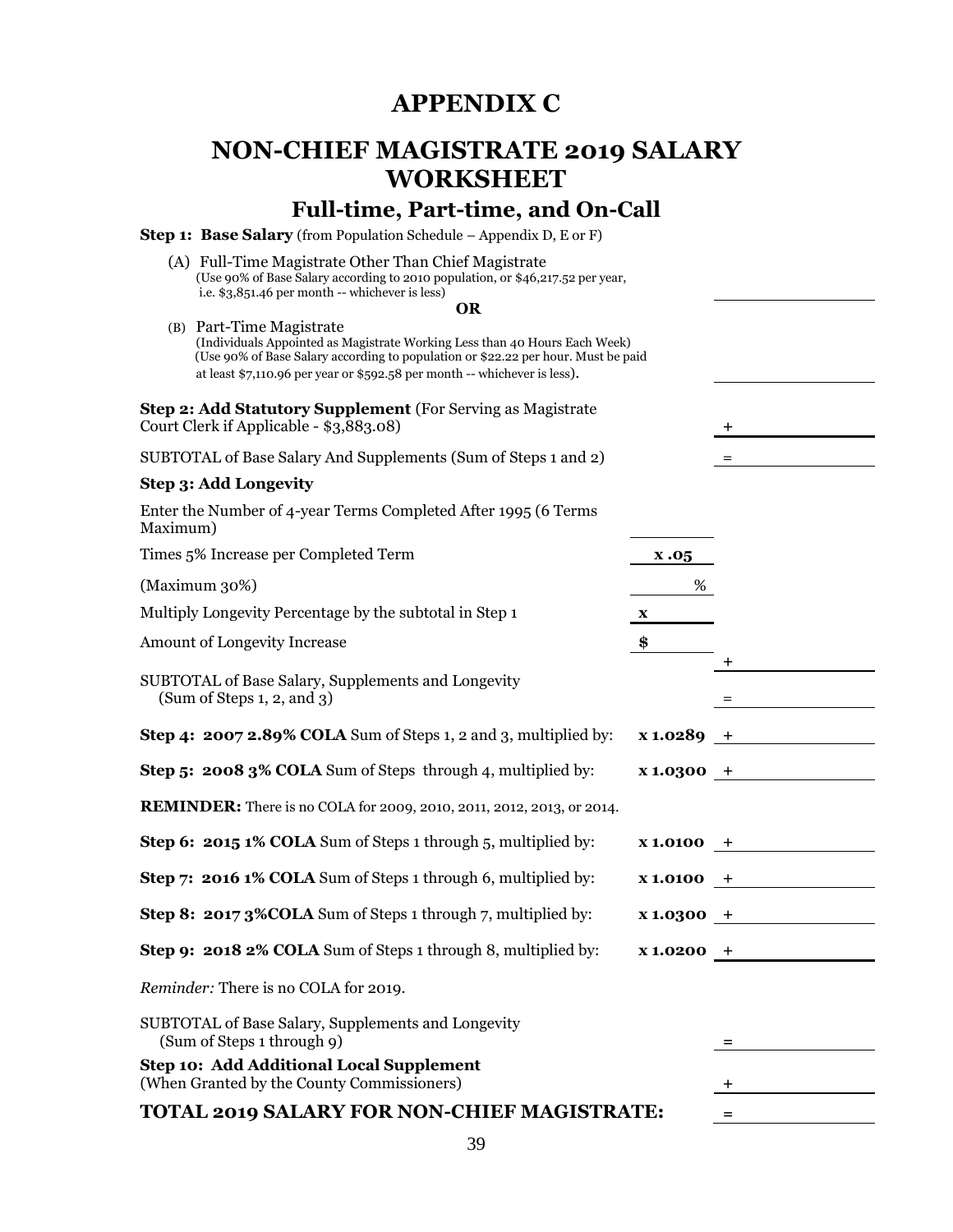# APPENDIX C

# NON-CHIEF MAGISTRATE 2019 SALARY WORKSHEET

## Full-time, Part-time, and On-Call

**Step 1: Base Salary** (from Population Schedule – Appendix D, E or F)

(A) Full-Time Magistrate Other Than Chief Magistrate
(Use 90% of Base Salary according to 2010 population, or $46,217.52 per year, i.e. $3,851.46 per month -- whichever is less) \_\_\_\_\_\_\_\_\_\_

**OR**

(B) Part-Time Magistrate
(Individuals Appointed as Magistrate Working Less than 40 Hours Each Week)
(Use 90% of Base Salary according to population or $22.22 per hour. Must be paid at least $7,110.96 per year or $592.58 per month -- whichever is less). \_\_\_\_\_\_\_\_\_\_

**Step 2: Add Statutory Supplement** (For Serving as Magistrate Court Clerk if Applicable - $3,883.08) + \_\_\_\_\_\_\_\_\_\_

SUBTOTAL of Base Salary And Supplements (Sum of Steps 1 and 2) = \_\_\_\_\_\_\_\_\_\_

**Step 3: Add Longevity**

| | | |
|---|---|---|
| Enter the Number of 4-year Terms Completed After 1995 (6 Terms Maximum) | \_\_\_\_\_\_ | |
| Times 5% Increase per Completed Term | x .05 | |
| (Maximum 30%) | % | |
| Multiply Longevity Percentage by the subtotal in Step 1 | x | |
| Amount of Longevity Increase | $ | + |
| SUBTOTAL of Base Salary, Supplements and Longevity (Sum of Steps 1, 2, and 3) | | = |
| **Step 4: 2007 2.89% COLA** Sum of Steps 1, 2 and 3, multiplied by: | x 1.0289 | + |
| **Step 5: 2008 3% COLA** Sum of Steps through 4, multiplied by: | x 1.0300 | + |
| **REMINDER:** There is no COLA for 2009, 2010, 2011, 2012, 2013, or 2014. | | |
| **Step 6: 2015 1% COLA** Sum of Steps 1 through 5, multiplied by: | x 1.0100 | + |
| **Step 7: 2016 1% COLA** Sum of Steps 1 through 6, multiplied by: | x 1.0100 | + |
| **Step 8: 2017 3%COLA** Sum of Steps 1 through 7, multiplied by: | x 1.0300 | + |
| **Step 9: 2018 2% COLA** Sum of Steps 1 through 8, multiplied by: | x 1.0200 | + |

*Reminder:* There is no COLA for 2019.

SUBTOTAL of Base Salary, Supplements and Longevity (Sum of Steps 1 through 9) = \_\_\_\_\_\_\_\_\_\_

**Step 10: Add Additional Local Supplement**
(When Granted by the County Commissioners) + \_\_\_\_\_\_\_\_\_\_

**TOTAL 2019 SALARY FOR NON-CHIEF MAGISTRATE:** = \_\_\_\_\_\_\_\_\_\_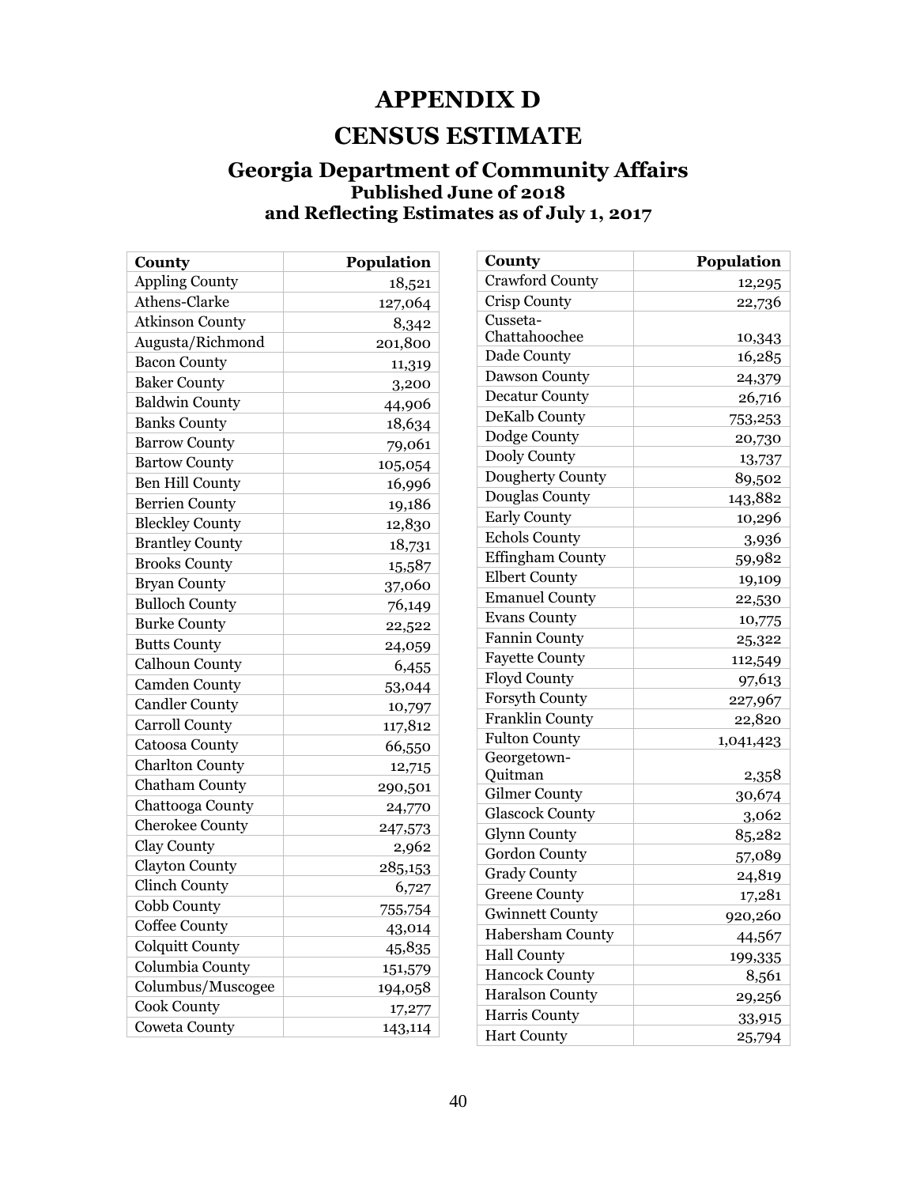# APPENDIX D

# CENSUS ESTIMATE

## Georgia Department of Community Affairs

### Published June of 2018
### and Reflecting Estimates as of July 1, 2017

| County | Population |
|---|---|
| Appling County | 18,521 |
| Athens-Clarke | 127,064 |
| Atkinson County | 8,342 |
| Augusta/Richmond | 201,800 |
| Bacon County | 11,319 |
| Baker County | 3,200 |
| Baldwin County | 44,906 |
| Banks County | 18,634 |
| Barrow County | 79,061 |
| Bartow County | 105,054 |
| Ben Hill County | 16,996 |
| Berrien County | 19,186 |
| Bleckley County | 12,830 |
| Brantley County | 18,731 |
| Brooks County | 15,587 |
| Bryan County | 37,060 |
| Bulloch County | 76,149 |
| Burke County | 22,522 |
| Butts County | 24,059 |
| Calhoun County | 6,455 |
| Camden County | 53,044 |
| Candler County | 10,797 |
| Carroll County | 117,812 |
| Catoosa County | 66,550 |
| Charlton County | 12,715 |
| Chatham County | 290,501 |
| Chattooga County | 24,770 |
| Cherokee County | 247,573 |
| Clay County | 2,962 |
| Clayton County | 285,153 |
| Clinch County | 6,727 |
| Cobb County | 755,754 |
| Coffee County | 43,014 |
| Colquitt County | 45,835 |
| Columbia County | 151,579 |
| Columbus/Muscogee | 194,058 |
| Cook County | 17,277 |
| Coweta County | 143,114 |
| Crawford County | 12,295 |
| Crisp County | 22,736 |
| Cusseta-Chattahoochee | 10,343 |
| Dade County | 16,285 |
| Dawson County | 24,379 |
| Decatur County | 26,716 |
| DeKalb County | 753,253 |
| Dodge County | 20,730 |
| Dooly County | 13,737 |
| Dougherty County | 89,502 |
| Douglas County | 143,882 |
| Early County | 10,296 |
| Echols County | 3,936 |
| Effingham County | 59,982 |
| Elbert County | 19,109 |
| Emanuel County | 22,530 |
| Evans County | 10,775 |
| Fannin County | 25,322 |
| Fayette County | 112,549 |
| Floyd County | 97,613 |
| Forsyth County | 227,967 |
| Franklin County | 22,820 |
| Fulton County | 1,041,423 |
| Georgetown-Quitman | 2,358 |
| Gilmer County | 30,674 |
| Glascock County | 3,062 |
| Glynn County | 85,282 |
| Gordon County | 57,089 |
| Grady County | 24,819 |
| Greene County | 17,281 |
| Gwinnett County | 920,260 |
| Habersham County | 44,567 |
| Hall County | 199,335 |
| Hancock County | 8,561 |
| Haralson County | 29,256 |
| Harris County | 33,915 |
| Hart County | 25,794 |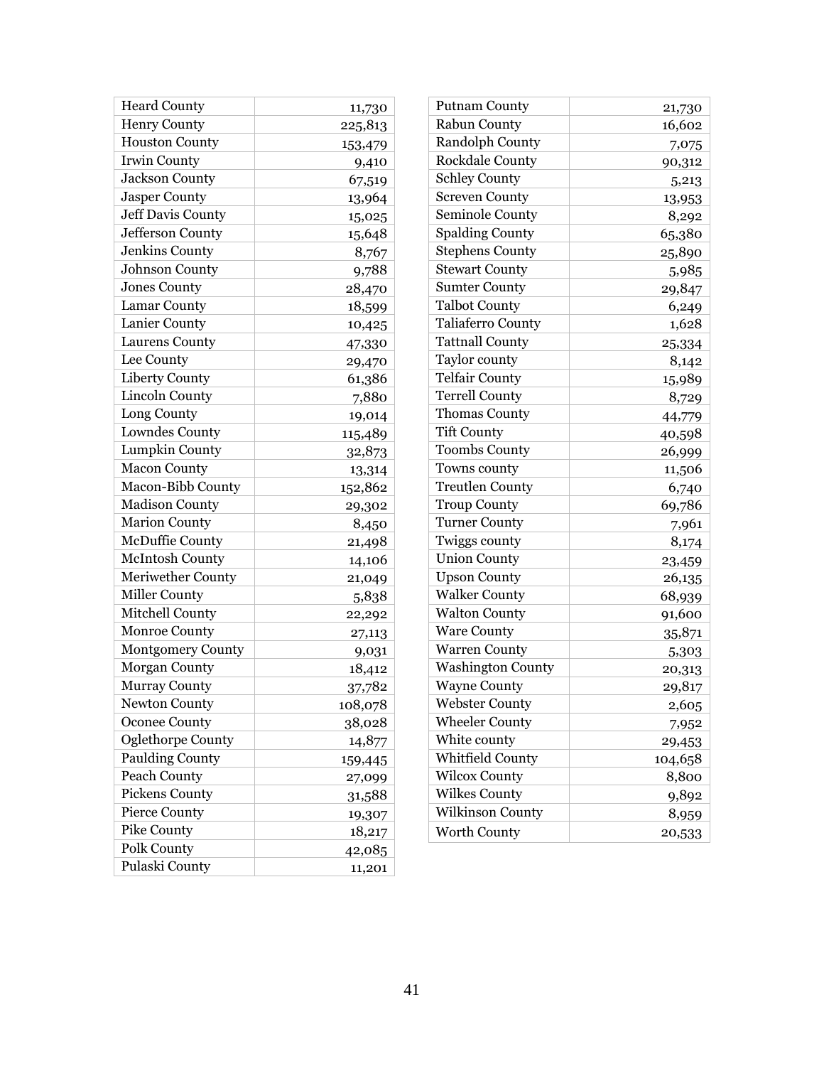| | |
|---|---|
| Heard County | 11,730 |
| Henry County | 225,813 |
| Houston County | 153,479 |
| Irwin County | 9,410 |
| Jackson County | 67,519 |
| Jasper County | 13,964 |
| Jeff Davis County | 15,025 |
| Jefferson County | 15,648 |
| Jenkins County | 8,767 |
| Johnson County | 9,788 |
| Jones County | 28,470 |
| Lamar County | 18,599 |
| Lanier County | 10,425 |
| Laurens County | 47,330 |
| Lee County | 29,470 |
| Liberty County | 61,386 |
| Lincoln County | 7,880 |
| Long County | 19,014 |
| Lowndes County | 115,489 |
| Lumpkin County | 32,873 |
| Macon County | 13,314 |
| Macon-Bibb County | 152,862 |
| Madison County | 29,302 |
| Marion County | 8,450 |
| McDuffie County | 21,498 |
| McIntosh County | 14,106 |
| Meriwether County | 21,049 |
| Miller County | 5,838 |
| Mitchell County | 22,292 |
| Monroe County | 27,113 |
| Montgomery County | 9,031 |
| Morgan County | 18,412 |
| Murray County | 37,782 |
| Newton County | 108,078 |
| Oconee County | 38,028 |
| Oglethorpe County | 14,877 |
| Paulding County | 159,445 |
| Peach County | 27,099 |
| Pickens County | 31,588 |
| Pierce County | 19,307 |
| Pike County | 18,217 |
| Polk County | 42,085 |
| Pulaski County | 11,201 |

| | |
|---|---|
| Putnam County | 21,730 |
| Rabun County | 16,602 |
| Randolph County | 7,075 |
| Rockdale County | 90,312 |
| Schley County | 5,213 |
| Screven County | 13,953 |
| Seminole County | 8,292 |
| Spalding County | 65,380 |
| Stephens County | 25,890 |
| Stewart County | 5,985 |
| Sumter County | 29,847 |
| Talbot County | 6,249 |
| Taliaferro County | 1,628 |
| Tattnall County | 25,334 |
| Taylor county | 8,142 |
| Telfair County | 15,989 |
| Terrell County | 8,729 |
| Thomas County | 44,779 |
| Tift County | 40,598 |
| Toombs County | 26,999 |
| Towns county | 11,506 |
| Treutlen County | 6,740 |
| Troup County | 69,786 |
| Turner County | 7,961 |
| Twiggs county | 8,174 |
| Union County | 23,459 |
| Upson County | 26,135 |
| Walker County | 68,939 |
| Walton County | 91,600 |
| Ware County | 35,871 |
| Warren County | 5,303 |
| Washington County | 20,313 |
| Wayne County | 29,817 |
| Webster County | 2,605 |
| Wheeler County | 7,952 |
| White county | 29,453 |
| Whitfield County | 104,658 |
| Wilcox County | 8,800 |
| Wilkes County | 9,892 |
| Wilkinson County | 8,959 |
| Worth County | 20,533 |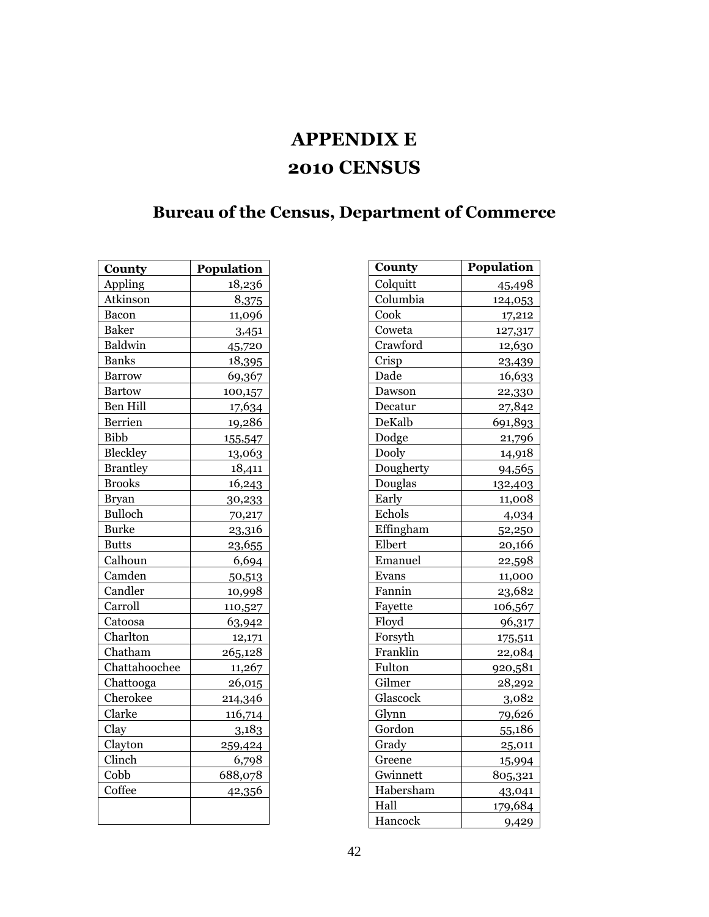# APPENDIX E
# 2010 CENSUS

## Bureau of the Census, Department of Commerce

| County | Population |
|---|---|
| Appling | 18,236 |
| Atkinson | 8,375 |
| Bacon | 11,096 |
| Baker | 3,451 |
| Baldwin | 45,720 |
| Banks | 18,395 |
| Barrow | 69,367 |
| Bartow | 100,157 |
| Ben Hill | 17,634 |
| Berrien | 19,286 |
| Bibb | 155,547 |
| Bleckley | 13,063 |
| Brantley | 18,411 |
| Brooks | 16,243 |
| Bryan | 30,233 |
| Bulloch | 70,217 |
| Burke | 23,316 |
| Butts | 23,655 |
| Calhoun | 6,694 |
| Camden | 50,513 |
| Candler | 10,998 |
| Carroll | 110,527 |
| Catoosa | 63,942 |
| Charlton | 12,171 |
| Chatham | 265,128 |
| Chattahoochee | 11,267 |
| Chattooga | 26,015 |
| Cherokee | 214,346 |
| Clarke | 116,714 |
| Clay | 3,183 |
| Clayton | 259,424 |
| Clinch | 6,798 |
| Cobb | 688,078 |
| Coffee | 42,356 |
| | |

| County | Population |
|---|---|
| Colquitt | 45,498 |
| Columbia | 124,053 |
| Cook | 17,212 |
| Coweta | 127,317 |
| Crawford | 12,630 |
| Crisp | 23,439 |
| Dade | 16,633 |
| Dawson | 22,330 |
| Decatur | 27,842 |
| DeKalb | 691,893 |
| Dodge | 21,796 |
| Dooly | 14,918 |
| Dougherty | 94,565 |
| Douglas | 132,403 |
| Early | 11,008 |
| Echols | 4,034 |
| Effingham | 52,250 |
| Elbert | 20,166 |
| Emanuel | 22,598 |
| Evans | 11,000 |
| Fannin | 23,682 |
| Fayette | 106,567 |
| Floyd | 96,317 |
| Forsyth | 175,511 |
| Franklin | 22,084 |
| Fulton | 920,581 |
| Gilmer | 28,292 |
| Glascock | 3,082 |
| Glynn | 79,626 |
| Gordon | 55,186 |
| Grady | 25,011 |
| Greene | 15,994 |
| Gwinnett | 805,321 |
| Habersham | 43,041 |
| Hall | 179,684 |
| Hancock | 9,429 |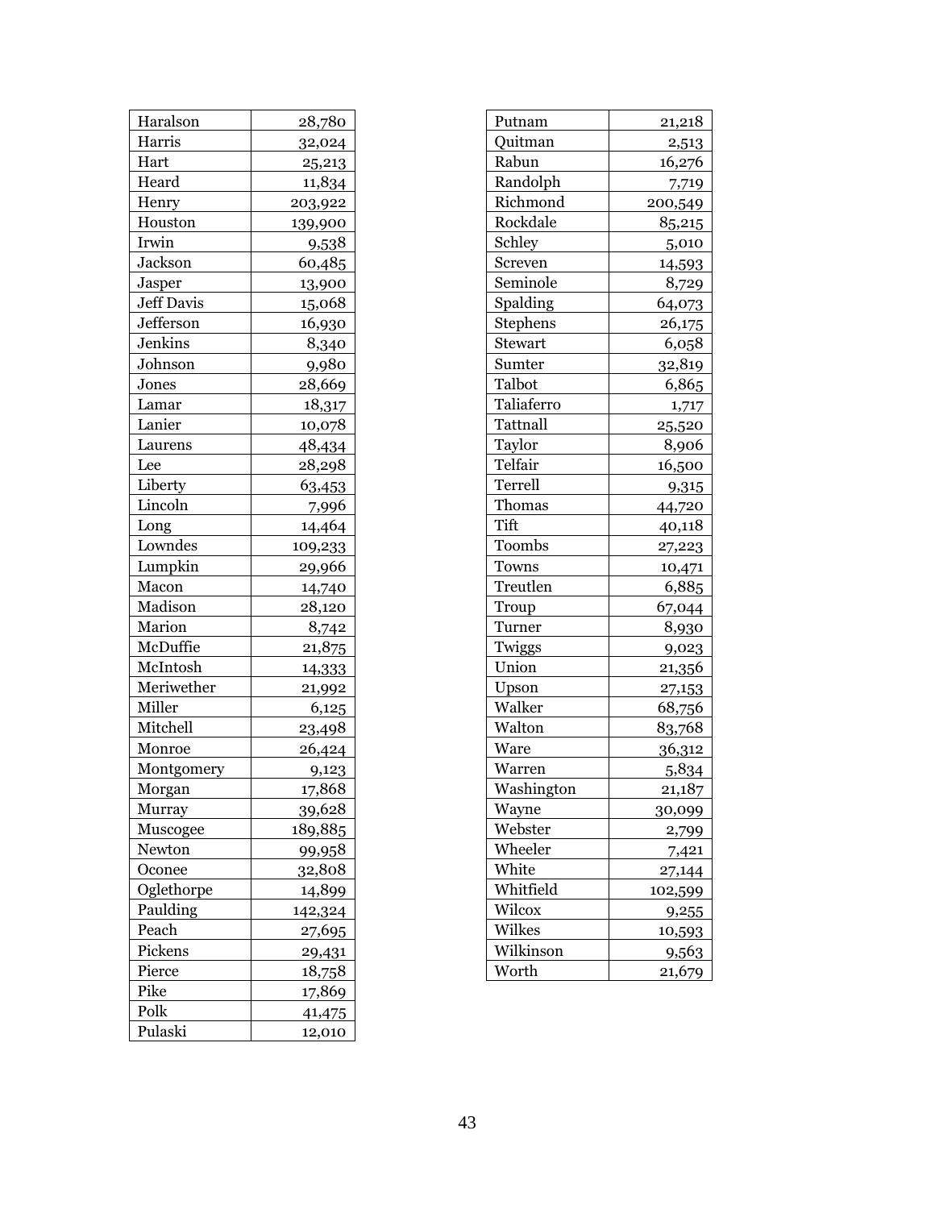| Haralson | 28,780 |
|---|---|
| Harris | 32,024 |
| Hart | 25,213 |
| Heard | 11,834 |
| Henry | 203,922 |
| Houston | 139,900 |
| Irwin | 9,538 |
| Jackson | 60,485 |
| Jasper | 13,900 |
| Jeff Davis | 15,068 |
| Jefferson | 16,930 |
| Jenkins | 8,340 |
| Johnson | 9,980 |
| Jones | 28,669 |
| Lamar | 18,317 |
| Lanier | 10,078 |
| Laurens | 48,434 |
| Lee | 28,298 |
| Liberty | 63,453 |
| Lincoln | 7,996 |
| Long | 14,464 |
| Lowndes | 109,233 |
| Lumpkin | 29,966 |
| Macon | 14,740 |
| Madison | 28,120 |
| Marion | 8,742 |
| McDuffie | 21,875 |
| McIntosh | 14,333 |
| Meriwether | 21,992 |
| Miller | 6,125 |
| Mitchell | 23,498 |
| Monroe | 26,424 |
| Montgomery | 9,123 |
| Morgan | 17,868 |
| Murray | 39,628 |
| Muscogee | 189,885 |
| Newton | 99,958 |
| Oconee | 32,808 |
| Oglethorpe | 14,899 |
| Paulding | 142,324 |
| Peach | 27,695 |
| Pickens | 29,431 |
| Pierce | 18,758 |
| Pike | 17,869 |
| Polk | 41,475 |
| Pulaski | 12,010 |

| Putnam | 21,218 |
|---|---|
| Quitman | 2,513 |
| Rabun | 16,276 |
| Randolph | 7,719 |
| Richmond | 200,549 |
| Rockdale | 85,215 |
| Schley | 5,010 |
| Screven | 14,593 |
| Seminole | 8,729 |
| Spalding | 64,073 |
| Stephens | 26,175 |
| Stewart | 6,058 |
| Sumter | 32,819 |
| Talbot | 6,865 |
| Taliaferro | 1,717 |
| Tattnall | 25,520 |
| Taylor | 8,906 |
| Telfair | 16,500 |
| Terrell | 9,315 |
| Thomas | 44,720 |
| Tift | 40,118 |
| Toombs | 27,223 |
| Towns | 10,471 |
| Treutlen | 6,885 |
| Troup | 67,044 |
| Turner | 8,930 |
| Twiggs | 9,023 |
| Union | 21,356 |
| Upson | 27,153 |
| Walker | 68,756 |
| Walton | 83,768 |
| Ware | 36,312 |
| Warren | 5,834 |
| Washington | 21,187 |
| Wayne | 30,099 |
| Webster | 2,799 |
| Wheeler | 7,421 |
| White | 27,144 |
| Whitfield | 102,599 |
| Wilcox | 9,255 |
| Wilkes | 10,593 |
| Wilkinson | 9,563 |
| Worth | 21,679 |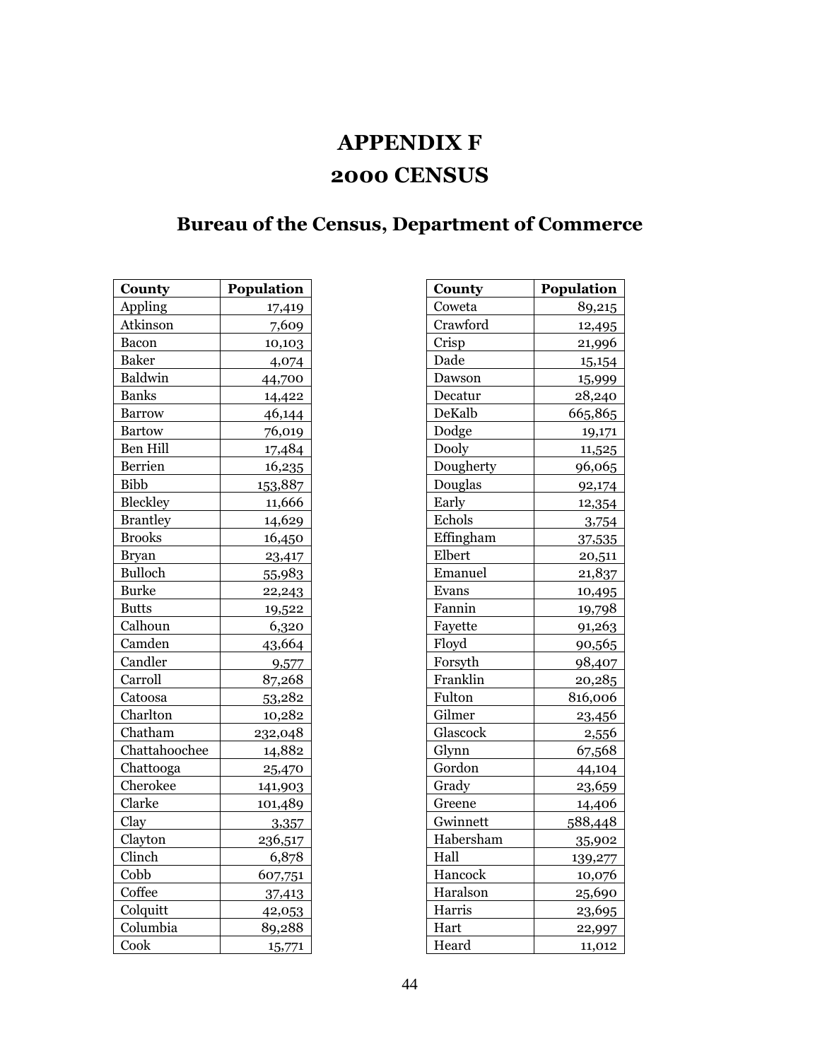# APPENDIX F
# 2000 CENSUS

## Bureau of the Census, Department of Commerce

| County | Population |
|---|---|
| Appling | 17,419 |
| Atkinson | 7,609 |
| Bacon | 10,103 |
| Baker | 4,074 |
| Baldwin | 44,700 |
| Banks | 14,422 |
| Barrow | 46,144 |
| Bartow | 76,019 |
| Ben Hill | 17,484 |
| Berrien | 16,235 |
| Bibb | 153,887 |
| Bleckley | 11,666 |
| Brantley | 14,629 |
| Brooks | 16,450 |
| Bryan | 23,417 |
| Bulloch | 55,983 |
| Burke | 22,243 |
| Butts | 19,522 |
| Calhoun | 6,320 |
| Camden | 43,664 |
| Candler | 9,577 |
| Carroll | 87,268 |
| Catoosa | 53,282 |
| Charlton | 10,282 |
| Chatham | 232,048 |
| Chattahoochee | 14,882 |
| Chattooga | 25,470 |
| Cherokee | 141,903 |
| Clarke | 101,489 |
| Clay | 3,357 |
| Clayton | 236,517 |
| Clinch | 6,878 |
| Cobb | 607,751 |
| Coffee | 37,413 |
| Colquitt | 42,053 |
| Columbia | 89,288 |
| Cook | 15,771 |

| County | Population |
|---|---|
| Coweta | 89,215 |
| Crawford | 12,495 |
| Crisp | 21,996 |
| Dade | 15,154 |
| Dawson | 15,999 |
| Decatur | 28,240 |
| DeKalb | 665,865 |
| Dodge | 19,171 |
| Dooly | 11,525 |
| Dougherty | 96,065 |
| Douglas | 92,174 |
| Early | 12,354 |
| Echols | 3,754 |
| Effingham | 37,535 |
| Elbert | 20,511 |
| Emanuel | 21,837 |
| Evans | 10,495 |
| Fannin | 19,798 |
| Fayette | 91,263 |
| Floyd | 90,565 |
| Forsyth | 98,407 |
| Franklin | 20,285 |
| Fulton | 816,006 |
| Gilmer | 23,456 |
| Glascock | 2,556 |
| Glynn | 67,568 |
| Gordon | 44,104 |
| Grady | 23,659 |
| Greene | 14,406 |
| Gwinnett | 588,448 |
| Habersham | 35,902 |
| Hall | 139,277 |
| Hancock | 10,076 |
| Haralson | 25,690 |
| Harris | 23,695 |
| Hart | 22,997 |
| Heard | 11,012 |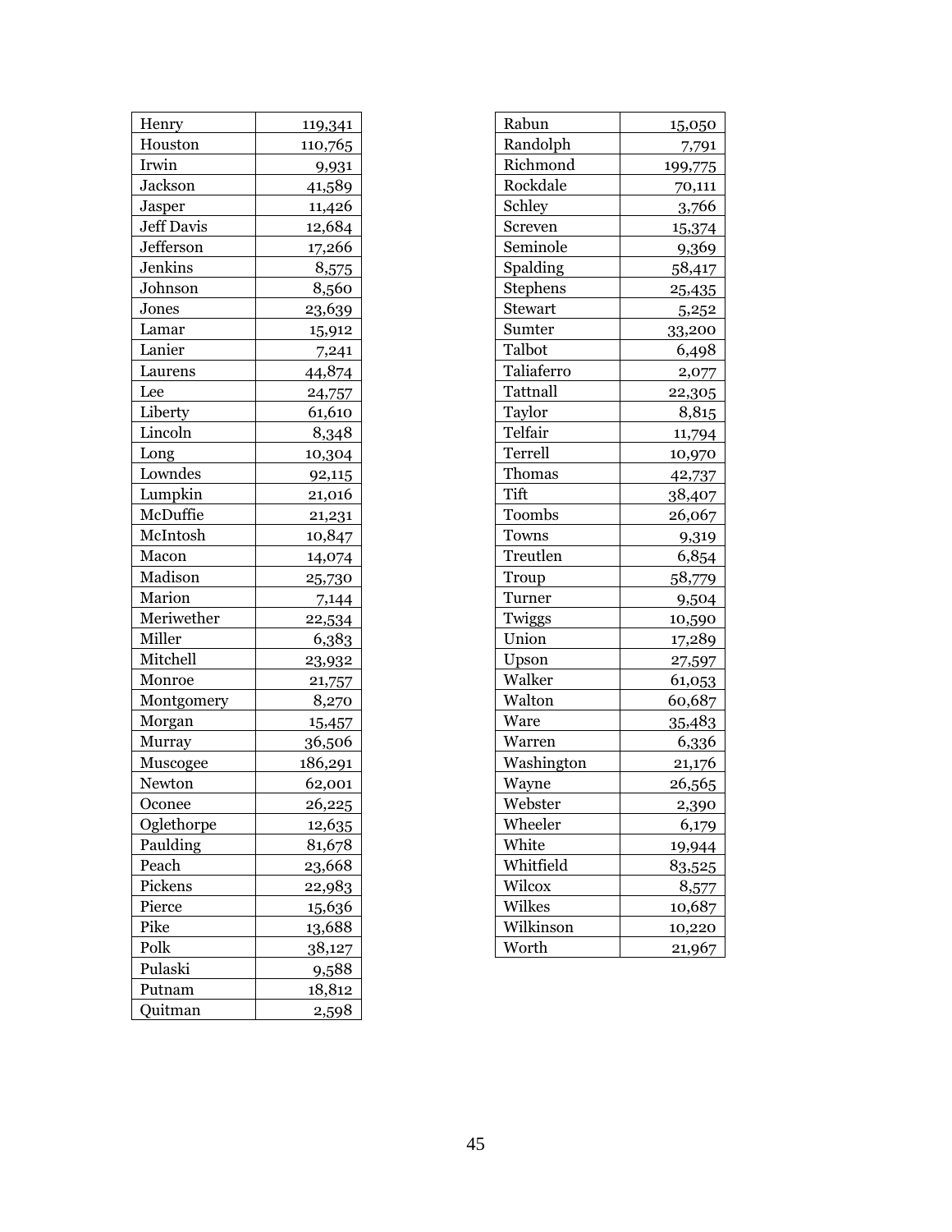| Henry | 119,341 |
|---|---|
| Houston | 110,765 |
| Irwin | 9,931 |
| Jackson | 41,589 |
| Jasper | 11,426 |
| Jeff Davis | 12,684 |
| Jefferson | 17,266 |
| Jenkins | 8,575 |
| Johnson | 8,560 |
| Jones | 23,639 |
| Lamar | 15,912 |
| Lanier | 7,241 |
| Laurens | 44,874 |
| Lee | 24,757 |
| Liberty | 61,610 |
| Lincoln | 8,348 |
| Long | 10,304 |
| Lowndes | 92,115 |
| Lumpkin | 21,016 |
| McDuffie | 21,231 |
| McIntosh | 10,847 |
| Macon | 14,074 |
| Madison | 25,730 |
| Marion | 7,144 |
| Meriwether | 22,534 |
| Miller | 6,383 |
| Mitchell | 23,932 |
| Monroe | 21,757 |
| Montgomery | 8,270 |
| Morgan | 15,457 |
| Murray | 36,506 |
| Muscogee | 186,291 |
| Newton | 62,001 |
| Oconee | 26,225 |
| Oglethorpe | 12,635 |
| Paulding | 81,678 |
| Peach | 23,668 |
| Pickens | 22,983 |
| Pierce | 15,636 |
| Pike | 13,688 |
| Polk | 38,127 |
| Pulaski | 9,588 |
| Putnam | 18,812 |
| Quitman | 2,598 |

| Rabun | 15,050 |
|---|---|
| Randolph | 7,791 |
| Richmond | 199,775 |
| Rockdale | 70,111 |
| Schley | 3,766 |
| Screven | 15,374 |
| Seminole | 9,369 |
| Spalding | 58,417 |
| Stephens | 25,435 |
| Stewart | 5,252 |
| Sumter | 33,200 |
| Talbot | 6,498 |
| Taliaferro | 2,077 |
| Tattnall | 22,305 |
| Taylor | 8,815 |
| Telfair | 11,794 |
| Terrell | 10,970 |
| Thomas | 42,737 |
| Tift | 38,407 |
| Toombs | 26,067 |
| Towns | 9,319 |
| Treutlen | 6,854 |
| Troup | 58,779 |
| Turner | 9,504 |
| Twiggs | 10,590 |
| Union | 17,289 |
| Upson | 27,597 |
| Walker | 61,053 |
| Walton | 60,687 |
| Ware | 35,483 |
| Warren | 6,336 |
| Washington | 21,176 |
| Wayne | 26,565 |
| Webster | 2,390 |
| Wheeler | 6,179 |
| White | 19,944 |
| Whitfield | 83,525 |
| Wilcox | 8,577 |
| Wilkes | 10,687 |
| Wilkinson | 10,220 |
| Worth | 21,967 |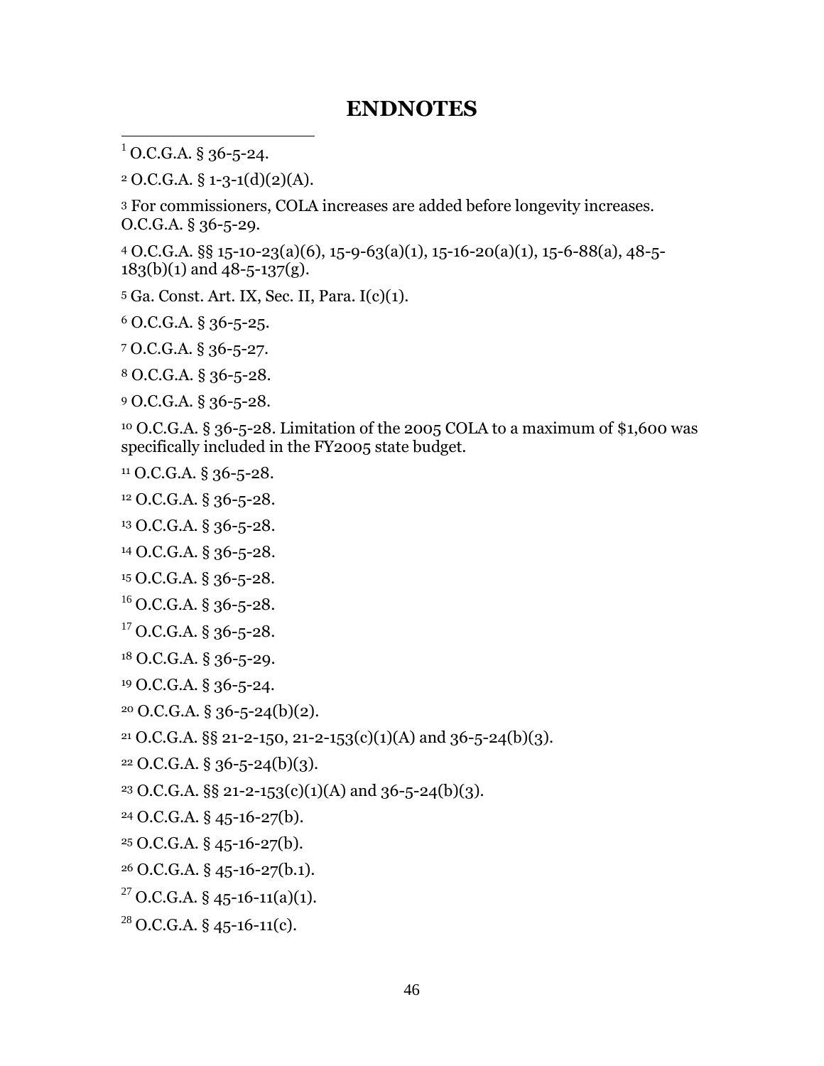# ENDNOTES

[1] O.C.G.A. § 36-5-24.

[2] O.C.G.A. § 1-3-1(d)(2)(A).

[3] For commissioners, COLA increases are added before longevity increases. O.C.G.A. § 36-5-29.

[4] O.C.G.A. §§ 15-10-23(a)(6), 15-9-63(a)(1), 15-16-20(a)(1), 15-6-88(a), 48-5-183(b)(1) and 48-5-137(g).

[5] Ga. Const. Art. IX, Sec. II, Para. I(c)(1).

[6] O.C.G.A. § 36-5-25.

[7] O.C.G.A. § 36-5-27.

[8] O.C.G.A. § 36-5-28.

[9] O.C.G.A. § 36-5-28.

[10] O.C.G.A. § 36-5-28. Limitation of the 2005 COLA to a maximum of $1,600 was specifically included in the FY2005 state budget.

[11] O.C.G.A. § 36-5-28.

[12] O.C.G.A. § 36-5-28.

[13] O.C.G.A. § 36-5-28.

[14] O.C.G.A. § 36-5-28.

[15] O.C.G.A. § 36-5-28.

[16] O.C.G.A. § 36-5-28.

[17] O.C.G.A. § 36-5-28.

[18] O.C.G.A. § 36-5-29.

[19] O.C.G.A. § 36-5-24.

[20] O.C.G.A. § 36-5-24(b)(2).

[21] O.C.G.A. §§ 21-2-150, 21-2-153(c)(1)(A) and 36-5-24(b)(3).

[22] O.C.G.A. § 36-5-24(b)(3).

[23] O.C.G.A. §§ 21-2-153(c)(1)(A) and 36-5-24(b)(3).

[24] O.C.G.A. § 45-16-27(b).

[25] O.C.G.A. § 45-16-27(b).

[26] O.C.G.A. § 45-16-27(b.1).

[27] O.C.G.A. § 45-16-11(a)(1).

[28] O.C.G.A. § 45-16-11(c).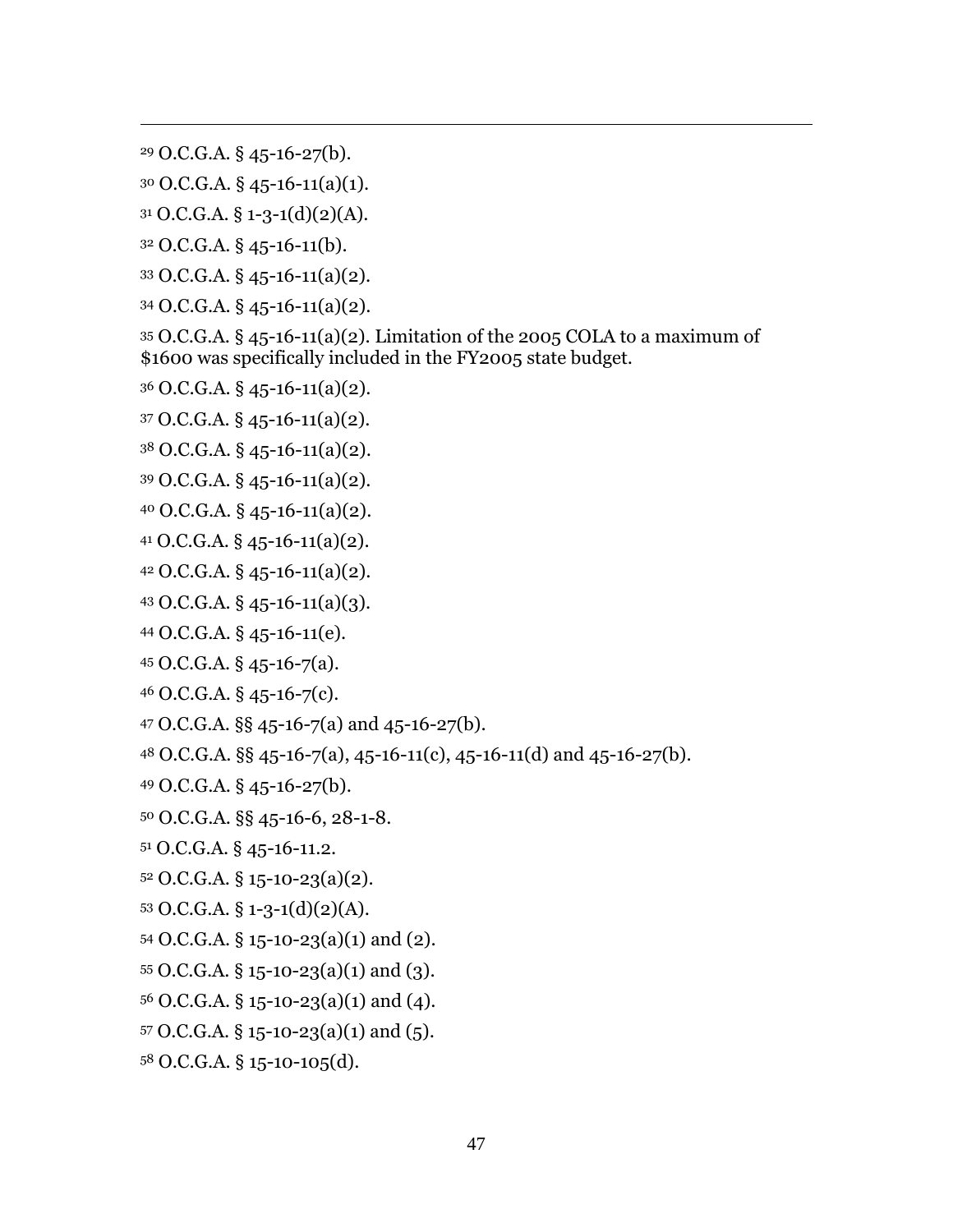---

[29] O.C.G.A. § 45-16-27(b).

[30] O.C.G.A. § 45-16-11(a)(1).

[31] O.C.G.A. § 1-3-1(d)(2)(A).

[32] O.C.G.A. § 45-16-11(b).

[33] O.C.G.A. § 45-16-11(a)(2).

[34] O.C.G.A. § 45-16-11(a)(2).

[35] O.C.G.A. § 45-16-11(a)(2). Limitation of the 2005 COLA to a maximum of $1600 was specifically included in the FY2005 state budget.

[36] O.C.G.A. § 45-16-11(a)(2).

[37] O.C.G.A. § 45-16-11(a)(2).

[38] O.C.G.A. § 45-16-11(a)(2).

[39] O.C.G.A. § 45-16-11(a)(2).

[40] O.C.G.A. § 45-16-11(a)(2).

[41] O.C.G.A. § 45-16-11(a)(2).

[42] O.C.G.A. § 45-16-11(a)(2).

[43] O.C.G.A. § 45-16-11(a)(3).

[44] O.C.G.A. § 45-16-11(e).

[45] O.C.G.A. § 45-16-7(a).

[46] O.C.G.A. § 45-16-7(c).

[47] O.C.G.A. §§ 45-16-7(a) and 45-16-27(b).

[48] O.C.G.A. §§ 45-16-7(a), 45-16-11(c), 45-16-11(d) and 45-16-27(b).

[49] O.C.G.A. § 45-16-27(b).

[50] O.C.G.A. §§ 45-16-6, 28-1-8.

[51] O.C.G.A. § 45-16-11.2.

[52] O.C.G.A. § 15-10-23(a)(2).

[53] O.C.G.A. § 1-3-1(d)(2)(A).

[54] O.C.G.A. § 15-10-23(a)(1) and (2).

[55] O.C.G.A. § 15-10-23(a)(1) and (3).

[56] O.C.G.A. § 15-10-23(a)(1) and (4).

[57] O.C.G.A. § 15-10-23(a)(1) and (5).

[58] O.C.G.A. § 15-10-105(d).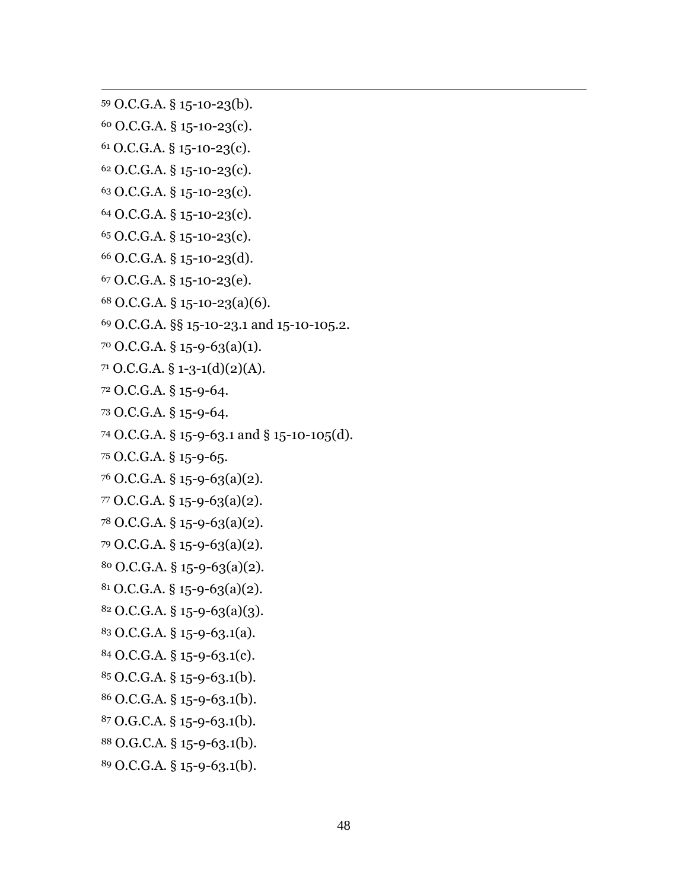[59] O.C.G.A. § 15-10-23(b).

[60] O.C.G.A. § 15-10-23(c).

[61] O.C.G.A. § 15-10-23(c).

[62] O.C.G.A. § 15-10-23(c).

[63] O.C.G.A. § 15-10-23(c).

[64] O.C.G.A. § 15-10-23(c).

[65] O.C.G.A. § 15-10-23(c).

[66] O.C.G.A. § 15-10-23(d).

[67] O.C.G.A. § 15-10-23(e).

[68] O.C.G.A. § 15-10-23(a)(6).

[69] O.C.G.A. §§ 15-10-23.1 and 15-10-105.2.

[70] O.C.G.A. § 15-9-63(a)(1).

[71] O.C.G.A. § 1-3-1(d)(2)(A).

[72] O.C.G.A. § 15-9-64.

[73] O.C.G.A. § 15-9-64.

[74] O.C.G.A. § 15-9-63.1 and § 15-10-105(d).

[75] O.C.G.A. § 15-9-65.

[76] O.C.G.A. § 15-9-63(a)(2).

[77] O.C.G.A. § 15-9-63(a)(2).

[78] O.C.G.A. § 15-9-63(a)(2).

[79] O.C.G.A. § 15-9-63(a)(2).

[80] O.C.G.A. § 15-9-63(a)(2).

[81] O.C.G.A. § 15-9-63(a)(2).

[82] O.C.G.A. § 15-9-63(a)(3).

[83] O.C.G.A. § 15-9-63.1(a).

[84] O.C.G.A. § 15-9-63.1(c).

[85] O.C.G.A. § 15-9-63.1(b).

[86] O.C.G.A. § 15-9-63.1(b).

[87] O.G.C.A. § 15-9-63.1(b).

[88] O.G.C.A. § 15-9-63.1(b).

[89] O.C.G.A. § 15-9-63.1(b).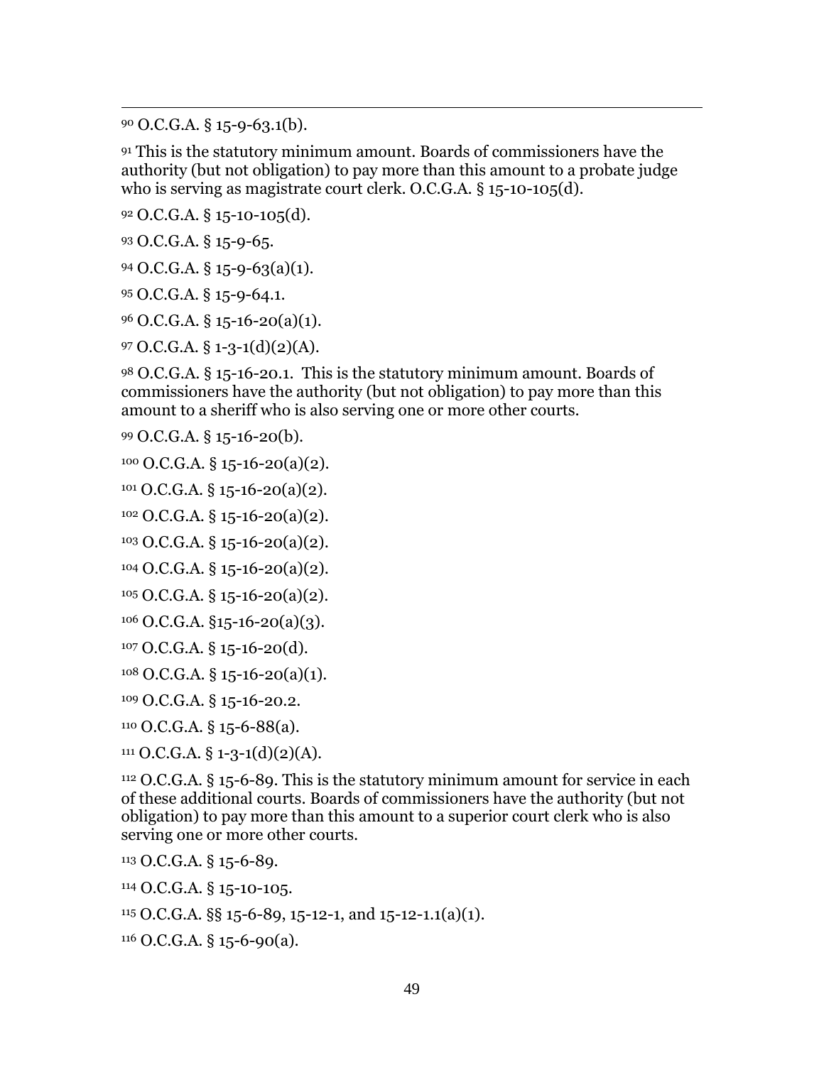[90] O.C.G.A. § 15-9-63.1(b).

[91] This is the statutory minimum amount. Boards of commissioners have the authority (but not obligation) to pay more than this amount to a probate judge who is serving as magistrate court clerk. O.C.G.A. § 15-10-105(d).

[92] O.C.G.A. § 15-10-105(d).

[93] O.C.G.A. § 15-9-65.

[94] O.C.G.A. § 15-9-63(a)(1).

[95] O.C.G.A. § 15-9-64.1.

[96] O.C.G.A. § 15-16-20(a)(1).

[97] O.C.G.A. § 1-3-1(d)(2)(A).

[98] O.C.G.A. § 15-16-20.1. This is the statutory minimum amount. Boards of commissioners have the authority (but not obligation) to pay more than this amount to a sheriff who is also serving one or more other courts.

[99] O.C.G.A. § 15-16-20(b).

[100] O.C.G.A. § 15-16-20(a)(2).

[101] O.C.G.A. § 15-16-20(a)(2).

[102] O.C.G.A. § 15-16-20(a)(2).

[103] O.C.G.A. § 15-16-20(a)(2).

[104] O.C.G.A. § 15-16-20(a)(2).

[105] O.C.G.A. § 15-16-20(a)(2).

[106] O.C.G.A. §15-16-20(a)(3).

[107] O.C.G.A. § 15-16-20(d).

[108] O.C.G.A. § 15-16-20(a)(1).

[109] O.C.G.A. § 15-16-20.2.

[110] O.C.G.A. § 15-6-88(a).

[111] O.C.G.A. § 1-3-1(d)(2)(A).

[112] O.C.G.A. § 15-6-89. This is the statutory minimum amount for service in each of these additional courts. Boards of commissioners have the authority (but not obligation) to pay more than this amount to a superior court clerk who is also serving one or more other courts.

[113] O.C.G.A. § 15-6-89.

[114] O.C.G.A. § 15-10-105.

[115] O.C.G.A. §§ 15-6-89, 15-12-1, and 15-12-1.1(a)(1).

[116] O.C.G.A. § 15-6-90(a).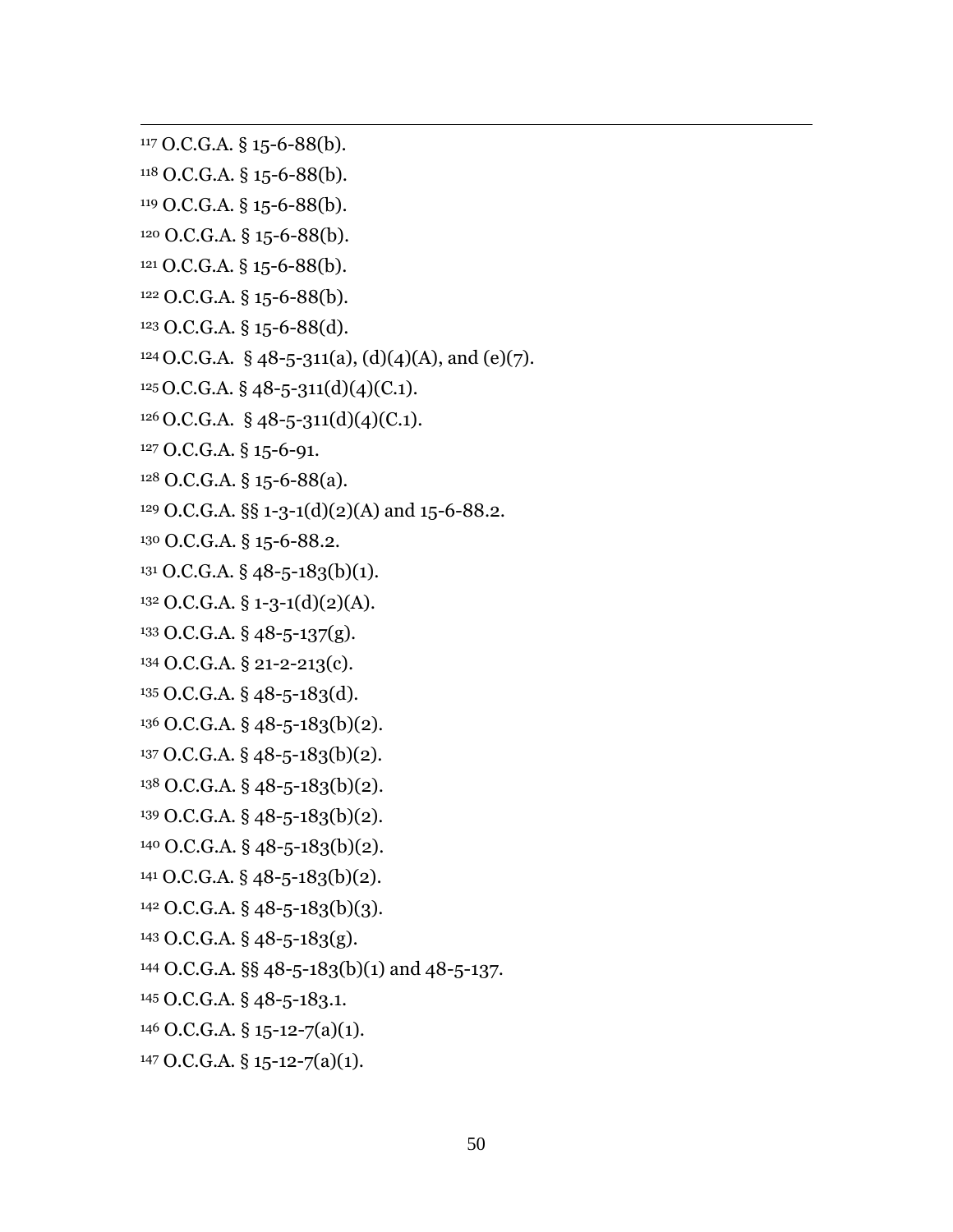[117] O.C.G.A. § 15-6-88(b).

[118] O.C.G.A. § 15-6-88(b).

[119] O.C.G.A. § 15-6-88(b).

[120] O.C.G.A. § 15-6-88(b).

[121] O.C.G.A. § 15-6-88(b).

[122] O.C.G.A. § 15-6-88(b).

[123] O.C.G.A. § 15-6-88(d).

[124] O.C.G.A. § 48-5-311(a), (d)(4)(A), and (e)(7).

[125] O.C.G.A. § 48-5-311(d)(4)(C.1).

[126] O.C.G.A. § 48-5-311(d)(4)(C.1).

[127] O.C.G.A. § 15-6-91.

[128] O.C.G.A. § 15-6-88(a).

[129] O.C.G.A. §§ 1-3-1(d)(2)(A) and 15-6-88.2.

[130] O.C.G.A. § 15-6-88.2.

[131] O.C.G.A. § 48-5-183(b)(1).

[132] O.C.G.A. § 1-3-1(d)(2)(A).

[133] O.C.G.A. § 48-5-137(g).

[134] O.C.G.A. § 21-2-213(c).

[135] O.C.G.A. § 48-5-183(d).

[136] O.C.G.A. § 48-5-183(b)(2).

[137] O.C.G.A. § 48-5-183(b)(2).

[138] O.C.G.A. § 48-5-183(b)(2).

[139] O.C.G.A. § 48-5-183(b)(2).

[140] O.C.G.A. § 48-5-183(b)(2).

[141] O.C.G.A. § 48-5-183(b)(2).

[142] O.C.G.A. § 48-5-183(b)(3).

[143] O.C.G.A. § 48-5-183(g).

[144] O.C.G.A. §§ 48-5-183(b)(1) and 48-5-137.

[145] O.C.G.A. § 48-5-183.1.

[146] O.C.G.A. § 15-12-7(a)(1).

[147] O.C.G.A. § 15-12-7(a)(1).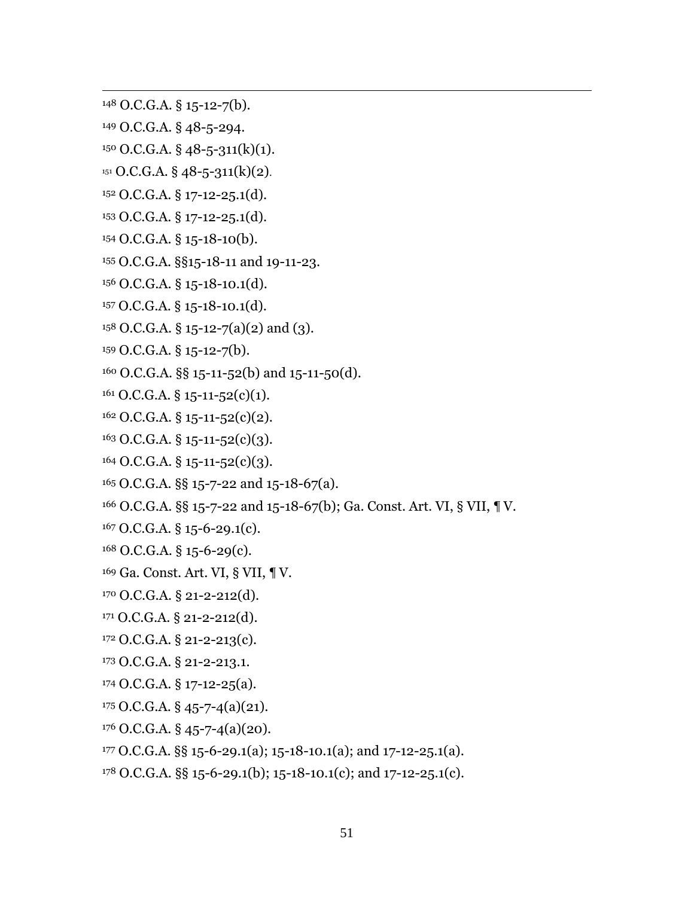[148] O.C.G.A. § 15-12-7(b).

[149] O.C.G.A. § 48-5-294.

[150] O.C.G.A. § 48-5-311(k)(1).

[151] O.C.G.A. § 48-5-311(k)(2).

[152] O.C.G.A. § 17-12-25.1(d).

[153] O.C.G.A. § 17-12-25.1(d).

[154] O.C.G.A. § 15-18-10(b).

[155] O.C.G.A. §§15-18-11 and 19-11-23.

[156] O.C.G.A. § 15-18-10.1(d).

[157] O.C.G.A. § 15-18-10.1(d).

[158] O.C.G.A. § 15-12-7(a)(2) and (3).

[159] O.C.G.A. § 15-12-7(b).

[160] O.C.G.A. §§ 15-11-52(b) and 15-11-50(d).

[161] O.C.G.A. § 15-11-52(c)(1).

[162] O.C.G.A. § 15-11-52(c)(2).

[163] O.C.G.A. § 15-11-52(c)(3).

[164] O.C.G.A. § 15-11-52(c)(3).

[165] O.C.G.A. §§ 15-7-22 and 15-18-67(a).

[166] O.C.G.A. §§ 15-7-22 and 15-18-67(b); Ga. Const. Art. VI, § VII, ¶ V.

[167] O.C.G.A. § 15-6-29.1(c).

[168] O.C.G.A. § 15-6-29(c).

[169] Ga. Const. Art. VI, § VII, ¶ V.

[170] O.C.G.A. § 21-2-212(d).

[171] O.C.G.A. § 21-2-212(d).

[172] O.C.G.A. § 21-2-213(c).

[173] O.C.G.A. § 21-2-213.1.

[174] O.C.G.A. § 17-12-25(a).

[175] O.C.G.A. § 45-7-4(a)(21).

[176] O.C.G.A. § 45-7-4(a)(20).

[177] O.C.G.A. §§ 15-6-29.1(a); 15-18-10.1(a); and 17-12-25.1(a).

[178] O.C.G.A. §§ 15-6-29.1(b); 15-18-10.1(c); and 17-12-25.1(c).